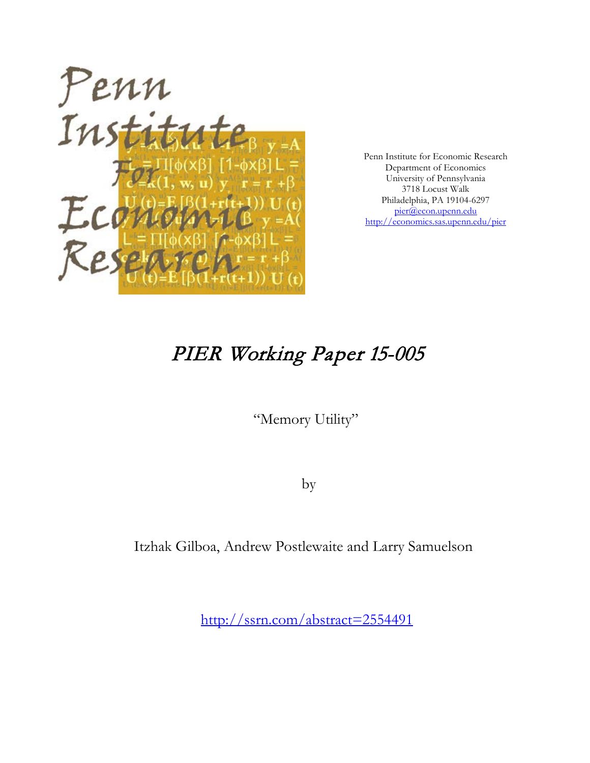Penn Institute for Economic Research
Department of Economics
University of Pennsylvania
3718 Locust Walk
Philadelphia, PA 19104-6297
pier@econ.upenn.edu
http://economics.sas.upenn.edu/pier

# *PIER Working Paper 15-005*

"Memory Utility"

by

Itzhak Gilboa, Andrew Postlewaite and Larry Samuelson

http://ssrn.com/abstract=2554491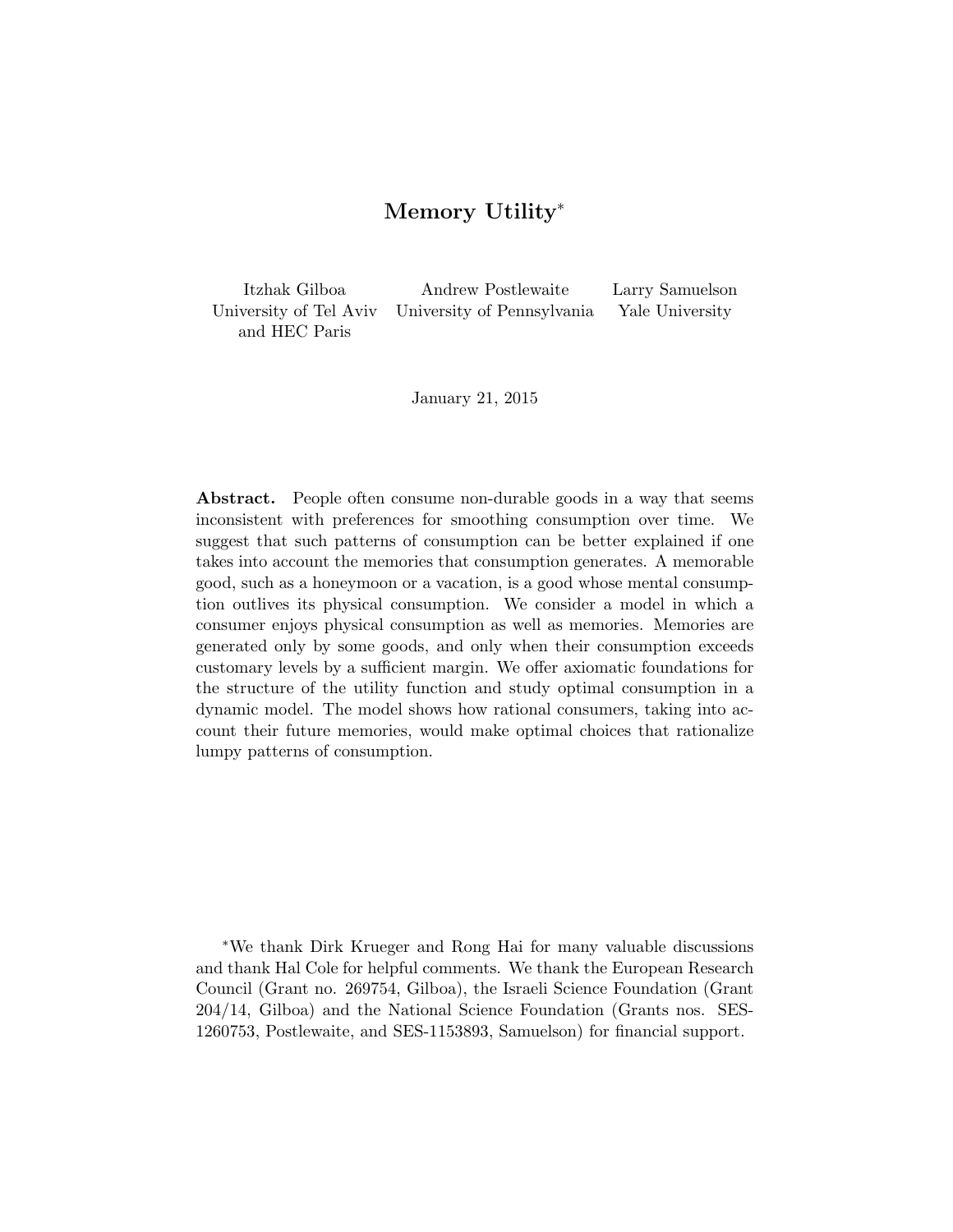# Memory Utility*

Itzhak Gilboa
University of Tel Aviv
and HEC Paris

Andrew Postlewaite
University of Pennsylvania

Larry Samuelson
Yale University

January 21, 2015

**Abstract.** People often consume non-durable goods in a way that seems inconsistent with preferences for smoothing consumption over time. We suggest that such patterns of consumption can be better explained if one takes into account the memories that consumption generates. A memorable good, such as a honeymoon or a vacation, is a good whose mental consumption outlives its physical consumption. We consider a model in which a consumer enjoys physical consumption as well as memories. Memories are generated only by some goods, and only when their consumption exceeds customary levels by a sufficient margin. We offer axiomatic foundations for the structure of the utility function and study optimal consumption in a dynamic model. The model shows how rational consumers, taking into account their future memories, would make optimal choices that rationalize lumpy patterns of consumption.

*We thank Dirk Krueger and Rong Hai for many valuable discussions and thank Hal Cole for helpful comments. We thank the European Research Council (Grant no. 269754, Gilboa), the Israeli Science Foundation (Grant 204/14, Gilboa) and the National Science Foundation (Grants nos. SES-1260753, Postlewaite, and SES-1153893, Samuelson) for financial support.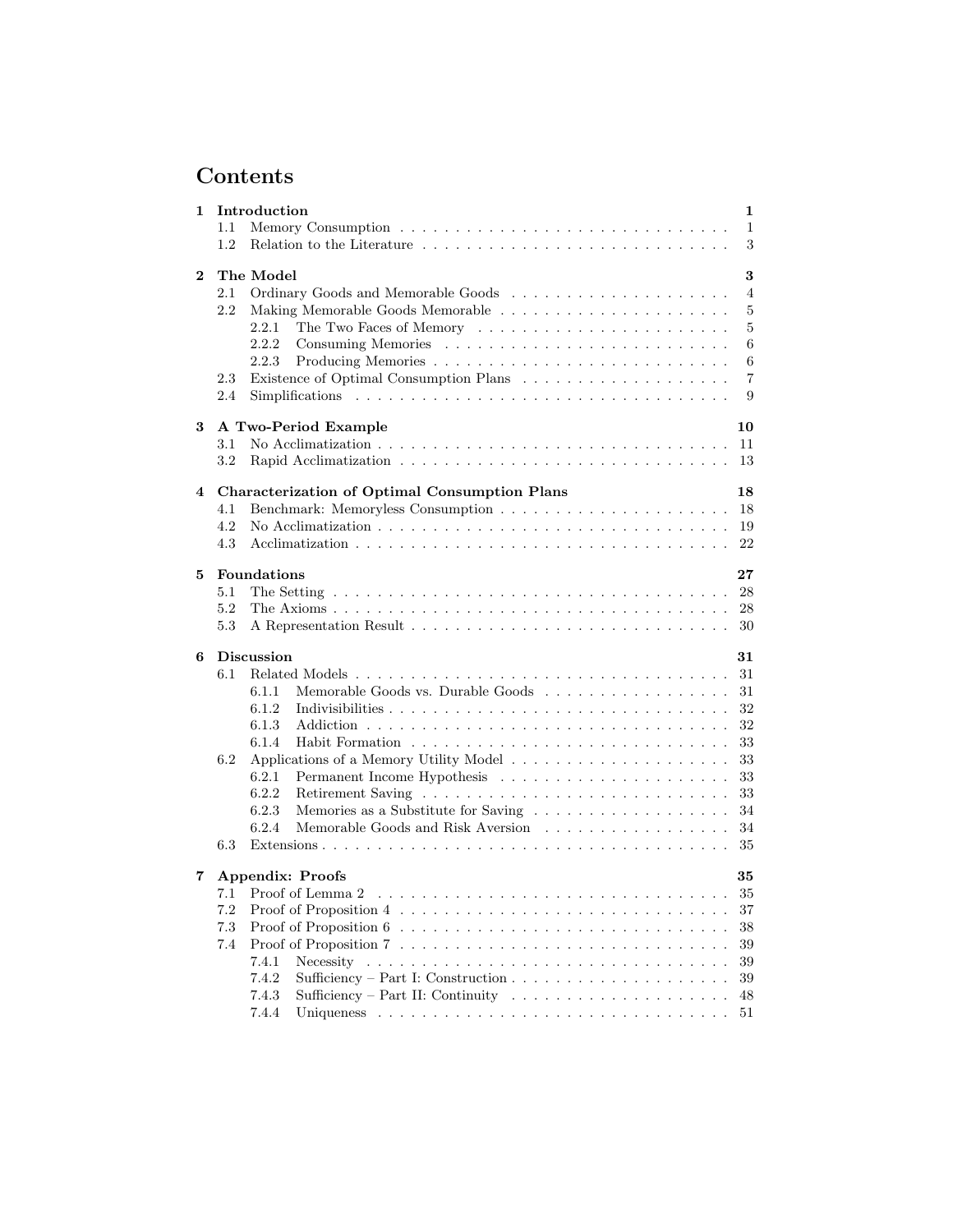# Contents

- **1 Introduction** — **1**
  - 1.1 Memory Consumption — 1
  - 1.2 Relation to the Literature — 3
- **2 The Model** — **3**
  - 2.1 Ordinary Goods and Memorable Goods — 4
  - 2.2 Making Memorable Goods Memorable — 5
    - 2.2.1 The Two Faces of Memory — 5
    - 2.2.2 Consuming Memories — 6
    - 2.2.3 Producing Memories — 6
  - 2.3 Existence of Optimal Consumption Plans — 7
  - 2.4 Simplifications — 9
- **3 A Two-Period Example** — **10**
  - 3.1 No Acclimatization — 11
  - 3.2 Rapid Acclimatization — 13
- **4 Characterization of Optimal Consumption Plans** — **18**
  - 4.1 Benchmark: Memoryless Consumption — 18
  - 4.2 No Acclimatization — 19
  - 4.3 Acclimatization — 22
- **5 Foundations** — **27**
  - 5.1 The Setting — 28
  - 5.2 The Axioms — 28
  - 5.3 A Representation Result — 30
- **6 Discussion** — **31**
  - 6.1 Related Models — 31
    - 6.1.1 Memorable Goods vs. Durable Goods — 31
    - 6.1.2 Indivisibilities — 32
    - 6.1.3 Addiction — 32
    - 6.1.4 Habit Formation — 33
  - 6.2 Applications of a Memory Utility Model — 33
    - 6.2.1 Permanent Income Hypothesis — 33
    - 6.2.2 Retirement Saving — 33
    - 6.2.3 Memories as a Substitute for Saving — 34
    - 6.2.4 Memorable Goods and Risk Aversion — 34
  - 6.3 Extensions — 35
- **7 Appendix: Proofs** — **35**
  - 7.1 Proof of Lemma 2 — 35
  - 7.2 Proof of Proposition 4 — 37
  - 7.3 Proof of Proposition 6 — 38
  - 7.4 Proof of Proposition 7 — 39
    - 7.4.1 Necessity — 39
    - 7.4.2 Sufficiency – Part I: Construction — 39
    - 7.4.3 Sufficiency – Part II: Continuity — 48
    - 7.4.4 Uniqueness — 51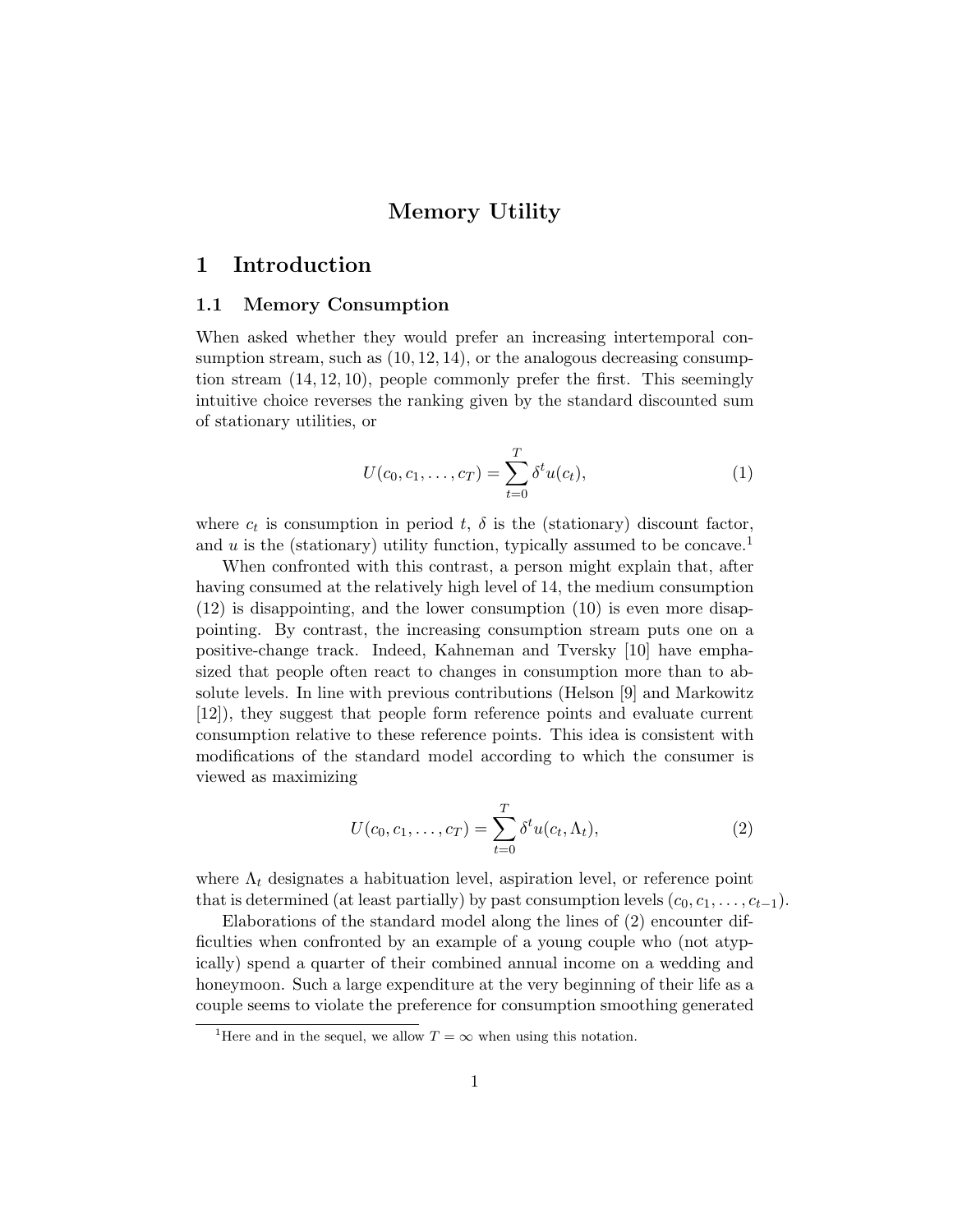# Memory Utility

## 1 Introduction

### 1.1 Memory Consumption

When asked whether they would prefer an increasing intertemporal consumption stream, such as $(10, 12, 14)$, or the analogous decreasing consumption stream $(14, 12, 10)$, people commonly prefer the first. This seemingly intuitive choice reverses the ranking given by the standard discounted sum of stationary utilities, or

$$U(c_0, c_1, \ldots, c_T) = \sum_{t=0}^{T} \delta^t u(c_t), \tag{1}$$

where $c_t$ is consumption in period $t$, $\delta$ is the (stationary) discount factor, and $u$ is the (stationary) utility function, typically assumed to be concave.[1]

When confronted with this contrast, a person might explain that, after having consumed at the relatively high level of 14, the medium consumption (12) is disappointing, and the lower consumption (10) is even more disappointing. By contrast, the increasing consumption stream puts one on a positive-change track. Indeed, Kahneman and Tversky [10] have emphasized that people often react to changes in consumption more than to absolute levels. In line with previous contributions (Helson [9] and Markowitz [12]), they suggest that people form reference points and evaluate current consumption relative to these reference points. This idea is consistent with modifications of the standard model according to which the consumer is viewed as maximizing

$$U(c_0, c_1, \ldots, c_T) = \sum_{t=0}^{T} \delta^t u(c_t, \Lambda_t), \tag{2}$$

where $\Lambda_t$ designates a habituation level, aspiration level, or reference point that is determined (at least partially) by past consumption levels $(c_0, c_1, \ldots, c_{t-1})$.

Elaborations of the standard model along the lines of (2) encounter difficulties when confronted by an example of a young couple who (not atypically) spend a quarter of their combined annual income on a wedding and honeymoon. Such a large expenditure at the very beginning of their life as a couple seems to violate the preference for consumption smoothing generated

[1] Here and in the sequel, we allow $T = \infty$ when using this notation.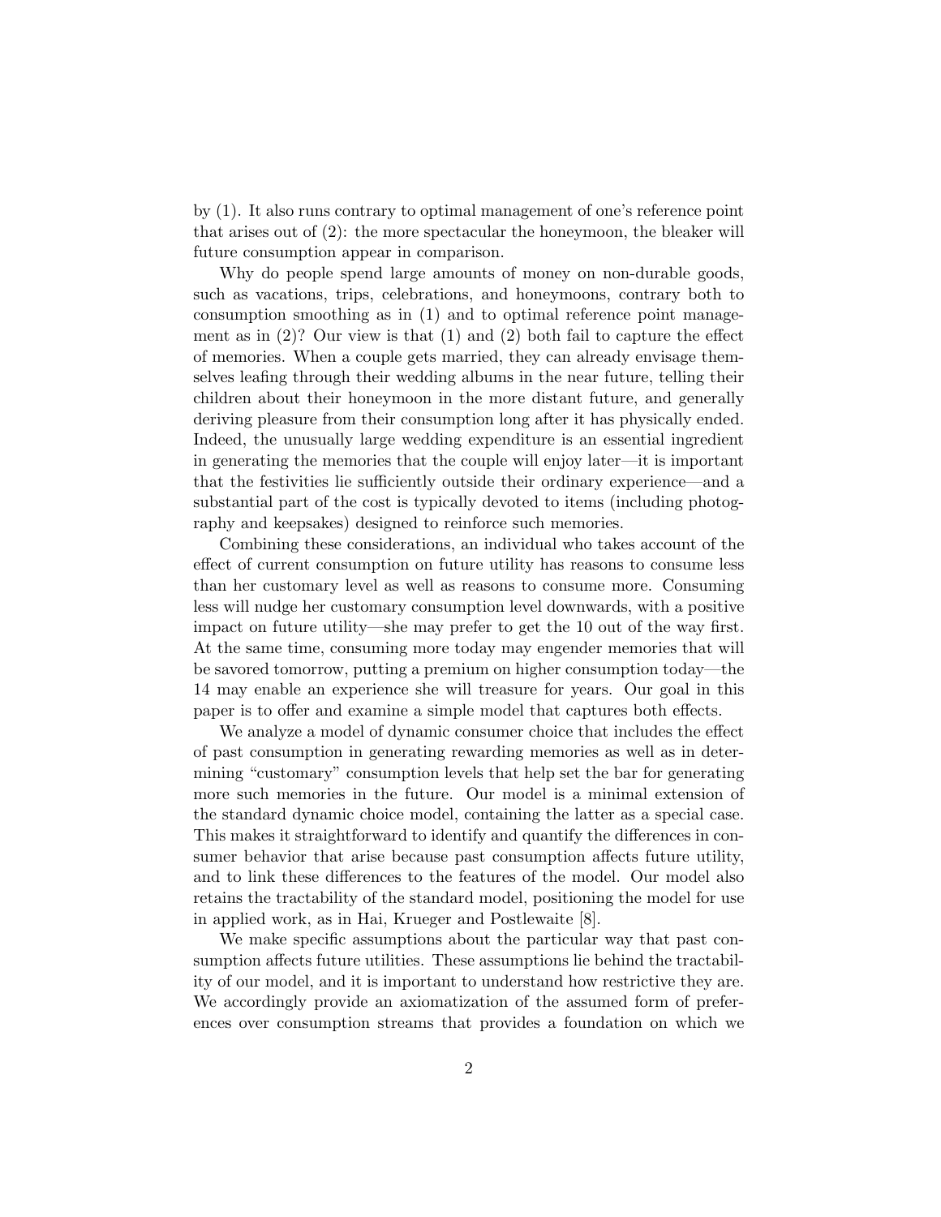by (1). It also runs contrary to optimal management of one's reference point that arises out of (2): the more spectacular the honeymoon, the bleaker will future consumption appear in comparison.

Why do people spend large amounts of money on non-durable goods, such as vacations, trips, celebrations, and honeymoons, contrary both to consumption smoothing as in (1) and to optimal reference point management as in (2)? Our view is that (1) and (2) both fail to capture the effect of memories. When a couple gets married, they can already envisage themselves leafing through their wedding albums in the near future, telling their children about their honeymoon in the more distant future, and generally deriving pleasure from their consumption long after it has physically ended. Indeed, the unusually large wedding expenditure is an essential ingredient in generating the memories that the couple will enjoy later—it is important that the festivities lie sufficiently outside their ordinary experience—and a substantial part of the cost is typically devoted to items (including photography and keepsakes) designed to reinforce such memories.

Combining these considerations, an individual who takes account of the effect of current consumption on future utility has reasons to consume less than her customary level as well as reasons to consume more. Consuming less will nudge her customary consumption level downwards, with a positive impact on future utility—she may prefer to get the 10 out of the way first. At the same time, consuming more today may engender memories that will be savored tomorrow, putting a premium on higher consumption today—the 14 may enable an experience she will treasure for years. Our goal in this paper is to offer and examine a simple model that captures both effects.

We analyze a model of dynamic consumer choice that includes the effect of past consumption in generating rewarding memories as well as in determining "customary" consumption levels that help set the bar for generating more such memories in the future. Our model is a minimal extension of the standard dynamic choice model, containing the latter as a special case. This makes it straightforward to identify and quantify the differences in consumer behavior that arise because past consumption affects future utility, and to link these differences to the features of the model. Our model also retains the tractability of the standard model, positioning the model for use in applied work, as in Hai, Krueger and Postlewaite [8].

We make specific assumptions about the particular way that past consumption affects future utilities. These assumptions lie behind the tractability of our model, and it is important to understand how restrictive they are. We accordingly provide an axiomatization of the assumed form of preferences over consumption streams that provides a foundation on which we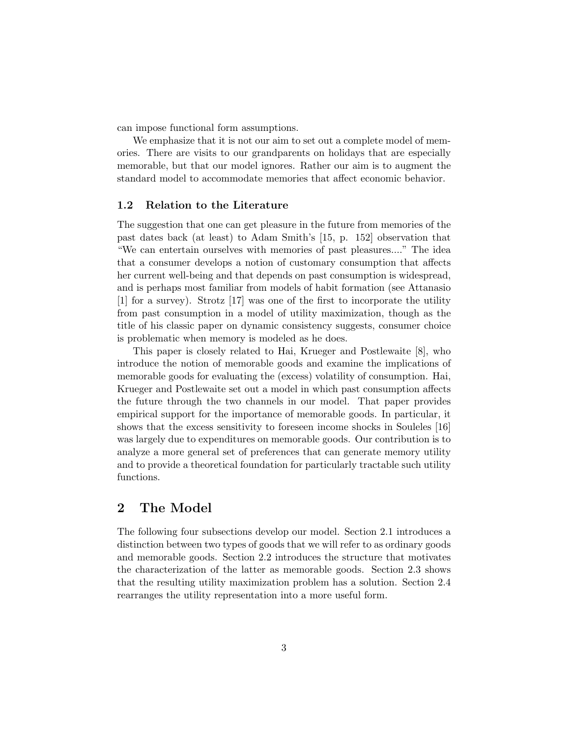can impose functional form assumptions.

We emphasize that it is not our aim to set out a complete model of memories. There are visits to our grandparents on holidays that are especially memorable, but that our model ignores. Rather our aim is to augment the standard model to accommodate memories that affect economic behavior.

### 1.2 Relation to the Literature

The suggestion that one can get pleasure in the future from memories of the past dates back (at least) to Adam Smith's [15, p. 152] observation that "We can entertain ourselves with memories of past pleasures...." The idea that a consumer develops a notion of customary consumption that affects her current well-being and that depends on past consumption is widespread, and is perhaps most familiar from models of habit formation (see Attanasio [1] for a survey). Strotz [17] was one of the first to incorporate the utility from past consumption in a model of utility maximization, though as the title of his classic paper on dynamic consistency suggests, consumer choice is problematic when memory is modeled as he does.

This paper is closely related to Hai, Krueger and Postlewaite [8], who introduce the notion of memorable goods and examine the implications of memorable goods for evaluating the (excess) volatility of consumption. Hai, Krueger and Postlewaite set out a model in which past consumption affects the future through the two channels in our model. That paper provides empirical support for the importance of memorable goods. In particular, it shows that the excess sensitivity to foreseen income shocks in Souleles [16] was largely due to expenditures on memorable goods. Our contribution is to analyze a more general set of preferences that can generate memory utility and to provide a theoretical foundation for particularly tractable such utility functions.

## 2 The Model

The following four subsections develop our model. Section 2.1 introduces a distinction between two types of goods that we will refer to as ordinary goods and memorable goods. Section 2.2 introduces the structure that motivates the characterization of the latter as memorable goods. Section 2.3 shows that the resulting utility maximization problem has a solution. Section 2.4 rearranges the utility representation into a more useful form.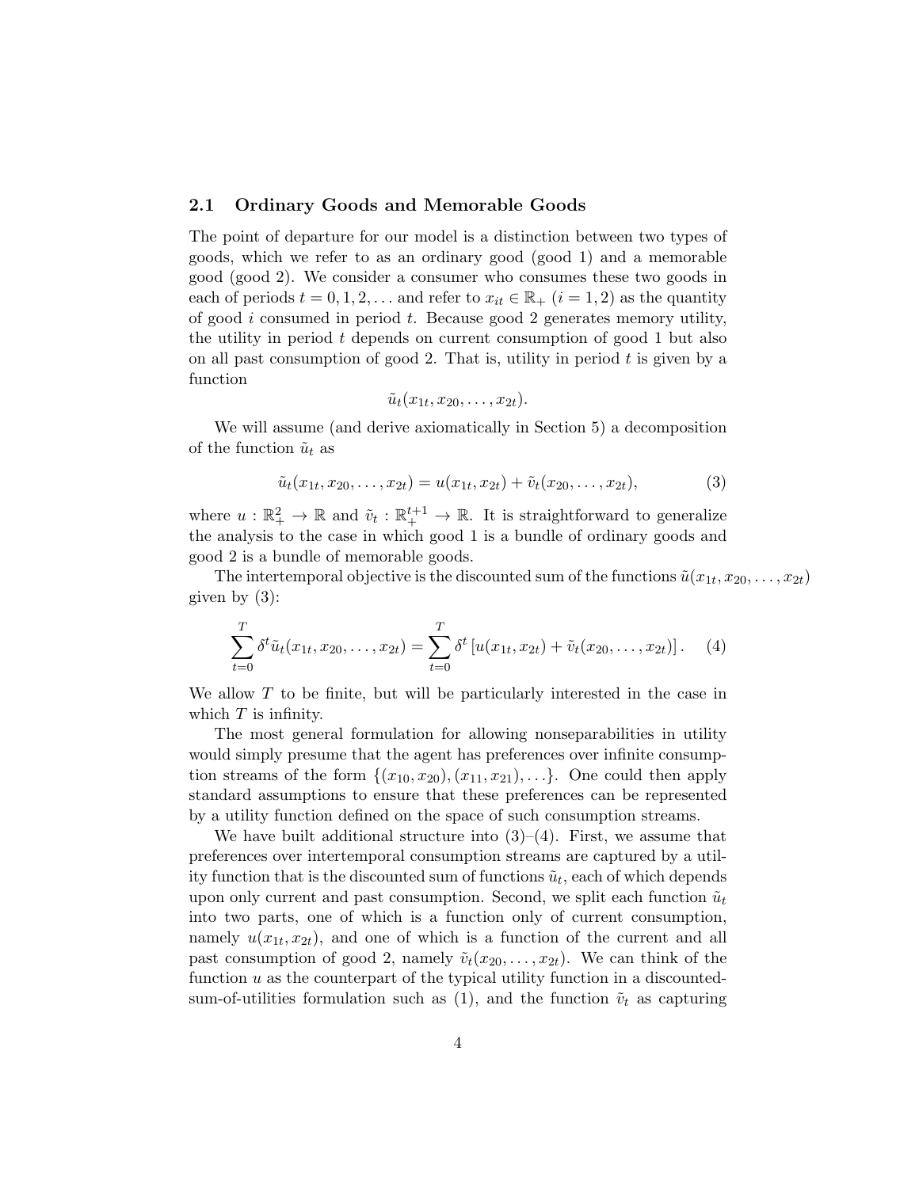### 2.1 Ordinary Goods and Memorable Goods

The point of departure for our model is a distinction between two types of goods, which we refer to as an ordinary good (good 1) and a memorable good (good 2). We consider a consumer who consumes these two goods in each of periods $t = 0, 1, 2, \ldots$ and refer to $x_{it} \in \mathbb{R}_+$ $(i = 1, 2)$ as the quantity of good $i$ consumed in period $t$. Because good 2 generates memory utility, the utility in period $t$ depends on current consumption of good 1 but also on all past consumption of good 2. That is, utility in period $t$ is given by a function

$$\tilde{u}_t(x_{1t}, x_{20}, \ldots, x_{2t}).$$

We will assume (and derive axiomatically in Section 5) a decomposition of the function $\tilde{u}_t$ as

$$\tilde{u}_t(x_{1t}, x_{20}, \ldots, x_{2t}) = u(x_{1t}, x_{2t}) + \tilde{v}_t(x_{20}, \ldots, x_{2t}), \tag{3}$$

where $u : \mathbb{R}^2_+ \to \mathbb{R}$ and $\tilde{v}_t : \mathbb{R}^{t+1}_+ \to \mathbb{R}$. It is straightforward to generalize the analysis to the case in which good 1 is a bundle of ordinary goods and good 2 is a bundle of memorable goods.

The intertemporal objective is the discounted sum of the functions $\tilde{u}(x_{1t}, x_{20}, \ldots, x_{2t})$ given by (3):

$$\sum_{t=0}^{T} \delta^t \tilde{u}_t(x_{1t}, x_{20}, \ldots, x_{2t}) = \sum_{t=0}^{T} \delta^t \left[ u(x_{1t}, x_{2t}) + \tilde{v}_t(x_{20}, \ldots, x_{2t}) \right]. \tag{4}$$

We allow $T$ to be finite, but will be particularly interested in the case in which $T$ is infinity.

The most general formulation for allowing nonseparabilities in utility would simply presume that the agent has preferences over infinite consumption streams of the form $\{(x_{10}, x_{20}), (x_{11}, x_{21}), \ldots\}$. One could then apply standard assumptions to ensure that these preferences can be represented by a utility function defined on the space of such consumption streams.

We have built additional structure into (3)–(4). First, we assume that preferences over intertemporal consumption streams are captured by a utility function that is the discounted sum of functions $\tilde{u}_t$, each of which depends upon only current and past consumption. Second, we split each function $\tilde{u}_t$ into two parts, one of which is a function only of current consumption, namely $u(x_{1t}, x_{2t})$, and one of which is a function of the current and all past consumption of good 2, namely $\tilde{v}_t(x_{20}, \ldots, x_{2t})$. We can think of the function $u$ as the counterpart of the typical utility function in a discounted-sum-of-utilities formulation such as (1), and the function $\tilde{v}_t$ as capturing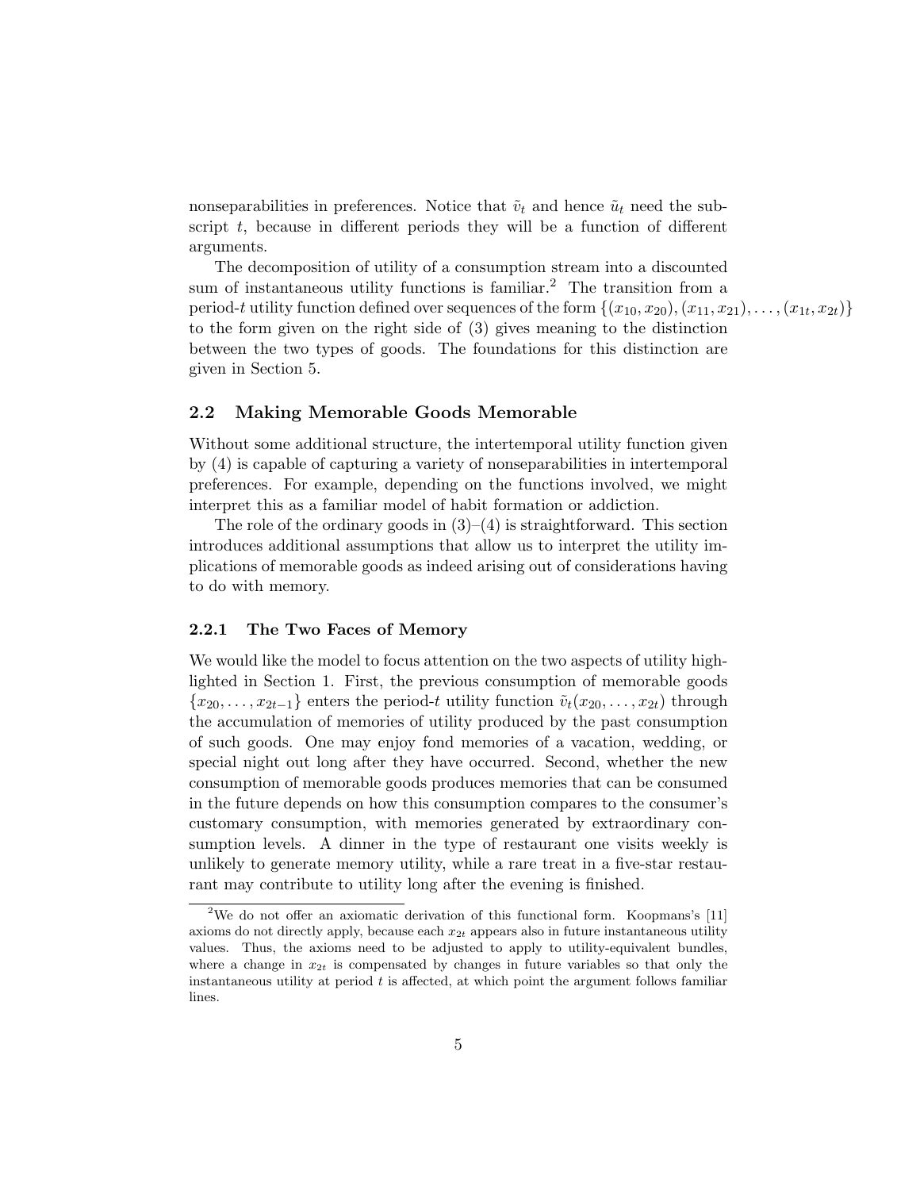nonseparabilities in preferences. Notice that $\tilde{v}_t$ and hence $\tilde{u}_t$ need the subscript $t$, because in different periods they will be a function of different arguments.

The decomposition of utility of a consumption stream into a discounted sum of instantaneous utility functions is familiar.[2] The transition from a period-$t$ utility function defined over sequences of the form $\{(x_{10}, x_{20}), (x_{11}, x_{21}), \ldots, (x_{1t}, x_{2t})\}$ to the form given on the right side of (3) gives meaning to the distinction between the two types of goods. The foundations for this distinction are given in Section 5.

## 2.2 Making Memorable Goods Memorable

Without some additional structure, the intertemporal utility function given by (4) is capable of capturing a variety of nonseparabilities in intertemporal preferences. For example, depending on the functions involved, we might interpret this as a familiar model of habit formation or addiction.

The role of the ordinary goods in (3)–(4) is straightforward. This section introduces additional assumptions that allow us to interpret the utility implications of memorable goods as indeed arising out of considerations having to do with memory.

### 2.2.1 The Two Faces of Memory

We would like the model to focus attention on the two aspects of utility highlighted in Section 1. First, the previous consumption of memorable goods $\{x_{20}, \ldots, x_{2t-1}\}$ enters the period-$t$ utility function $\tilde{v}_t(x_{20}, \ldots, x_{2t})$ through the accumulation of memories of utility produced by the past consumption of such goods. One may enjoy fond memories of a vacation, wedding, or special night out long after they have occurred. Second, whether the new consumption of memorable goods produces memories that can be consumed in the future depends on how this consumption compares to the consumer's customary consumption, with memories generated by extraordinary consumption levels. A dinner in the type of restaurant one visits weekly is unlikely to generate memory utility, while a rare treat in a five-star restaurant may contribute to utility long after the evening is finished.

[2] We do not offer an axiomatic derivation of this functional form. Koopmans's [11] axioms do not directly apply, because each $x_{2t}$ appears also in future instantaneous utility values. Thus, the axioms need to be adjusted to apply to utility-equivalent bundles, where a change in $x_{2t}$ is compensated by changes in future variables so that only the instantaneous utility at period $t$ is affected, at which point the argument follows familiar lines.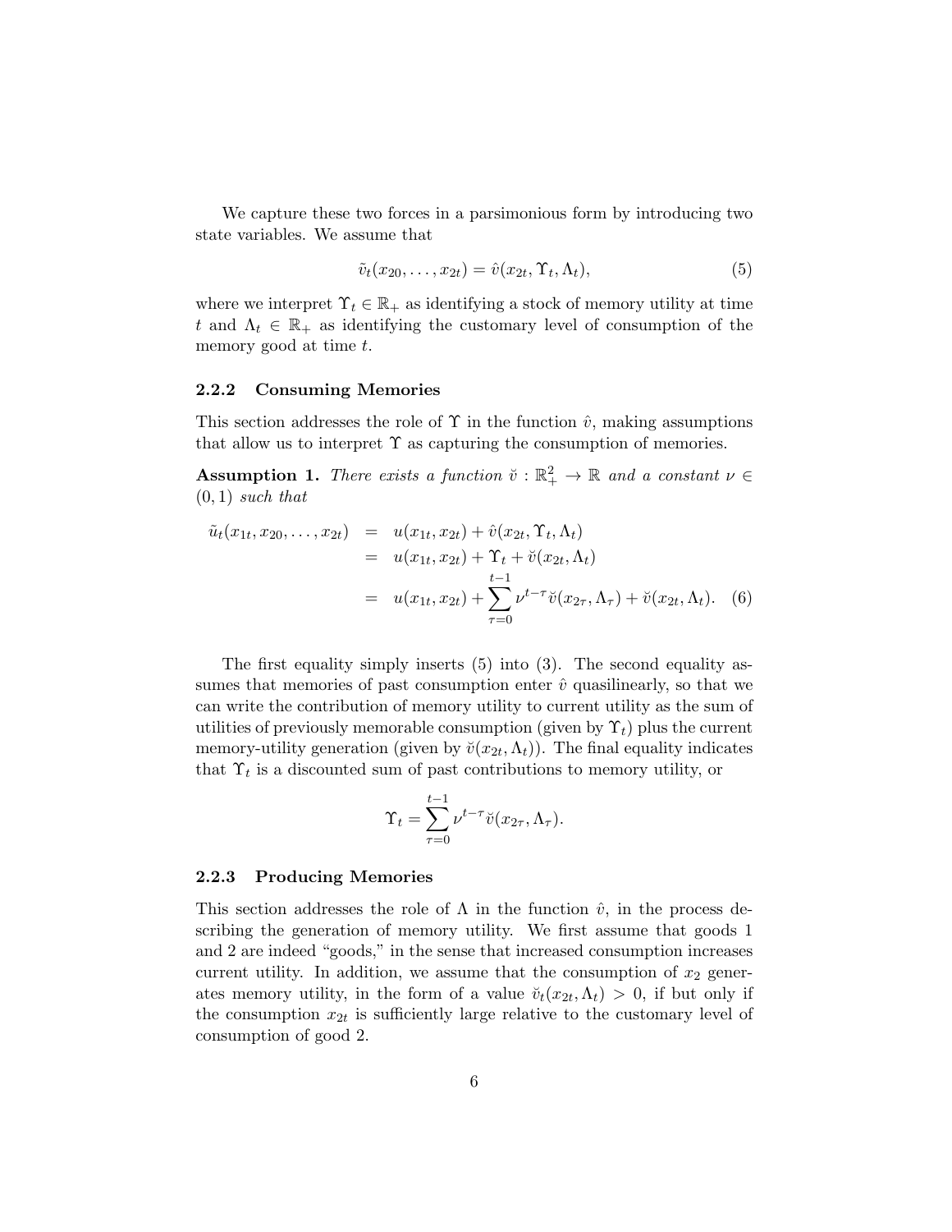We capture these two forces in a parsimonious form by introducing two state variables. We assume that

$$\tilde{v}_t(x_{20}, \ldots, x_{2t}) = \hat{v}(x_{2t}, \Upsilon_t, \Lambda_t), \tag{5}$$

where we interpret $\Upsilon_t \in \mathbb{R}_+$ as identifying a stock of memory utility at time $t$ and $\Lambda_t \in \mathbb{R}_+$ as identifying the customary level of consumption of the memory good at time $t$.

### 2.2.2 Consuming Memories

This section addresses the role of $\Upsilon$ in the function $\hat{v}$, making assumptions that allow us to interpret $\Upsilon$ as capturing the consumption of memories.

**Assumption 1.** *There exists a function $\breve{v} : \mathbb{R}^2_+ \to \mathbb{R}$ and a constant $\nu \in (0, 1)$ such that*

$$\begin{aligned}
\tilde{u}_t(x_{1t}, x_{20}, \ldots, x_{2t}) &= u(x_{1t}, x_{2t}) + \hat{v}(x_{2t}, \Upsilon_t, \Lambda_t) \\
&= u(x_{1t}, x_{2t}) + \Upsilon_t + \breve{v}(x_{2t}, \Lambda_t) \\
&= u(x_{1t}, x_{2t}) + \sum_{\tau=0}^{t-1} \nu^{t-\tau} \breve{v}(x_{2\tau}, \Lambda_\tau) + \breve{v}(x_{2t}, \Lambda_t). \quad (6)
\end{aligned}$$

The first equality simply inserts (5) into (3). The second equality assumes that memories of past consumption enter $\hat{v}$ quasilinearly, so that we can write the contribution of memory utility to current utility as the sum of utilities of previously memorable consumption (given by $\Upsilon_t$) plus the current memory-utility generation (given by $\breve{v}(x_{2t}, \Lambda_t)$). The final equality indicates that $\Upsilon_t$ is a discounted sum of past contributions to memory utility, or

$$\Upsilon_t = \sum_{\tau=0}^{t-1} \nu^{t-\tau} \breve{v}(x_{2\tau}, \Lambda_\tau).$$

### 2.2.3 Producing Memories

This section addresses the role of $\Lambda$ in the function $\hat{v}$, in the process describing the generation of memory utility. We first assume that goods 1 and 2 are indeed "goods," in the sense that increased consumption increases current utility. In addition, we assume that the consumption of $x_2$ generates memory utility, in the form of a value $\breve{v}_t(x_{2t}, \Lambda_t) > 0$, if but only if the consumption $x_{2t}$ is sufficiently large relative to the customary level of consumption of good 2.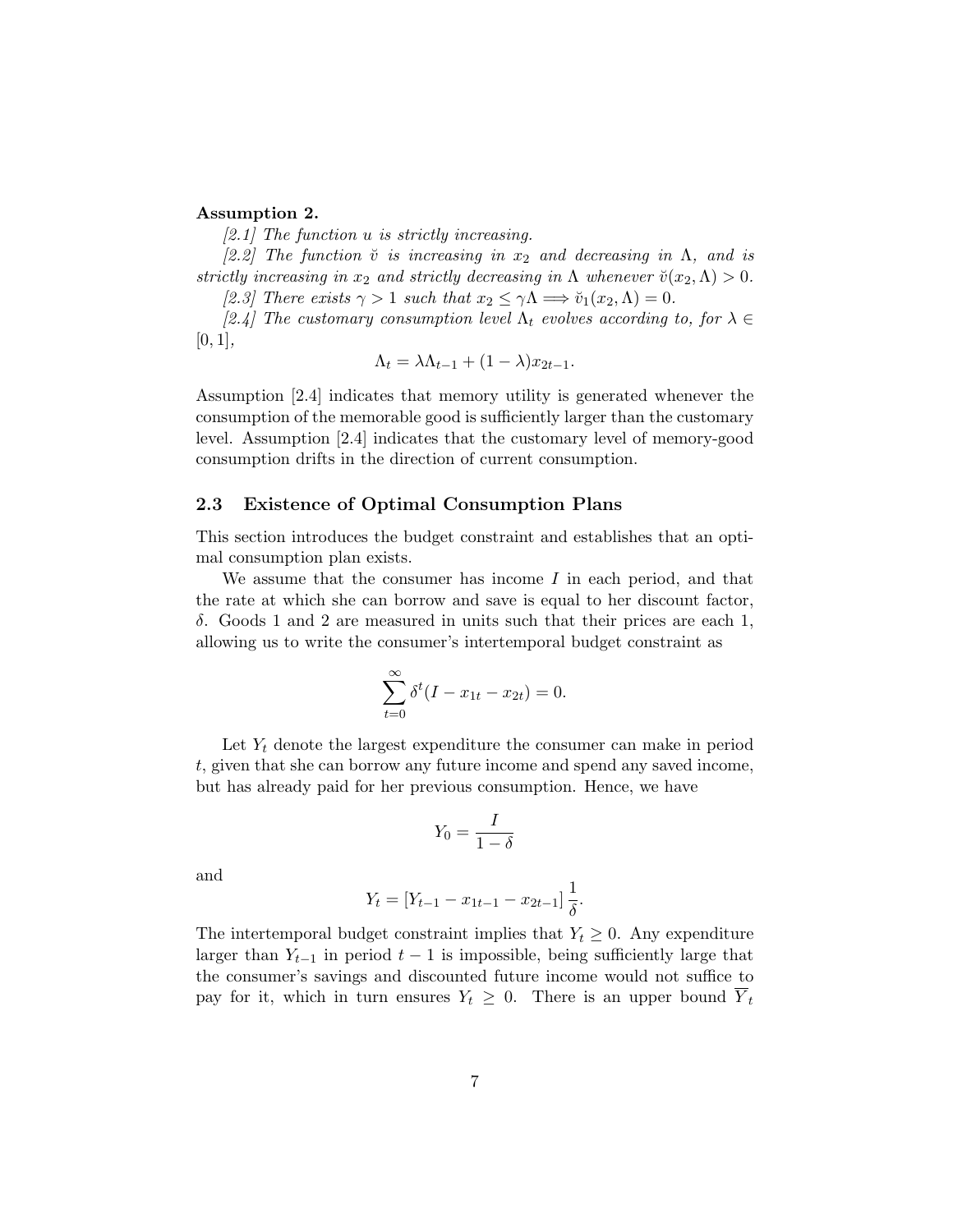**Assumption 2.**

*[2.1] The function $u$ is strictly increasing.*

*[2.2] The function $\breve{v}$ is increasing in $x_2$ and decreasing in $\Lambda$, and is strictly increasing in $x_2$ and strictly decreasing in $\Lambda$ whenever $\breve{v}(x_2, \Lambda) > 0$.*

*[2.3] There exists $\gamma > 1$ such that $x_2 \leq \gamma\Lambda \Longrightarrow \breve{v}_1(x_2, \Lambda) = 0$.*

*[2.4] The customary consumption level $\Lambda_t$ evolves according to, for $\lambda \in [0, 1]$,*

$$\Lambda_t = \lambda\Lambda_{t-1} + (1 - \lambda)x_{2t-1}.$$

Assumption [2.4] indicates that memory utility is generated whenever the consumption of the memorable good is sufficiently larger than the customary level. Assumption [2.4] indicates that the customary level of memory-good consumption drifts in the direction of current consumption.

### 2.3 Existence of Optimal Consumption Plans

This section introduces the budget constraint and establishes that an optimal consumption plan exists.

We assume that the consumer has income $I$ in each period, and that the rate at which she can borrow and save is equal to her discount factor, $\delta$. Goods 1 and 2 are measured in units such that their prices are each 1, allowing us to write the consumer's intertemporal budget constraint as

$$\sum_{t=0}^{\infty} \delta^t (I - x_{1t} - x_{2t}) = 0.$$

Let $Y_t$ denote the largest expenditure the consumer can make in period $t$, given that she can borrow any future income and spend any saved income, but has already paid for her previous consumption. Hence, we have

$$Y_0 = \frac{I}{1 - \delta}$$

and

$$Y_t = [Y_{t-1} - x_{1t-1} - x_{2t-1}] \frac{1}{\delta}.$$

The intertemporal budget constraint implies that $Y_t \geq 0$. Any expenditure larger than $Y_{t-1}$ in period $t-1$ is impossible, being sufficiently large that the consumer's savings and discounted future income would not suffice to pay for it, which in turn ensures $Y_t \geq 0$. There is an upper bound $\overline{Y}_t$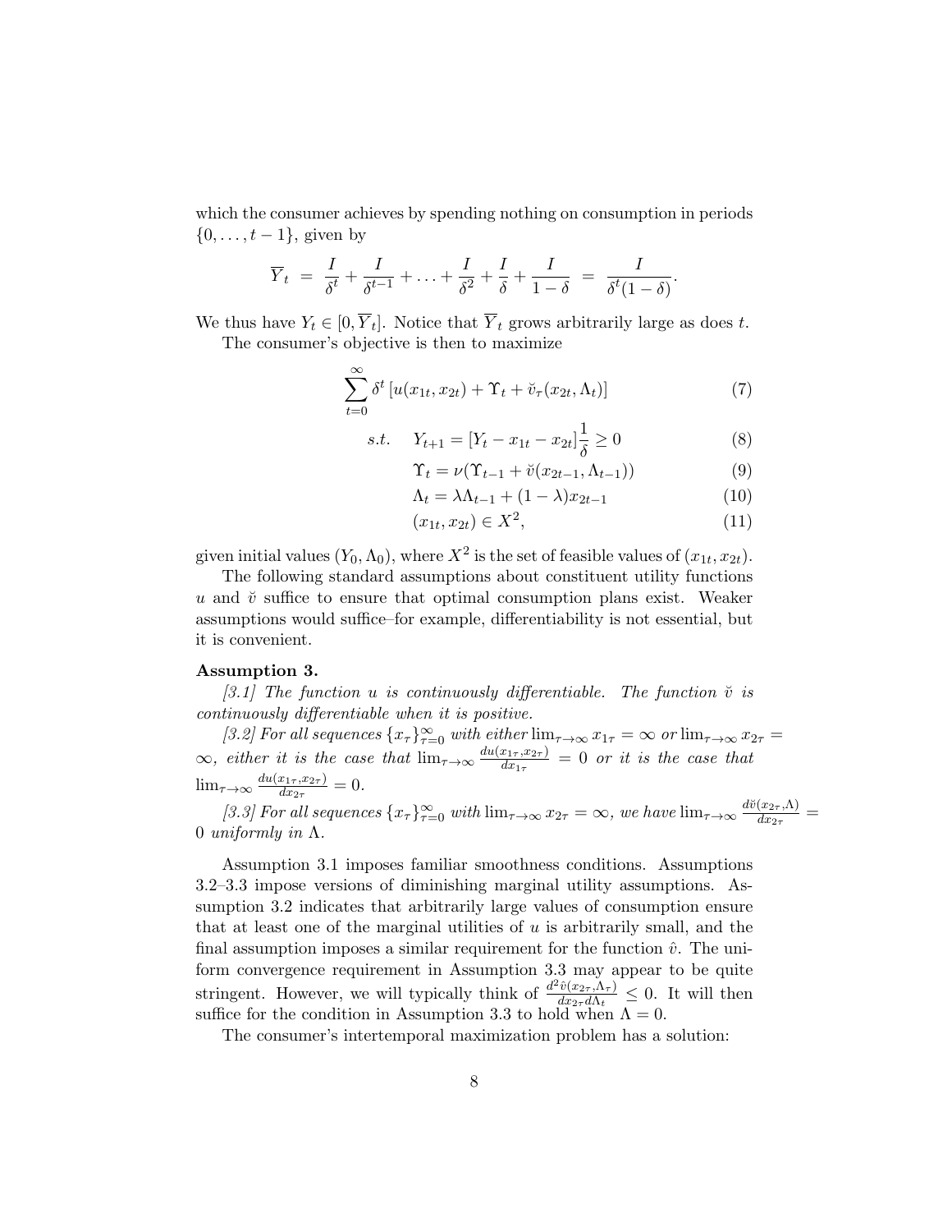which the consumer achieves by spending nothing on consumption in periods $\{0, \ldots, t-1\}$, given by

$$\overline{Y}_t \;=\; \frac{I}{\delta^t} + \frac{I}{\delta^{t-1}} + \ldots + \frac{I}{\delta^2} + \frac{I}{\delta} + \frac{I}{1-\delta} \;=\; \frac{I}{\delta^t(1-\delta)}.$$

We thus have $Y_t \in [0, \overline{Y}_t]$. Notice that $\overline{Y}_t$ grows arbitrarily large as does $t$.

The consumer's objective is then to maximize

$$\sum_{t=0}^{\infty} \delta^t \left[ u(x_{1t}, x_{2t}) + \Upsilon_t + \breve{v}_\tau(x_{2t}, \Lambda_t) \right] \tag{7}$$

$$s.t. \quad Y_{t+1} = [Y_t - x_{1t} - x_{2t}]\frac{1}{\delta} \geq 0 \tag{8}$$

$$\Upsilon_t = \nu(\Upsilon_{t-1} + \breve{v}(x_{2t-1}, \Lambda_{t-1})) \tag{9}$$

$$\Lambda_t = \lambda\Lambda_{t-1} + (1-\lambda)x_{2t-1} \tag{10}$$

$$(x_{1t}, x_{2t}) \in X^2, \tag{11}$$

given initial values $(Y_0, \Lambda_0)$, where $X^2$ is the set of feasible values of $(x_{1t}, x_{2t})$.

The following standard assumptions about constituent utility functions $u$ and $\breve{v}$ suffice to ensure that optimal consumption plans exist. Weaker assumptions would suffice–for example, differentiability is not essential, but it is convenient.

**Assumption 3.**

*[3.1] The function $u$ is continuously differentiable. The function $\breve{v}$ is continuously differentiable when it is positive.*

*[3.2] For all sequences $\{x_\tau\}_{\tau=0}^{\infty}$ with either $\lim_{\tau\to\infty} x_{1\tau} = \infty$ or $\lim_{\tau\to\infty} x_{2\tau} = \infty$, either it is the case that $\lim_{\tau\to\infty} \frac{du(x_{1\tau}, x_{2\tau})}{dx_{1\tau}} = 0$ or it is the case that $\lim_{\tau\to\infty} \frac{du(x_{1\tau}, x_{2\tau})}{dx_{2\tau}} = 0$.*

*[3.3] For all sequences $\{x_\tau\}_{\tau=0}^{\infty}$ with $\lim_{\tau\to\infty} x_{2\tau} = \infty$, we have $\lim_{\tau\to\infty} \frac{d\breve{v}(x_{2\tau}, \Lambda)}{dx_{2\tau}} = 0$ uniformly in $\Lambda$.*

Assumption 3.1 imposes familiar smoothness conditions. Assumptions 3.2–3.3 impose versions of diminishing marginal utility assumptions. Assumption 3.2 indicates that arbitrarily large values of consumption ensure that at least one of the marginal utilities of $u$ is arbitrarily small, and the final assumption imposes a similar requirement for the function $\hat{v}$. The uniform convergence requirement in Assumption 3.3 may appear to be quite stringent. However, we will typically think of $\frac{d^2\hat{v}(x_{2\tau}, \Lambda_\tau)}{dx_{2\tau}d\Lambda_t} \leq 0$. It will then suffice for the condition in Assumption 3.3 to hold when $\Lambda = 0$.

The consumer's intertemporal maximization problem has a solution: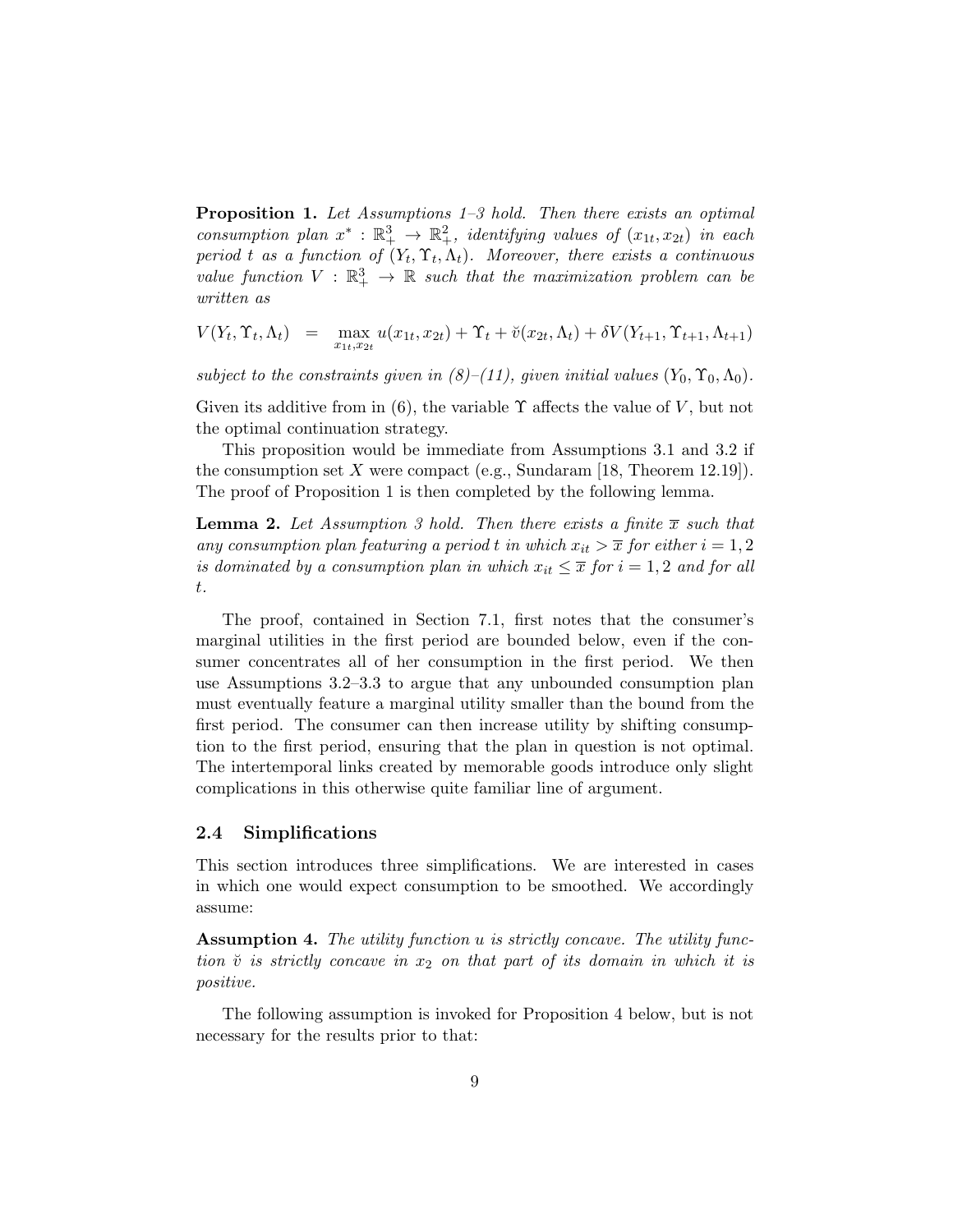**Proposition 1.** *Let Assumptions 1–3 hold. Then there exists an optimal consumption plan $x^* : \mathbb{R}^3_+ \to \mathbb{R}^2_+$, identifying values of $(x_{1t}, x_{2t})$ in each period $t$ as a function of $(Y_t, \Upsilon_t, \Lambda_t)$. Moreover, there exists a continuous value function $V : \mathbb{R}^3_+ \to \mathbb{R}$ such that the maximization problem can be written as*

$$V(Y_t, \Upsilon_t, \Lambda_t) = \max_{x_{1t}, x_{2t}} u(x_{1t}, x_{2t}) + \Upsilon_t + \breve{v}(x_{2t}, \Lambda_t) + \delta V(Y_{t+1}, \Upsilon_{t+1}, \Lambda_{t+1})$$

*subject to the constraints given in (8)–(11), given initial values $(Y_0, \Upsilon_0, \Lambda_0)$.*

Given its additive from in (6), the variable $\Upsilon$ affects the value of $V$, but not the optimal continuation strategy.

This proposition would be immediate from Assumptions 3.1 and 3.2 if the consumption set $X$ were compact (e.g., Sundaram [18, Theorem 12.19]). The proof of Proposition 1 is then completed by the following lemma.

**Lemma 2.** *Let Assumption 3 hold. Then there exists a finite $\overline{x}$ such that any consumption plan featuring a period $t$ in which $x_{it} > \overline{x}$ for either $i = 1, 2$ is dominated by a consumption plan in which $x_{it} \leq \overline{x}$ for $i = 1, 2$ and for all $t$.*

The proof, contained in Section 7.1, first notes that the consumer's marginal utilities in the first period are bounded below, even if the consumer concentrates all of her consumption in the first period. We then use Assumptions 3.2–3.3 to argue that any unbounded consumption plan must eventually feature a marginal utility smaller than the bound from the first period. The consumer can then increase utility by shifting consumption to the first period, ensuring that the plan in question is not optimal. The intertemporal links created by memorable goods introduce only slight complications in this otherwise quite familiar line of argument.

### 2.4 Simplifications

This section introduces three simplifications. We are interested in cases in which one would expect consumption to be smoothed. We accordingly assume:

**Assumption 4.** *The utility function $u$ is strictly concave. The utility function $\breve{v}$ is strictly concave in $x_2$ on that part of its domain in which it is positive.*

The following assumption is invoked for Proposition 4 below, but is not necessary for the results prior to that: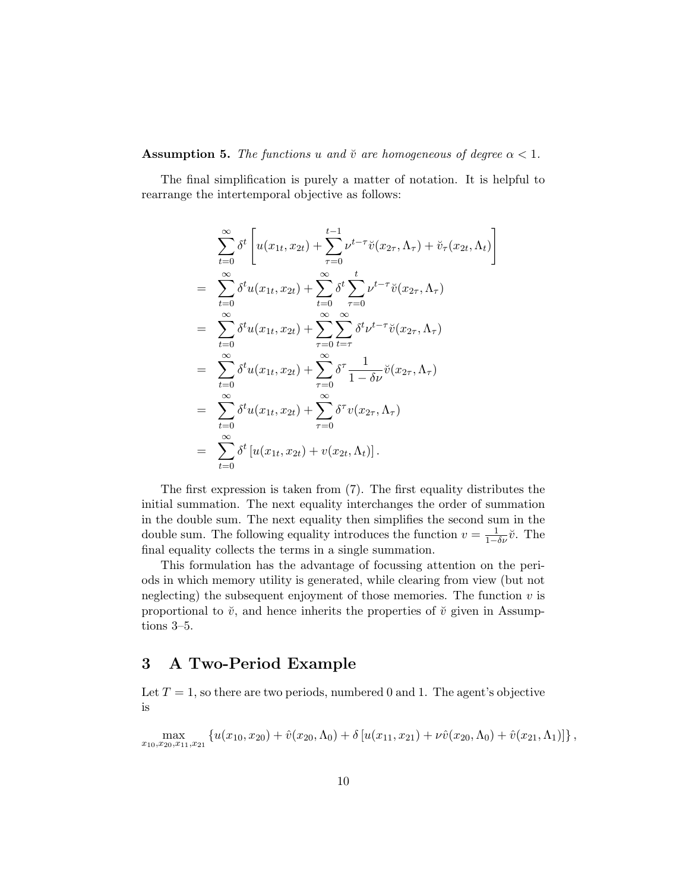**Assumption 5.** *The functions $u$ and $\breve{v}$ are homogeneous of degree $\alpha < 1$.*

The final simplification is purely a matter of notation. It is helpful to rearrange the intertemporal objective as follows:

$$
\begin{aligned}
& \sum_{t=0}^{\infty} \delta^t \left[ u(x_{1t}, x_{2t}) + \sum_{\tau=0}^{t-1} \nu^{t-\tau} \breve{v}(x_{2\tau}, \Lambda_\tau) + \breve{v}_\tau(x_{2t}, \Lambda_t) \right] \\
= & \sum_{t=0}^{\infty} \delta^t u(x_{1t}, x_{2t}) + \sum_{t=0}^{\infty} \delta^t \sum_{\tau=0}^{t} \nu^{t-\tau} \breve{v}(x_{2\tau}, \Lambda_\tau) \\
= & \sum_{t=0}^{\infty} \delta^t u(x_{1t}, x_{2t}) + \sum_{\tau=0}^{\infty} \sum_{t=\tau}^{\infty} \delta^t \nu^{t-\tau} \breve{v}(x_{2\tau}, \Lambda_\tau) \\
= & \sum_{t=0}^{\infty} \delta^t u(x_{1t}, x_{2t}) + \sum_{\tau=0}^{\infty} \delta^\tau \frac{1}{1-\delta\nu} \breve{v}(x_{2\tau}, \Lambda_\tau) \\
= & \sum_{t=0}^{\infty} \delta^t u(x_{1t}, x_{2t}) + \sum_{\tau=0}^{\infty} \delta^\tau v(x_{2\tau}, \Lambda_\tau) \\
= & \sum_{t=0}^{\infty} \delta^t \left[ u(x_{1t}, x_{2t}) + v(x_{2t}, \Lambda_t) \right].
\end{aligned}
$$

The first expression is taken from (7). The first equality distributes the initial summation. The next equality interchanges the order of summation in the double sum. The next equality then simplifies the second sum in the double sum. The following equality introduces the function $v = \frac{1}{1-\delta\nu}\breve{v}$. The final equality collects the terms in a single summation.

This formulation has the advantage of focussing attention on the periods in which memory utility is generated, while clearing from view (but not neglecting) the subsequent enjoyment of those memories. The function $v$ is proportional to $\breve{v}$, and hence inherits the properties of $\breve{v}$ given in Assumptions 3–5.

## 3 A Two-Period Example

Let $T = 1$, so there are two periods, numbered 0 and 1. The agent's objective is

$$
\max_{x_{10}, x_{20}, x_{11}, x_{21}} \left\{ u(x_{10}, x_{20}) + \hat{v}(x_{20}, \Lambda_0) + \delta \left[ u(x_{11}, x_{21}) + \nu \hat{v}(x_{20}, \Lambda_0) + \hat{v}(x_{21}, \Lambda_1) \right] \right\},
$$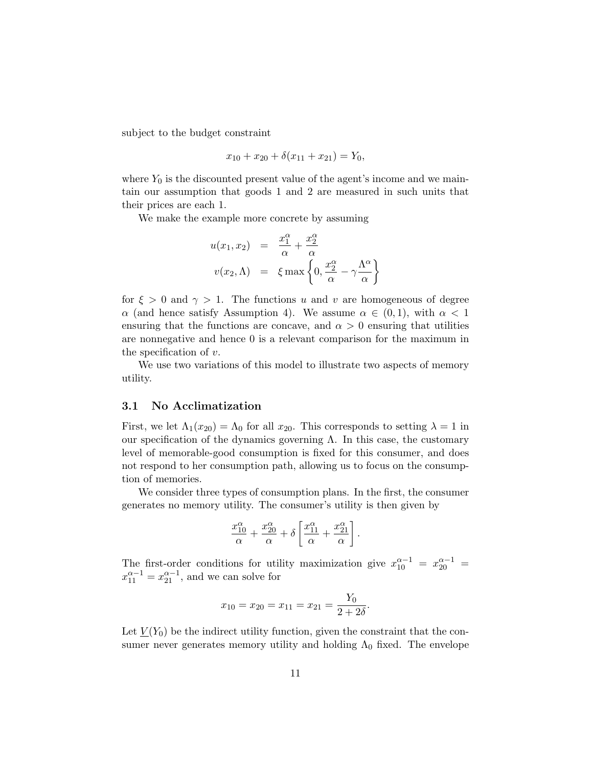subject to the budget constraint

$$x_{10} + x_{20} + \delta(x_{11} + x_{21}) = Y_0,$$

where $Y_0$ is the discounted present value of the agent's income and we maintain our assumption that goods 1 and 2 are measured in such units that their prices are each 1.

We make the example more concrete by assuming

$$\begin{aligned} u(x_1, x_2) &= \frac{x_1^\alpha}{\alpha} + \frac{x_2^\alpha}{\alpha} \\ v(x_2, \Lambda) &= \xi \max\left\{0, \frac{x_2^\alpha}{\alpha} - \gamma \frac{\Lambda^\alpha}{\alpha}\right\} \end{aligned}$$

for $\xi > 0$ and $\gamma > 1$. The functions $u$ and $v$ are homogeneous of degree $\alpha$ (and hence satisfy Assumption 4). We assume $\alpha \in (0, 1)$, with $\alpha < 1$ ensuring that the functions are concave, and $\alpha > 0$ ensuring that utilities are nonnegative and hence 0 is a relevant comparison for the maximum in the specification of $v$.

We use two variations of this model to illustrate two aspects of memory utility.

### 3.1 No Acclimatization

First, we let $\Lambda_1(x_{20}) = \Lambda_0$ for all $x_{20}$. This corresponds to setting $\lambda = 1$ in our specification of the dynamics governing $\Lambda$. In this case, the customary level of memorable-good consumption is fixed for this consumer, and does not respond to her consumption path, allowing us to focus on the consumption of memories.

We consider three types of consumption plans. In the first, the consumer generates no memory utility. The consumer's utility is then given by

$$\frac{x_{10}^\alpha}{\alpha} + \frac{x_{20}^\alpha}{\alpha} + \delta\left[\frac{x_{11}^\alpha}{\alpha} + \frac{x_{21}^\alpha}{\alpha}\right].$$

The first-order conditions for utility maximization give $x_{10}^{\alpha-1} = x_{20}^{\alpha-1} = x_{11}^{\alpha-1} = x_{21}^{\alpha-1}$, and we can solve for

$$x_{10} = x_{20} = x_{11} = x_{21} = \frac{Y_0}{2 + 2\delta}.$$

Let $\underline{V}(Y_0)$ be the indirect utility function, given the constraint that the consumer never generates memory utility and holding $\Lambda_0$ fixed. The envelope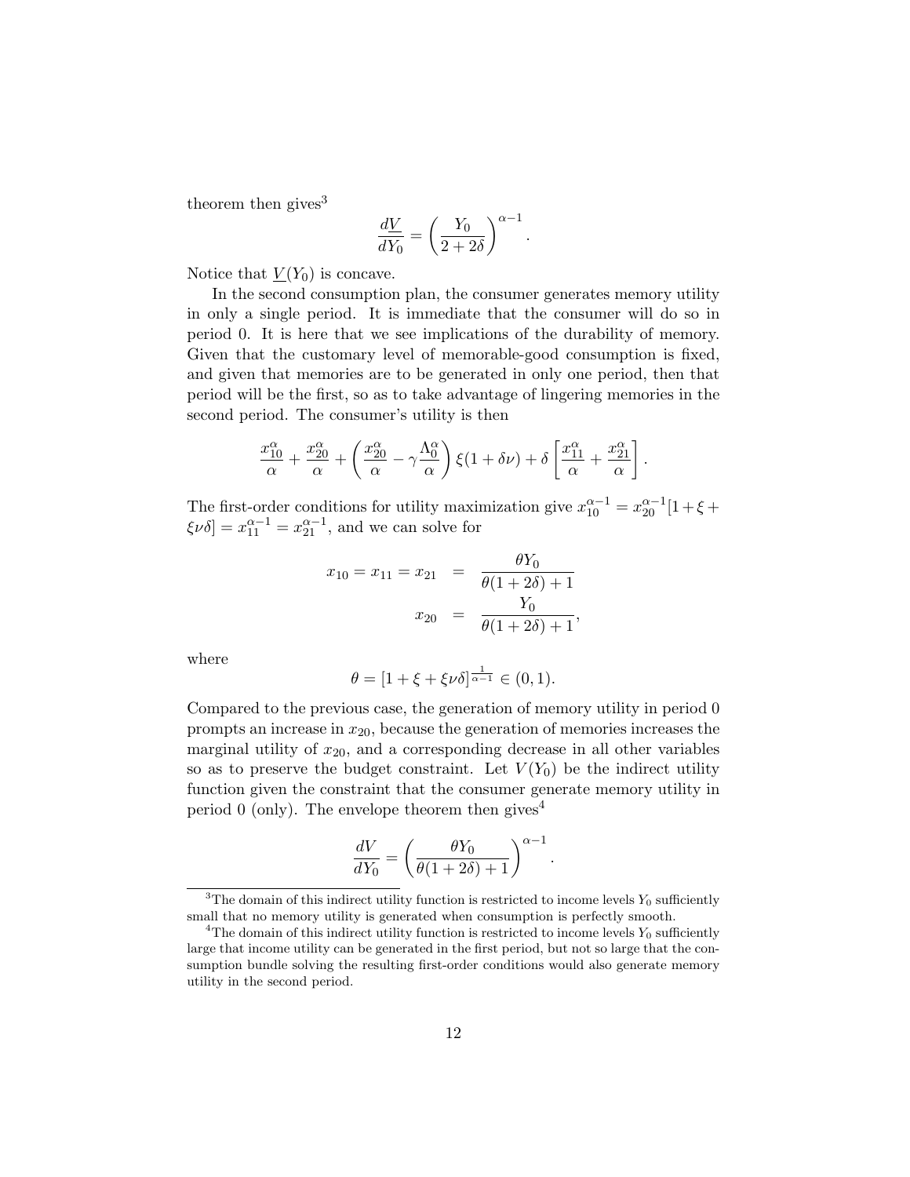theorem then gives[3]

$$\frac{d\underline{V}}{dY_0} = \left(\frac{Y_0}{2+2\delta}\right)^{\alpha-1}.$$

Notice that $\underline{V}(Y_0)$ is concave.

In the second consumption plan, the consumer generates memory utility in only a single period. It is immediate that the consumer will do so in period 0. It is here that we see implications of the durability of memory. Given that the customary level of memorable-good consumption is fixed, and given that memories are to be generated in only one period, then that period will be the first, so as to take advantage of lingering memories in the second period. The consumer's utility is then

$$\frac{x_{10}^{\alpha}}{\alpha} + \frac{x_{20}^{\alpha}}{\alpha} + \left(\frac{x_{20}^{\alpha}}{\alpha} - \gamma\frac{\Lambda_0^{\alpha}}{\alpha}\right)\xi(1+\delta\nu) + \delta\left[\frac{x_{11}^{\alpha}}{\alpha} + \frac{x_{21}^{\alpha}}{\alpha}\right].$$

The first-order conditions for utility maximization give $x_{10}^{\alpha-1} = x_{20}^{\alpha-1}[1+\xi+\xi\nu\delta] = x_{11}^{\alpha-1} = x_{21}^{\alpha-1}$, and we can solve for

$$\begin{aligned} x_{10} = x_{11} = x_{21} &= \frac{\theta Y_0}{\theta(1+2\delta)+1} \\ x_{20} &= \frac{Y_0}{\theta(1+2\delta)+1}, \end{aligned}$$

where

$$\theta = [1+\xi+\xi\nu\delta]^{\frac{1}{\alpha-1}} \in (0,1).$$

Compared to the previous case, the generation of memory utility in period 0 prompts an increase in $x_{20}$, because the generation of memories increases the marginal utility of $x_{20}$, and a corresponding decrease in all other variables so as to preserve the budget constraint. Let $V(Y_0)$ be the indirect utility function given the constraint that the consumer generate memory utility in period 0 (only). The envelope theorem then gives[4]

$$\frac{dV}{dY_0} = \left(\frac{\theta Y_0}{\theta(1+2\delta)+1}\right)^{\alpha-1}.$$

[3] The domain of this indirect utility function is restricted to income levels $Y_0$ sufficiently small that no memory utility is generated when consumption is perfectly smooth.

[4] The domain of this indirect utility function is restricted to income levels $Y_0$ sufficiently large that income utility can be generated in the first period, but not so large that the consumption bundle solving the resulting first-order conditions would also generate memory utility in the second period.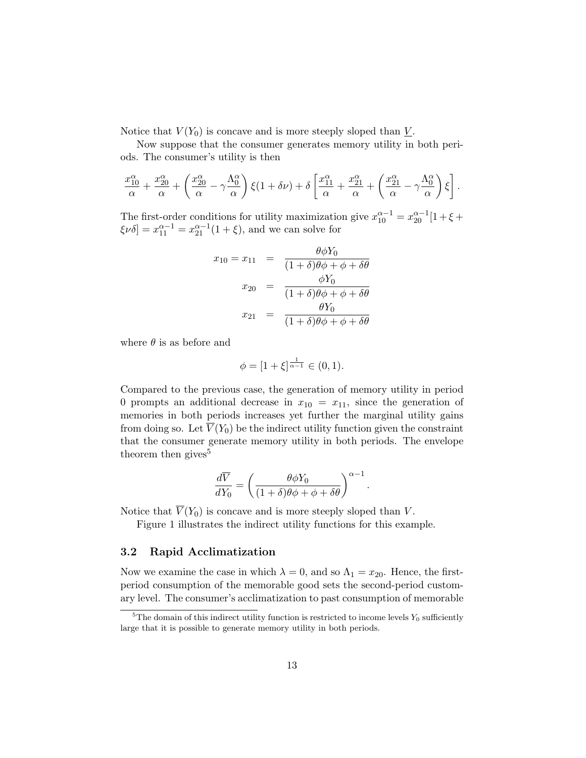Notice that $V(Y_0)$ is concave and is more steeply sloped than $\underline{V}$.

Now suppose that the consumer generates memory utility in both periods. The consumer's utility is then

$$\frac{x_{10}^{\alpha}}{\alpha} + \frac{x_{20}^{\alpha}}{\alpha} + \left(\frac{x_{20}^{\alpha}}{\alpha} - \gamma\frac{\Lambda_0^{\alpha}}{\alpha}\right)\xi(1+\delta\nu) + \delta\left[\frac{x_{11}^{\alpha}}{\alpha} + \frac{x_{21}^{\alpha}}{\alpha} + \left(\frac{x_{21}^{\alpha}}{\alpha} - \gamma\frac{\Lambda_0^{\alpha}}{\alpha}\right)\xi\right].$$

The first-order conditions for utility maximization give $x_{10}^{\alpha-1} = x_{20}^{\alpha-1}[1+\xi+\xi\nu\delta] = x_{11}^{\alpha-1} = x_{21}^{\alpha-1}(1+\xi)$, and we can solve for

$$\begin{aligned}
x_{10} = x_{11} &= \frac{\theta\phi Y_0}{(1+\delta)\theta\phi + \phi + \delta\theta} \\
x_{20} &= \frac{\phi Y_0}{(1+\delta)\theta\phi + \phi + \delta\theta} \\
x_{21} &= \frac{\theta Y_0}{(1+\delta)\theta\phi + \phi + \delta\theta}
\end{aligned}$$

where $\theta$ is as before and

$$\phi = [1+\xi]^{\frac{1}{\alpha-1}} \in (0,1).$$

Compared to the previous case, the generation of memory utility in period 0 prompts an additional decrease in $x_{10} = x_{11}$, since the generation of memories in both periods increases yet further the marginal utility gains from doing so. Let $\overline{V}(Y_0)$ be the indirect utility function given the constraint that the consumer generate memory utility in both periods. The envelope theorem then gives[5]

$$\frac{d\overline{V}}{dY_0} = \left(\frac{\theta\phi Y_0}{(1+\delta)\theta\phi + \phi + \delta\theta}\right)^{\alpha-1}.$$

Notice that $\overline{V}(Y_0)$ is concave and is more steeply sloped than $V$.

Figure 1 illustrates the indirect utility functions for this example.

### 3.2 Rapid Acclimatization

Now we examine the case in which $\lambda = 0$, and so $\Lambda_1 = x_{20}$. Hence, the first-period consumption of the memorable good sets the second-period customary level. The consumer's acclimatization to past consumption of memorable

[5] The domain of this indirect utility function is restricted to income levels $Y_0$ sufficiently large that it is possible to generate memory utility in both periods.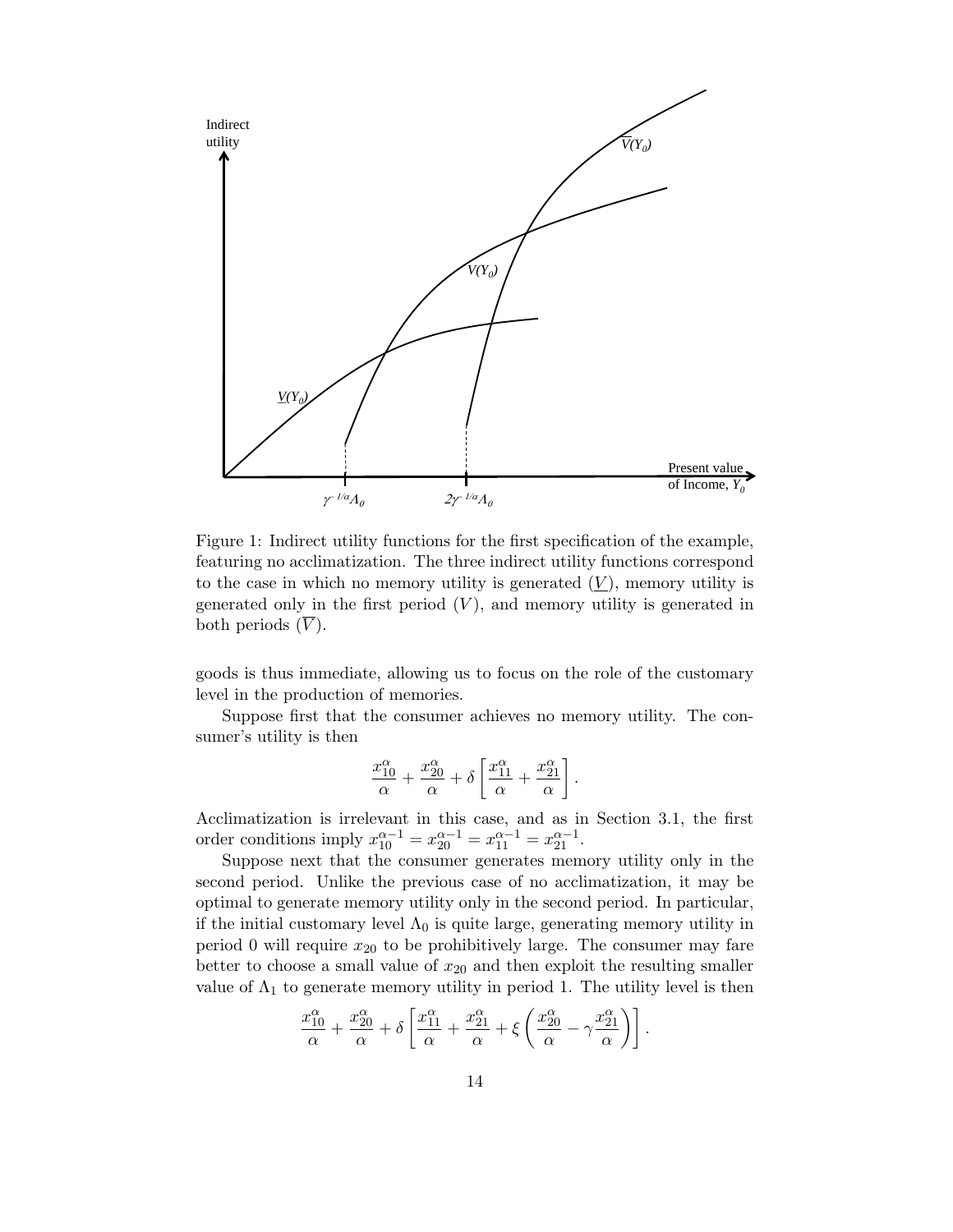Figure 1: Indirect utility functions for the first specification of the example, featuring no acclimatization. The three indirect utility functions correspond to the case in which no memory utility is generated ($\underline{V}$), memory utility is generated only in the first period ($V$), and memory utility is generated in both periods ($\overline{V}$).

goods is thus immediate, allowing us to focus on the role of the customary level in the production of memories.

Suppose first that the consumer achieves no memory utility. The consumer's utility is then

$$\frac{x_{10}^{\alpha}}{\alpha} + \frac{x_{20}^{\alpha}}{\alpha} + \delta \left[ \frac{x_{11}^{\alpha}}{\alpha} + \frac{x_{21}^{\alpha}}{\alpha} \right].$$

Acclimatization is irrelevant in this case, and as in Section 3.1, the first order conditions imply $x_{10}^{\alpha-1} = x_{20}^{\alpha-1} = x_{11}^{\alpha-1} = x_{21}^{\alpha-1}$.

Suppose next that the consumer generates memory utility only in the second period. Unlike the previous case of no acclimatization, it may be optimal to generate memory utility only in the second period. In particular, if the initial customary level $\Lambda_0$ is quite large, generating memory utility in period 0 will require $x_{20}$ to be prohibitively large. The consumer may fare better to choose a small value of $x_{20}$ and then exploit the resulting smaller value of $\Lambda_1$ to generate memory utility in period 1. The utility level is then

$$\frac{x_{10}^{\alpha}}{\alpha} + \frac{x_{20}^{\alpha}}{\alpha} + \delta \left[ \frac{x_{11}^{\alpha}}{\alpha} + \frac{x_{21}^{\alpha}}{\alpha} + \xi \left( \frac{x_{20}^{\alpha}}{\alpha} - \gamma \frac{x_{21}^{\alpha}}{\alpha} \right) \right].$$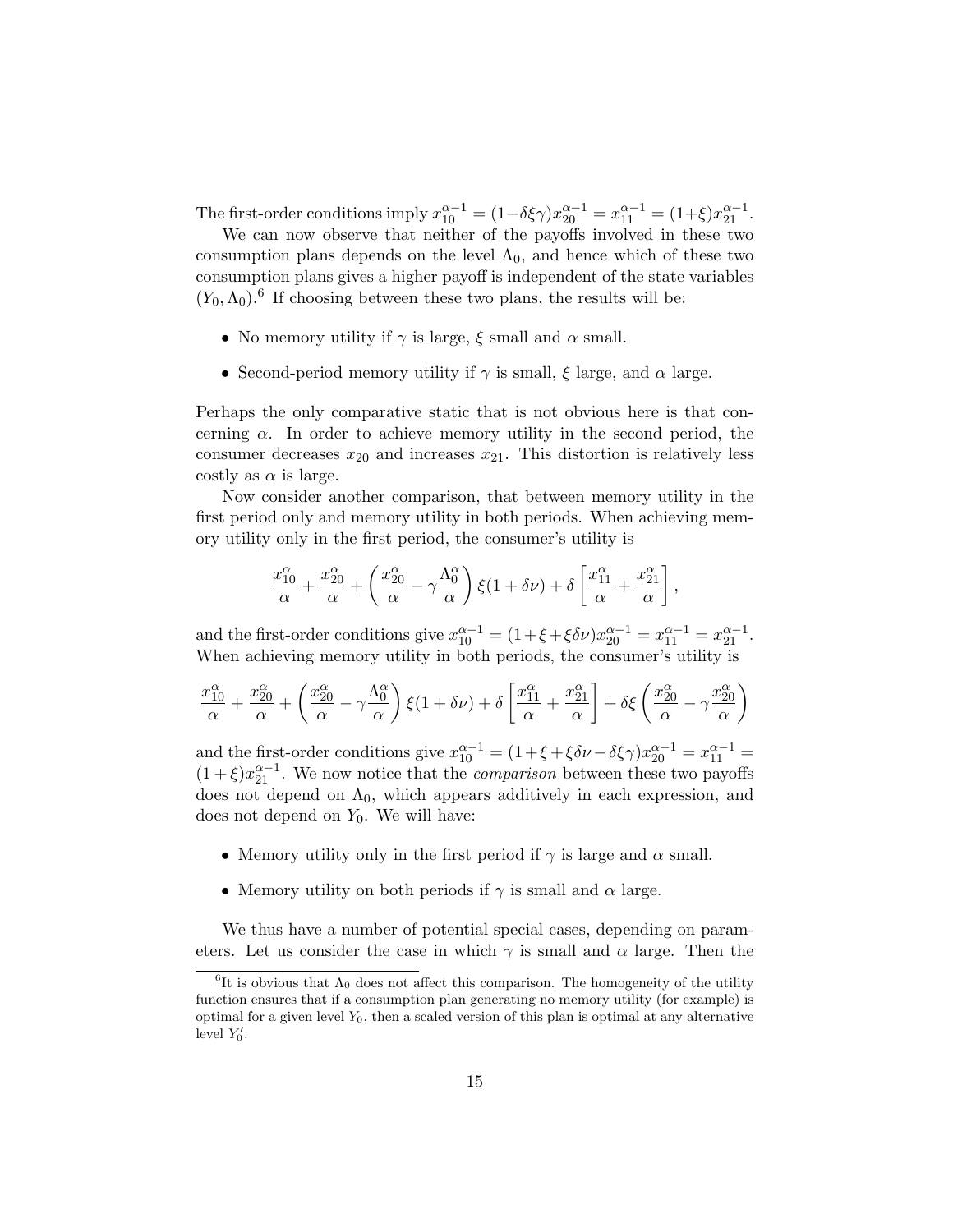The first-order conditions imply $x_{10}^{\alpha-1} = (1-\delta\xi\gamma)x_{20}^{\alpha-1} = x_{11}^{\alpha-1} = (1+\xi)x_{21}^{\alpha-1}$.

We can now observe that neither of the payoffs involved in these two consumption plans depends on the level $\Lambda_0$, and hence which of these two consumption plans gives a higher payoff is independent of the state variables $(Y_0, \Lambda_0)$.[6] If choosing between these two plans, the results will be:

- No memory utility if $\gamma$ is large, $\xi$ small and $\alpha$ small.
- Second-period memory utility if $\gamma$ is small, $\xi$ large, and $\alpha$ large.

Perhaps the only comparative static that is not obvious here is that concerning $\alpha$. In order to achieve memory utility in the second period, the consumer decreases $x_{20}$ and increases $x_{21}$. This distortion is relatively less costly as $\alpha$ is large.

Now consider another comparison, that between memory utility in the first period only and memory utility in both periods. When achieving memory utility only in the first period, the consumer's utility is

$$\frac{x_{10}^{\alpha}}{\alpha} + \frac{x_{20}^{\alpha}}{\alpha} + \left(\frac{x_{20}^{\alpha}}{\alpha} - \gamma\frac{\Lambda_0^{\alpha}}{\alpha}\right)\xi(1+\delta\nu) + \delta\left[\frac{x_{11}^{\alpha}}{\alpha} + \frac{x_{21}^{\alpha}}{\alpha}\right],$$

and the first-order conditions give $x_{10}^{\alpha-1} = (1+\xi+\xi\delta\nu)x_{20}^{\alpha-1} = x_{11}^{\alpha-1} = x_{21}^{\alpha-1}$. When achieving memory utility in both periods, the consumer's utility is

$$\frac{x_{10}^{\alpha}}{\alpha} + \frac{x_{20}^{\alpha}}{\alpha} + \left(\frac{x_{20}^{\alpha}}{\alpha} - \gamma\frac{\Lambda_0^{\alpha}}{\alpha}\right)\xi(1+\delta\nu) + \delta\left[\frac{x_{11}^{\alpha}}{\alpha} + \frac{x_{21}^{\alpha}}{\alpha}\right] + \delta\xi\left(\frac{x_{20}^{\alpha}}{\alpha} - \gamma\frac{x_{20}^{\alpha}}{\alpha}\right)$$

and the first-order conditions give $x_{10}^{\alpha-1} = (1+\xi+\xi\delta\nu-\delta\xi\gamma)x_{20}^{\alpha-1} = x_{11}^{\alpha-1} = (1+\xi)x_{21}^{\alpha-1}$. We now notice that the *comparison* between these two payoffs does not depend on $\Lambda_0$, which appears additively in each expression, and does not depend on $Y_0$. We will have:

- Memory utility only in the first period if $\gamma$ is large and $\alpha$ small.
- Memory utility on both periods if $\gamma$ is small and $\alpha$ large.

We thus have a number of potential special cases, depending on parameters. Let us consider the case in which $\gamma$ is small and $\alpha$ large. Then the

[6] It is obvious that $\Lambda_0$ does not affect this comparison. The homogeneity of the utility function ensures that if a consumption plan generating no memory utility (for example) is optimal for a given level $Y_0$, then a scaled version of this plan is optimal at any alternative level $Y_0'$.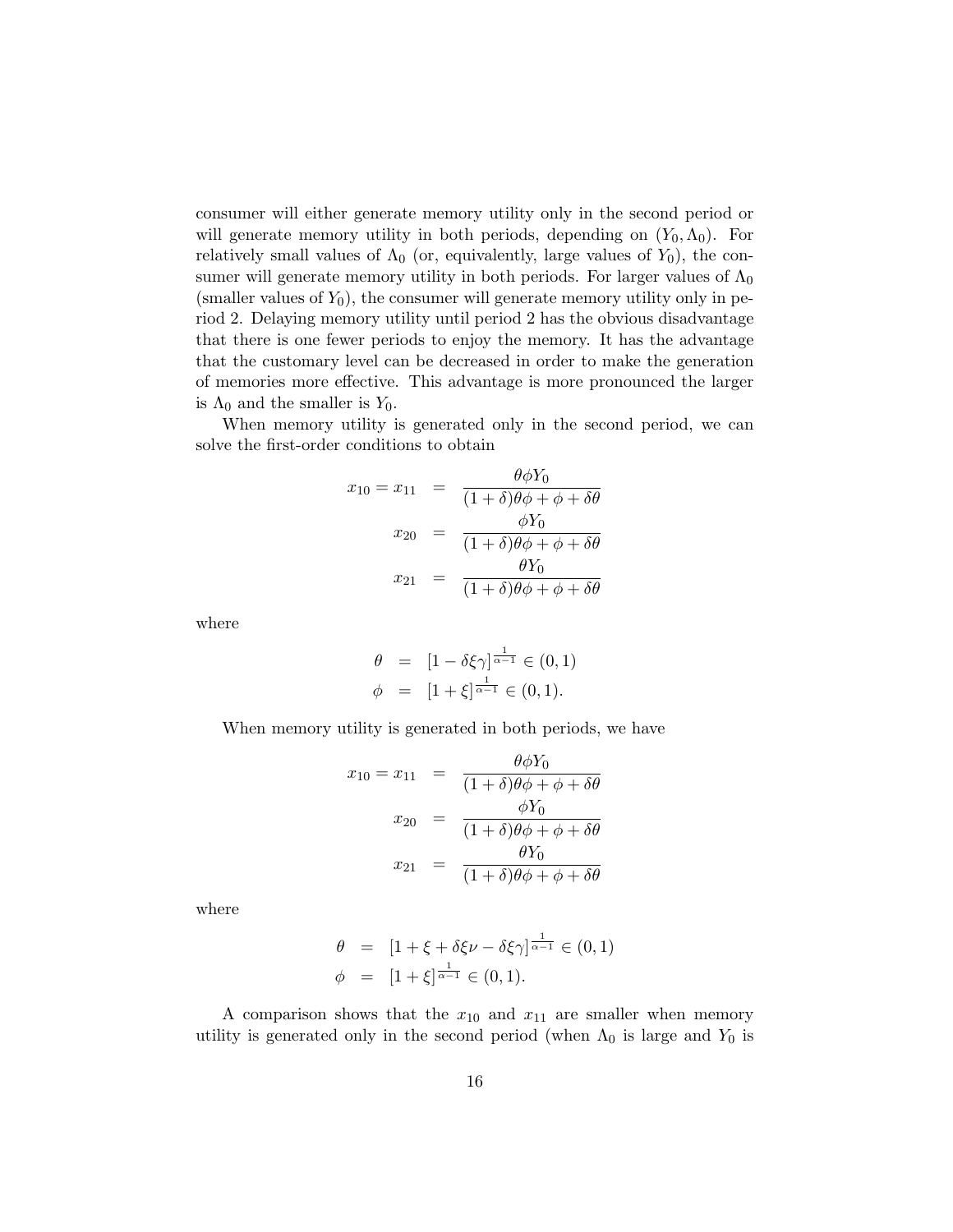consumer will either generate memory utility only in the second period or will generate memory utility in both periods, depending on $(Y_0, \Lambda_0)$. For relatively small values of $\Lambda_0$ (or, equivalently, large values of $Y_0$), the consumer will generate memory utility in both periods. For larger values of $\Lambda_0$ (smaller values of $Y_0$), the consumer will generate memory utility only in period 2. Delaying memory utility until period 2 has the obvious disadvantage that there is one fewer periods to enjoy the memory. It has the advantage that the customary level can be decreased in order to make the generation of memories more effective. This advantage is more pronounced the larger is $\Lambda_0$ and the smaller is $Y_0$.

When memory utility is generated only in the second period, we can solve the first-order conditions to obtain

$$
\begin{aligned}
x_{10} = x_{11} &= \frac{\theta\phi Y_0}{(1+\delta)\theta\phi + \phi + \delta\theta} \\
x_{20} &= \frac{\phi Y_0}{(1+\delta)\theta\phi + \phi + \delta\theta} \\
x_{21} &= \frac{\theta Y_0}{(1+\delta)\theta\phi + \phi + \delta\theta}
\end{aligned}
$$

where

$$
\begin{aligned}
\theta &= [1 - \delta\xi\gamma]^{\frac{1}{\alpha-1}} \in (0,1) \\
\phi &= [1 + \xi]^{\frac{1}{\alpha-1}} \in (0,1).
\end{aligned}
$$

When memory utility is generated in both periods, we have

$$
\begin{aligned}
x_{10} = x_{11} &= \frac{\theta\phi Y_0}{(1+\delta)\theta\phi + \phi + \delta\theta} \\
x_{20} &= \frac{\phi Y_0}{(1+\delta)\theta\phi + \phi + \delta\theta} \\
x_{21} &= \frac{\theta Y_0}{(1+\delta)\theta\phi + \phi + \delta\theta}
\end{aligned}
$$

where

$$
\begin{aligned}
\theta &= [1 + \xi + \delta\xi\nu - \delta\xi\gamma]^{\frac{1}{\alpha-1}} \in (0,1) \\
\phi &= [1 + \xi]^{\frac{1}{\alpha-1}} \in (0,1).
\end{aligned}
$$

A comparison shows that the $x_{10}$ and $x_{11}$ are smaller when memory utility is generated only in the second period (when $\Lambda_0$ is large and $Y_0$ is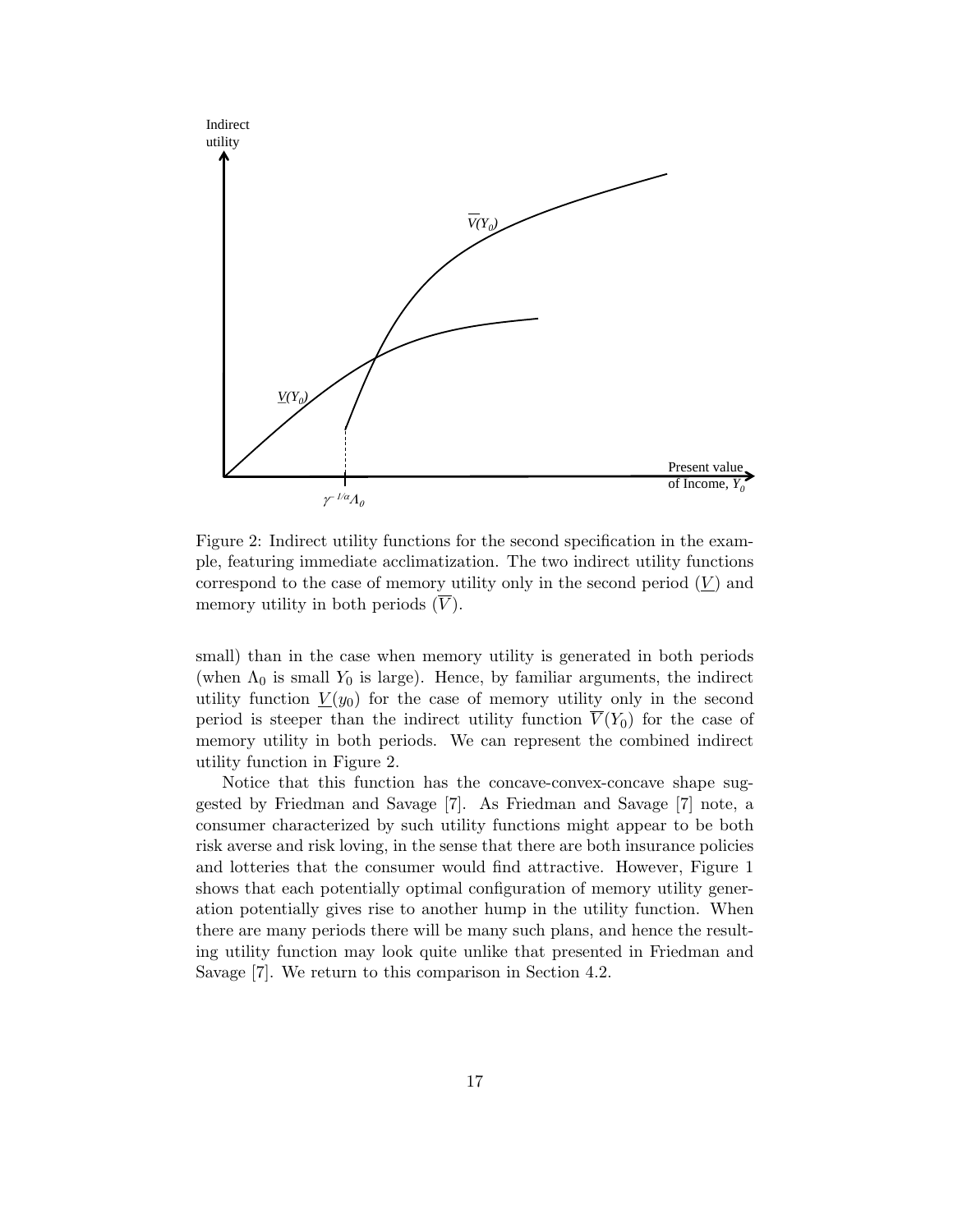Figure 2: Indirect utility functions for the second specification in the example, featuring immediate acclimatization. The two indirect utility functions correspond to the case of memory utility only in the second period ($\underline{V}$) and memory utility in both periods ($\overline{V}$).

small) than in the case when memory utility is generated in both periods (when $\Lambda_0$ is small $Y_0$ is large). Hence, by familiar arguments, the indirect utility function $\underline{V}(y_0)$ for the case of memory utility only in the second period is steeper than the indirect utility function $\overline{V}(Y_0)$ for the case of memory utility in both periods. We can represent the combined indirect utility function in Figure 2.

Notice that this function has the concave-convex-concave shape suggested by Friedman and Savage [7]. As Friedman and Savage [7] note, a consumer characterized by such utility functions might appear to be both risk averse and risk loving, in the sense that there are both insurance policies and lotteries that the consumer would find attractive. However, Figure 1 shows that each potentially optimal configuration of memory utility generation potentially gives rise to another hump in the utility function. When there are many periods there will be many such plans, and hence the resulting utility function may look quite unlike that presented in Friedman and Savage [7]. We return to this comparison in Section 4.2.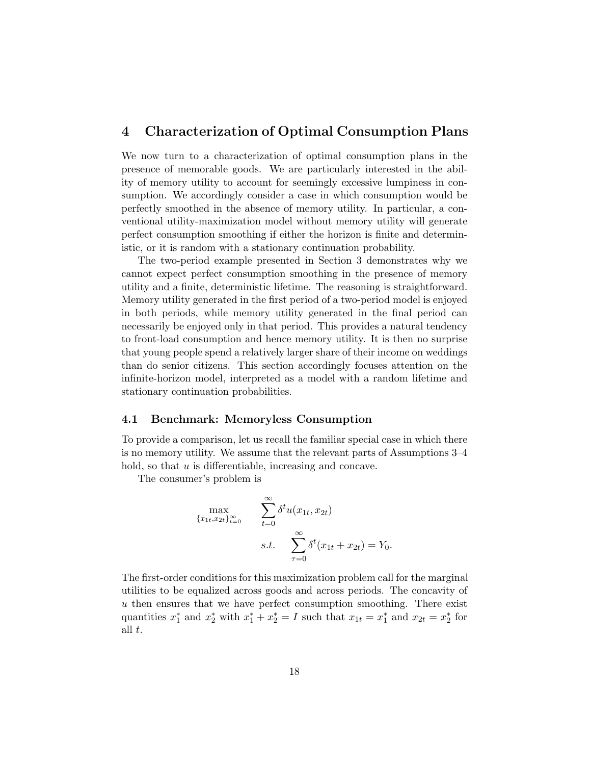## 4 Characterization of Optimal Consumption Plans

We now turn to a characterization of optimal consumption plans in the presence of memorable goods. We are particularly interested in the ability of memory utility to account for seemingly excessive lumpiness in consumption. We accordingly consider a case in which consumption would be perfectly smoothed in the absence of memory utility. In particular, a conventional utility-maximization model without memory utility will generate perfect consumption smoothing if either the horizon is finite and deterministic, or it is random with a stationary continuation probability.

The two-period example presented in Section 3 demonstrates why we cannot expect perfect consumption smoothing in the presence of memory utility and a finite, deterministic lifetime. The reasoning is straightforward. Memory utility generated in the first period of a two-period model is enjoyed in both periods, while memory utility generated in the final period can necessarily be enjoyed only in that period. This provides a natural tendency to front-load consumption and hence memory utility. It is then no surprise that young people spend a relatively larger share of their income on weddings than do senior citizens. This section accordingly focuses attention on the infinite-horizon model, interpreted as a model with a random lifetime and stationary continuation probabilities.

### 4.1 Benchmark: Memoryless Consumption

To provide a comparison, let us recall the familiar special case in which there is no memory utility. We assume that the relevant parts of Assumptions 3–4 hold, so that $u$ is differentiable, increasing and concave.

The consumer's problem is

$$\max_{\{x_{1t},x_{2t}\}_{t=0}^{\infty}} \quad \sum_{t=0}^{\infty} \delta^t u(x_{1t}, x_{2t})$$

$$s.t. \quad \sum_{\tau=0}^{\infty} \delta^t (x_{1t} + x_{2t}) = Y_0.$$

The first-order conditions for this maximization problem call for the marginal utilities to be equalized across goods and across periods. The concavity of $u$ then ensures that we have perfect consumption smoothing. There exist quantities $x_1^*$ and $x_2^*$ with $x_1^* + x_2^* = I$ such that $x_{1t} = x_1^*$ and $x_{2t} = x_2^*$ for all $t$.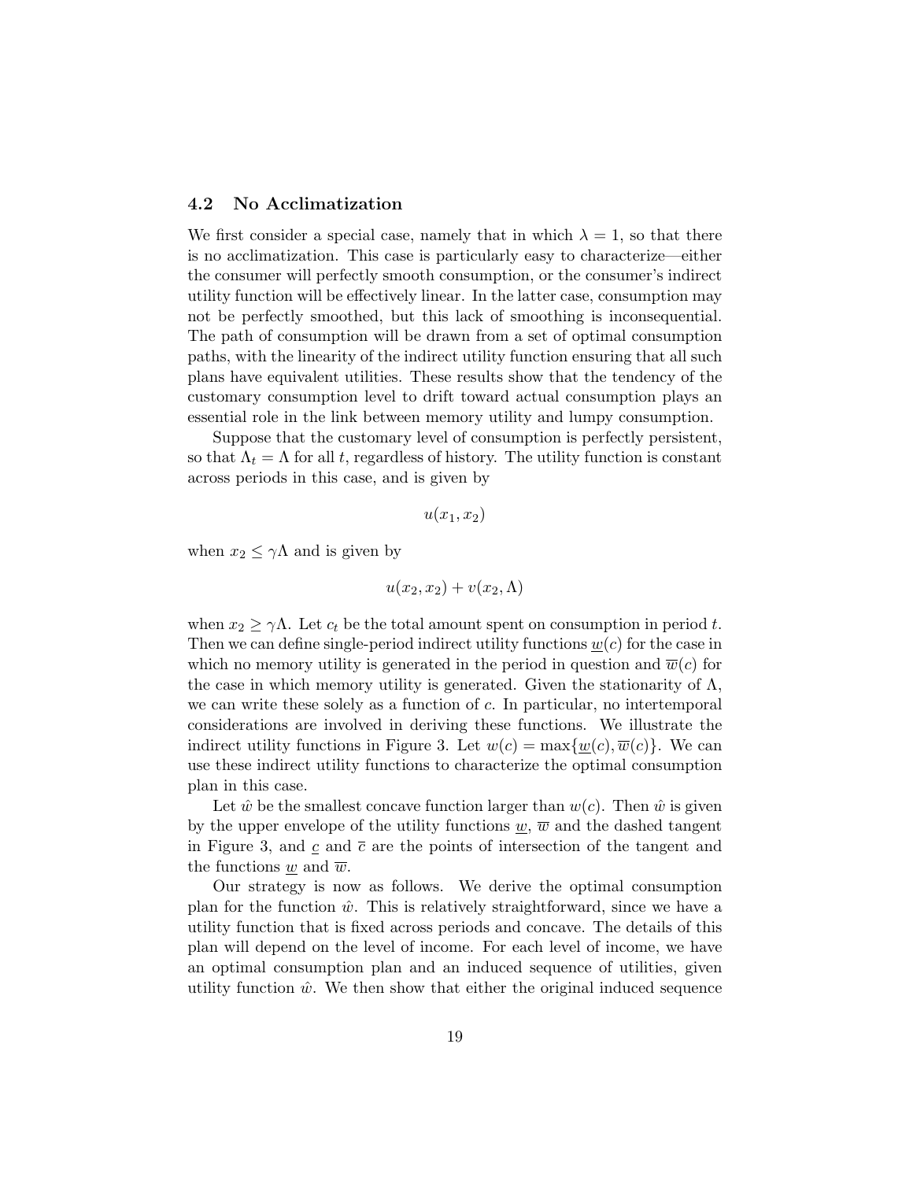### 4.2 No Acclimatization

We first consider a special case, namely that in which $\lambda = 1$, so that there is no acclimatization. This case is particularly easy to characterize—either the consumer will perfectly smooth consumption, or the consumer's indirect utility function will be effectively linear. In the latter case, consumption may not be perfectly smoothed, but this lack of smoothing is inconsequential. The path of consumption will be drawn from a set of optimal consumption paths, with the linearity of the indirect utility function ensuring that all such plans have equivalent utilities. These results show that the tendency of the customary consumption level to drift toward actual consumption plays an essential role in the link between memory utility and lumpy consumption.

Suppose that the customary level of consumption is perfectly persistent, so that $\Lambda_t = \Lambda$ for all $t$, regardless of history. The utility function is constant across periods in this case, and is given by

$$u(x_1, x_2)$$

when $x_2 \leq \gamma\Lambda$ and is given by

$$u(x_2, x_2) + v(x_2, \Lambda)$$

when $x_2 \geq \gamma\Lambda$. Let $c_t$ be the total amount spent on consumption in period $t$. Then we can define single-period indirect utility functions $\underline{w}(c)$ for the case in which no memory utility is generated in the period in question and $\overline{w}(c)$ for the case in which memory utility is generated. Given the stationarity of $\Lambda$, we can write these solely as a function of $c$. In particular, no intertemporal considerations are involved in deriving these functions. We illustrate the indirect utility functions in Figure 3. Let $w(c) = \max\{\underline{w}(c), \overline{w}(c)\}$. We can use these indirect utility functions to characterize the optimal consumption plan in this case.

Let $\hat{w}$ be the smallest concave function larger than $w(c)$. Then $\hat{w}$ is given by the upper envelope of the utility functions $\underline{w}$, $\overline{w}$ and the dashed tangent in Figure 3, and $\underline{c}$ and $\overline{c}$ are the points of intersection of the tangent and the functions $\underline{w}$ and $\overline{w}$.

Our strategy is now as follows. We derive the optimal consumption plan for the function $\hat{w}$. This is relatively straightforward, since we have a utility function that is fixed across periods and concave. The details of this plan will depend on the level of income. For each level of income, we have an optimal consumption plan and an induced sequence of utilities, given utility function $\hat{w}$. We then show that either the original induced sequence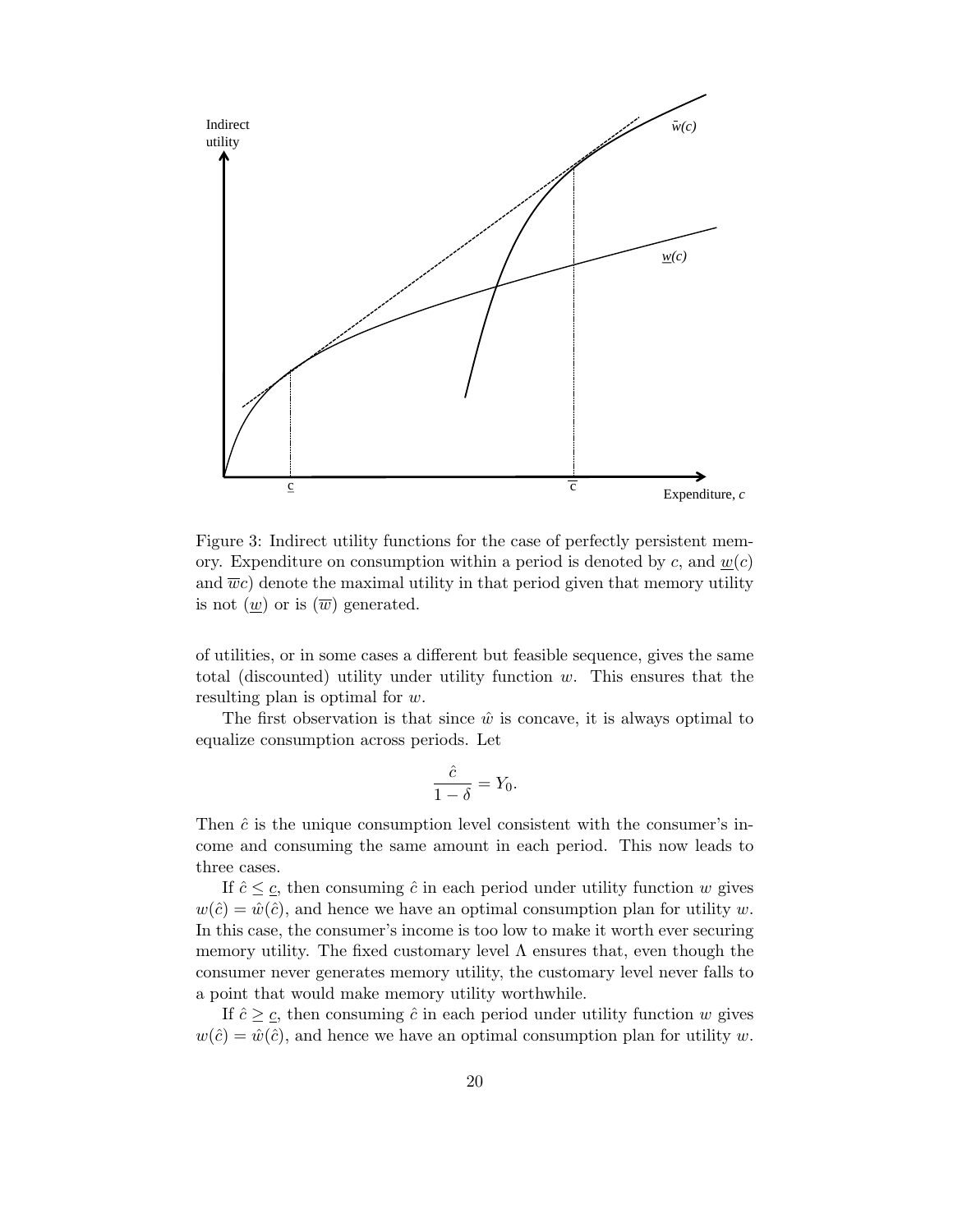Figure 3: Indirect utility functions for the case of perfectly persistent memory. Expenditure on consumption within a period is denoted by $c$, and $\underline{w}(c)$ and $\overline{w}c)$ denote the maximal utility in that period given that memory utility is not ($\underline{w}$) or is ($\overline{w}$) generated.

of utilities, or in some cases a different but feasible sequence, gives the same total (discounted) utility under utility function $w$. This ensures that the resulting plan is optimal for $w$.

The first observation is that since $\hat{w}$ is concave, it is always optimal to equalize consumption across periods. Let

$$\frac{\hat{c}}{1-\delta} = Y_0.$$

Then $\hat{c}$ is the unique consumption level consistent with the consumer's income and consuming the same amount in each period. This now leads to three cases.

If $\hat{c} \leq \underline{c}$, then consuming $\hat{c}$ in each period under utility function $w$ gives $w(\hat{c}) = \hat{w}(\hat{c})$, and hence we have an optimal consumption plan for utility $w$. In this case, the consumer's income is too low to make it worth ever securing memory utility. The fixed customary level $\Lambda$ ensures that, even though the consumer never generates memory utility, the customary level never falls to a point that would make memory utility worthwhile.

If $\hat{c} \geq \underline{c}$, then consuming $\hat{c}$ in each period under utility function $w$ gives $w(\hat{c}) = \hat{w}(\hat{c})$, and hence we have an optimal consumption plan for utility $w$.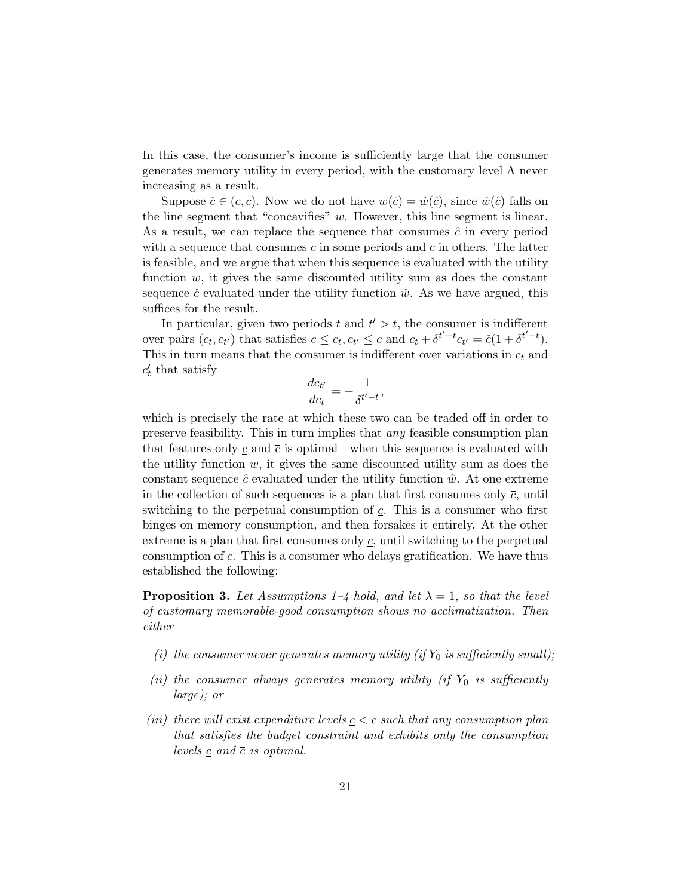In this case, the consumer's income is sufficiently large that the consumer generates memory utility in every period, with the customary level $\Lambda$ never increasing as a result.

Suppose $\hat{c} \in (\underline{c}, \overline{c})$. Now we do not have $w(\hat{c}) = \hat{w}(\hat{c})$, since $\hat{w}(\hat{c})$ falls on the line segment that "concavifies" $w$. However, this line segment is linear. As a result, we can replace the sequence that consumes $\hat{c}$ in every period with a sequence that consumes $\underline{c}$ in some periods and $\overline{c}$ in others. The latter is feasible, and we argue that when this sequence is evaluated with the utility function $w$, it gives the same discounted utility sum as does the constant sequence $\hat{c}$ evaluated under the utility function $\hat{w}$. As we have argued, this suffices for the result.

In particular, given two periods $t$ and $t' > t$, the consumer is indifferent over pairs $(c_t, c_{t'})$ that satisfies $\underline{c} \leq c_t, c_{t'} \leq \overline{c}$ and $c_t + \delta^{t'-t} c_{t'} = \hat{c}(1 + \delta^{t'-t})$. This in turn means that the consumer is indifferent over variations in $c_t$ and $c_t'$ that satisfy

$$\frac{dc_{t'}}{dc_t} = -\frac{1}{\delta^{t'-t}},$$

which is precisely the rate at which these two can be traded off in order to preserve feasibility. This in turn implies that *any* feasible consumption plan that features only $\underline{c}$ and $\overline{c}$ is optimal—when this sequence is evaluated with the utility function $w$, it gives the same discounted utility sum as does the constant sequence $\hat{c}$ evaluated under the utility function $\hat{w}$. At one extreme in the collection of such sequences is a plan that first consumes only $\overline{c}$, until switching to the perpetual consumption of $\underline{c}$. This is a consumer who first binges on memory consumption, and then forsakes it entirely. At the other extreme is a plan that first consumes only $\underline{c}$, until switching to the perpetual consumption of $\overline{c}$. This is a consumer who delays gratification. We have thus established the following:

**Proposition 3.** *Let Assumptions 1–4 hold, and let $\lambda = 1$, so that the level of customary memorable-good consumption shows no acclimatization. Then either*

*(i) the consumer never generates memory utility (if $Y_0$ is sufficiently small);*

*(ii) the consumer always generates memory utility (if $Y_0$ is sufficiently large); or*

*(iii) there will exist expenditure levels $\underline{c} < \overline{c}$ such that any consumption plan that satisfies the budget constraint and exhibits only the consumption levels $\underline{c}$ and $\overline{c}$ is optimal.*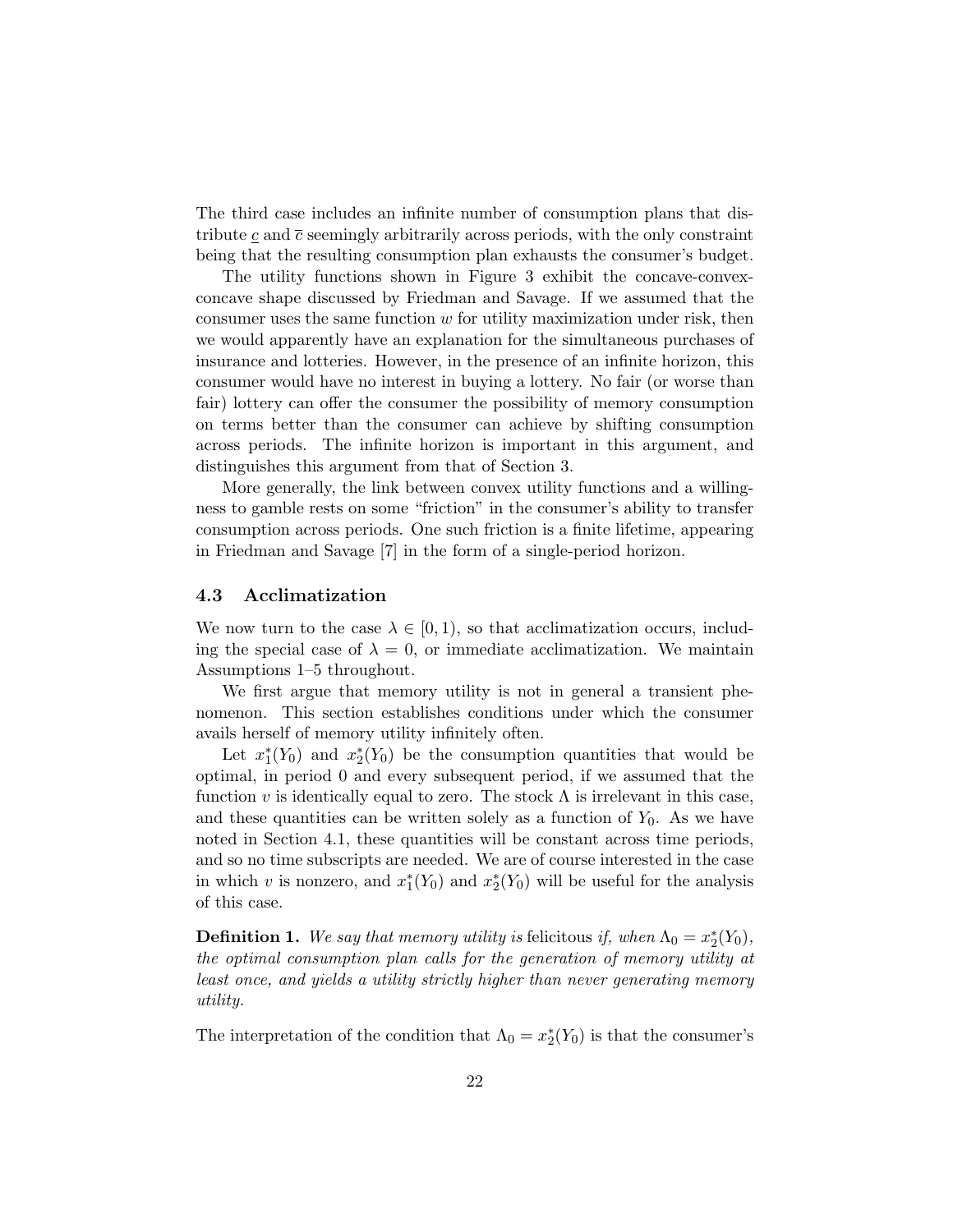The third case includes an infinite number of consumption plans that distribute $\underline{c}$ and $\overline{c}$ seemingly arbitrarily across periods, with the only constraint being that the resulting consumption plan exhausts the consumer's budget.

The utility functions shown in Figure 3 exhibit the concave-convex-concave shape discussed by Friedman and Savage. If we assumed that the consumer uses the same function $w$ for utility maximization under risk, then we would apparently have an explanation for the simultaneous purchases of insurance and lotteries. However, in the presence of an infinite horizon, this consumer would have no interest in buying a lottery. No fair (or worse than fair) lottery can offer the consumer the possibility of memory consumption on terms better than the consumer can achieve by shifting consumption across periods. The infinite horizon is important in this argument, and distinguishes this argument from that of Section 3.

More generally, the link between convex utility functions and a willingness to gamble rests on some "friction" in the consumer's ability to transfer consumption across periods. One such friction is a finite lifetime, appearing in Friedman and Savage [7] in the form of a single-period horizon.

### 4.3 Acclimatization

We now turn to the case $\lambda \in [0, 1)$, so that acclimatization occurs, including the special case of $\lambda = 0$, or immediate acclimatization. We maintain Assumptions 1–5 throughout.

We first argue that memory utility is not in general a transient phenomenon. This section establishes conditions under which the consumer avails herself of memory utility infinitely often.

Let $x_1^*(Y_0)$ and $x_2^*(Y_0)$ be the consumption quantities that would be optimal, in period 0 and every subsequent period, if we assumed that the function $v$ is identically equal to zero. The stock $\Lambda$ is irrelevant in this case, and these quantities can be written solely as a function of $Y_0$. As we have noted in Section 4.1, these quantities will be constant across time periods, and so no time subscripts are needed. We are of course interested in the case in which $v$ is nonzero, and $x_1^*(Y_0)$ and $x_2^*(Y_0)$ will be useful for the analysis of this case.

**Definition 1.** *We say that memory utility is* felicitous *if, when $\Lambda_0 = x_2^*(Y_0)$, the optimal consumption plan calls for the generation of memory utility at least once, and yields a utility strictly higher than never generating memory utility.*

The interpretation of the condition that $\Lambda_0 = x_2^*(Y_0)$ is that the consumer's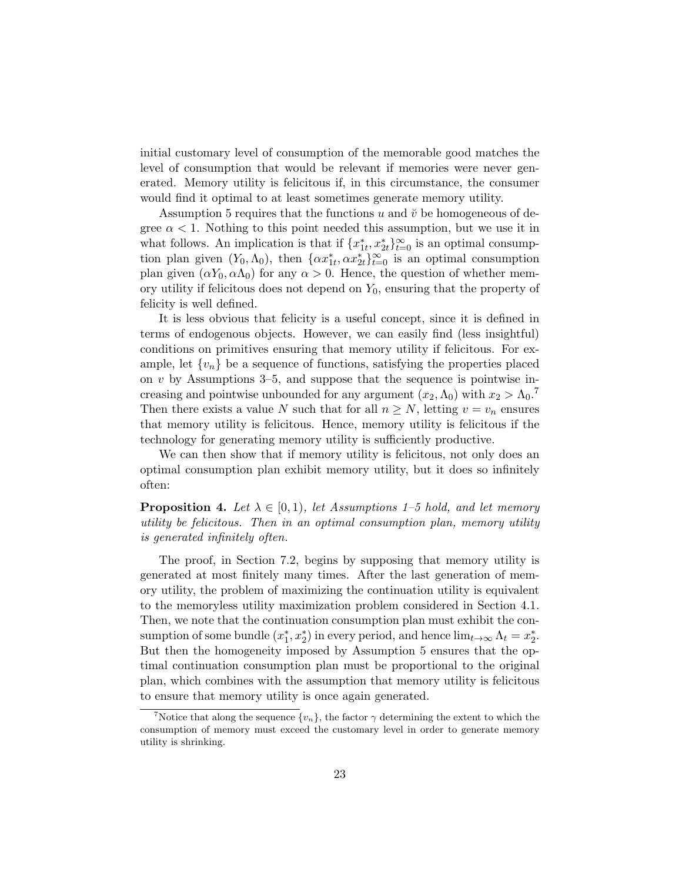initial customary level of consumption of the memorable good matches the level of consumption that would be relevant if memories were never generated. Memory utility is felicitous if, in this circumstance, the consumer would find it optimal to at least sometimes generate memory utility.

Assumption 5 requires that the functions $u$ and $\breve{v}$ be homogeneous of degree $\alpha < 1$. Nothing to this point needed this assumption, but we use it in what follows. An implication is that if $\{x_{1t}^*, x_{2t}^*\}_{t=0}^{\infty}$ is an optimal consumption plan given $(Y_0, \Lambda_0)$, then $\{\alpha x_{1t}^*, \alpha x_{2t}^*\}_{t=0}^{\infty}$ is an optimal consumption plan given $(\alpha Y_0, \alpha \Lambda_0)$ for any $\alpha > 0$. Hence, the question of whether memory utility if felicitous does not depend on $Y_0$, ensuring that the property of felicity is well defined.

It is less obvious that felicity is a useful concept, since it is defined in terms of endogenous objects. However, we can easily find (less insightful) conditions on primitives ensuring that memory utility if felicitous. For example, let $\{v_n\}$ be a sequence of functions, satisfying the properties placed on $v$ by Assumptions 3–5, and suppose that the sequence is pointwise increasing and pointwise unbounded for any argument $(x_2, \Lambda_0)$ with $x_2 > \Lambda_0$.[7] Then there exists a value $N$ such that for all $n \geq N$, letting $v = v_n$ ensures that memory utility is felicitous. Hence, memory utility is felicitous if the technology for generating memory utility is sufficiently productive.

We can then show that if memory utility is felicitous, not only does an optimal consumption plan exhibit memory utility, but it does so infinitely often:

**Proposition 4.** *Let $\lambda \in [0, 1)$, let Assumptions 1–5 hold, and let memory utility be felicitous. Then in an optimal consumption plan, memory utility is generated infinitely often.*

The proof, in Section 7.2, begins by supposing that memory utility is generated at most finitely many times. After the last generation of memory utility, the problem of maximizing the continuation utility is equivalent to the memoryless utility maximization problem considered in Section 4.1. Then, we note that the continuation consumption plan must exhibit the consumption of some bundle $(x_1^*, x_2^*)$ in every period, and hence $\lim_{t\to\infty} \Lambda_t = x_2^*$. But then the homogeneity imposed by Assumption 5 ensures that the optimal continuation consumption plan must be proportional to the original plan, which combines with the assumption that memory utility is felicitous to ensure that memory utility is once again generated.

[7]Notice that along the sequence $\{v_n\}$, the factor $\gamma$ determining the extent to which the consumption of memory must exceed the customary level in order to generate memory utility is shrinking.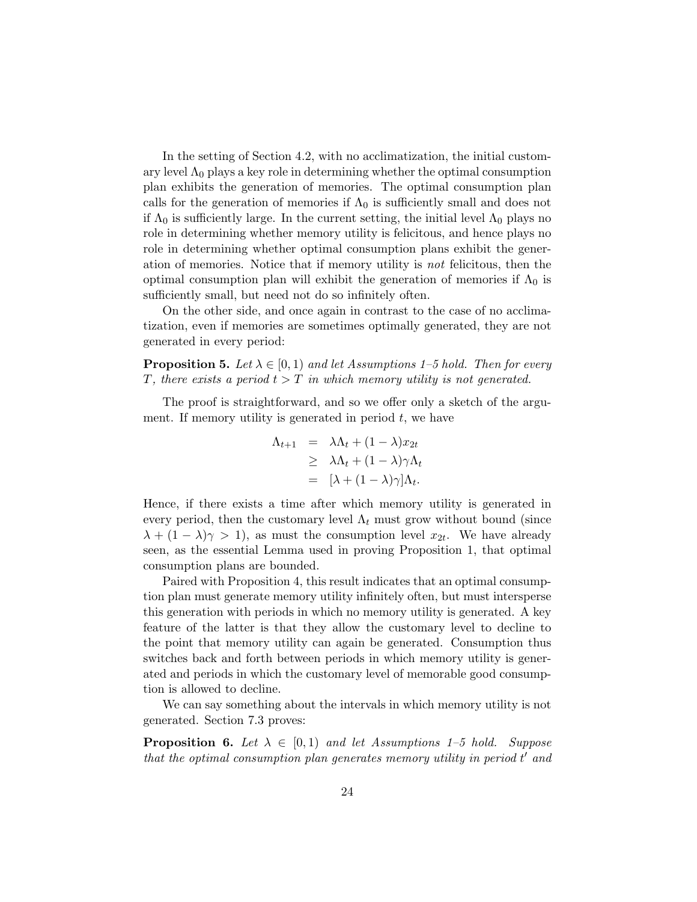In the setting of Section 4.2, with no acclimatization, the initial customary level $\Lambda_0$ plays a key role in determining whether the optimal consumption plan exhibits the generation of memories. The optimal consumption plan calls for the generation of memories if $\Lambda_0$ is sufficiently small and does not if $\Lambda_0$ is sufficiently large. In the current setting, the initial level $\Lambda_0$ plays no role in determining whether memory utility is felicitous, and hence plays no role in determining whether optimal consumption plans exhibit the generation of memories. Notice that if memory utility is *not* felicitous, then the optimal consumption plan will exhibit the generation of memories if $\Lambda_0$ is sufficiently small, but need not do so infinitely often.

On the other side, and once again in contrast to the case of no acclimatization, even if memories are sometimes optimally generated, they are not generated in every period:

**Proposition 5.** *Let $\lambda \in [0, 1)$ and let Assumptions 1–5 hold. Then for every $T$, there exists a period $t > T$ in which memory utility is not generated.*

The proof is straightforward, and so we offer only a sketch of the argument. If memory utility is generated in period $t$, we have

$$
\begin{aligned}
\Lambda_{t+1} &= \lambda \Lambda_t + (1 - \lambda) x_{2t} \\
&\geq \lambda \Lambda_t + (1 - \lambda) \gamma \Lambda_t \\
&= [\lambda + (1 - \lambda)\gamma] \Lambda_t.
\end{aligned}
$$

Hence, if there exists a time after which memory utility is generated in every period, then the customary level $\Lambda_t$ must grow without bound (since $\lambda + (1 - \lambda)\gamma > 1$), as must the consumption level $x_{2t}$. We have already seen, as the essential Lemma used in proving Proposition 1, that optimal consumption plans are bounded.

Paired with Proposition 4, this result indicates that an optimal consumption plan must generate memory utility infinitely often, but must intersperse this generation with periods in which no memory utility is generated. A key feature of the latter is that they allow the customary level to decline to the point that memory utility can again be generated. Consumption thus switches back and forth between periods in which memory utility is generated and periods in which the customary level of memorable good consumption is allowed to decline.

We can say something about the intervals in which memory utility is not generated. Section 7.3 proves:

**Proposition 6.** *Let $\lambda \in [0, 1)$ and let Assumptions 1–5 hold. Suppose that the optimal consumption plan generates memory utility in period $t'$ and*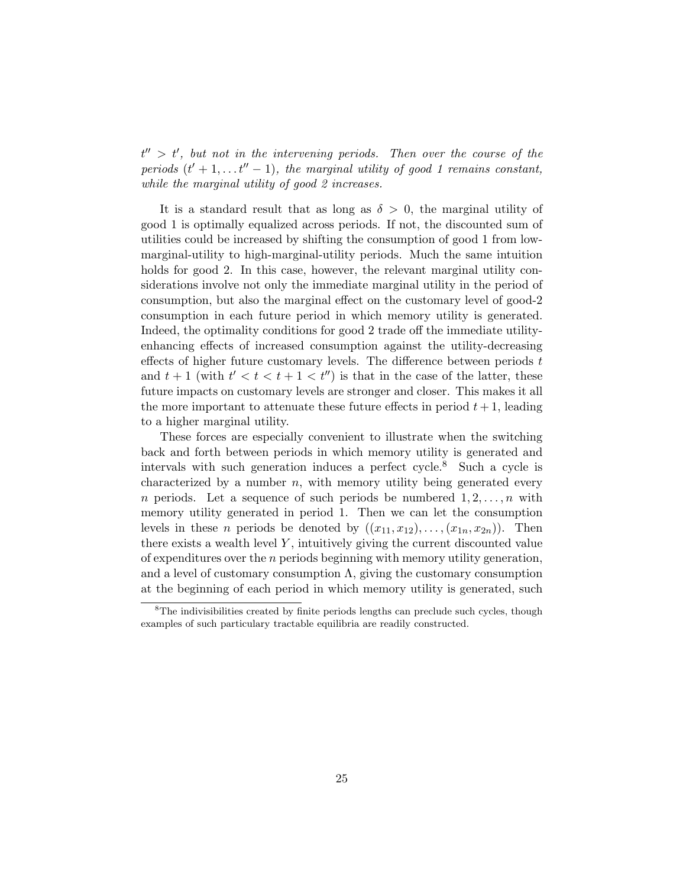*$t'' > t'$, but not in the intervening periods. Then over the course of the periods $(t'+1, \ldots t''-1)$, the marginal utility of good 1 remains constant, while the marginal utility of good 2 increases.*

It is a standard result that as long as $\delta > 0$, the marginal utility of good 1 is optimally equalized across periods. If not, the discounted sum of utilities could be increased by shifting the consumption of good 1 from low-marginal-utility to high-marginal-utility periods. Much the same intuition holds for good 2. In this case, however, the relevant marginal utility considerations involve not only the immediate marginal utility in the period of consumption, but also the marginal effect on the customary level of good-2 consumption in each future period in which memory utility is generated. Indeed, the optimality conditions for good 2 trade off the immediate utility-enhancing effects of increased consumption against the utility-decreasing effects of higher future customary levels. The difference between periods $t$ and $t+1$ (with $t' < t < t+1 < t''$) is that in the case of the latter, these future impacts on customary levels are stronger and closer. This makes it all the more important to attenuate these future effects in period $t+1$, leading to a higher marginal utility.

These forces are especially convenient to illustrate when the switching back and forth between periods in which memory utility is generated and intervals with such generation induces a perfect cycle.[8] Such a cycle is characterized by a number $n$, with memory utility being generated every $n$ periods. Let a sequence of such periods be numbered $1, 2, \ldots, n$ with memory utility generated in period 1. Then we can let the consumption levels in these $n$ periods be denoted by $((x_{11}, x_{12}), \ldots, (x_{1n}, x_{2n}))$. Then there exists a wealth level $Y$, intuitively giving the current discounted value of expenditures over the $n$ periods beginning with memory utility generation, and a level of customary consumption $\Lambda$, giving the customary consumption at the beginning of each period in which memory utility is generated, such

[8] The indivisibilities created by finite periods lengths can preclude such cycles, though examples of such particular tractable equilibria are readily constructed.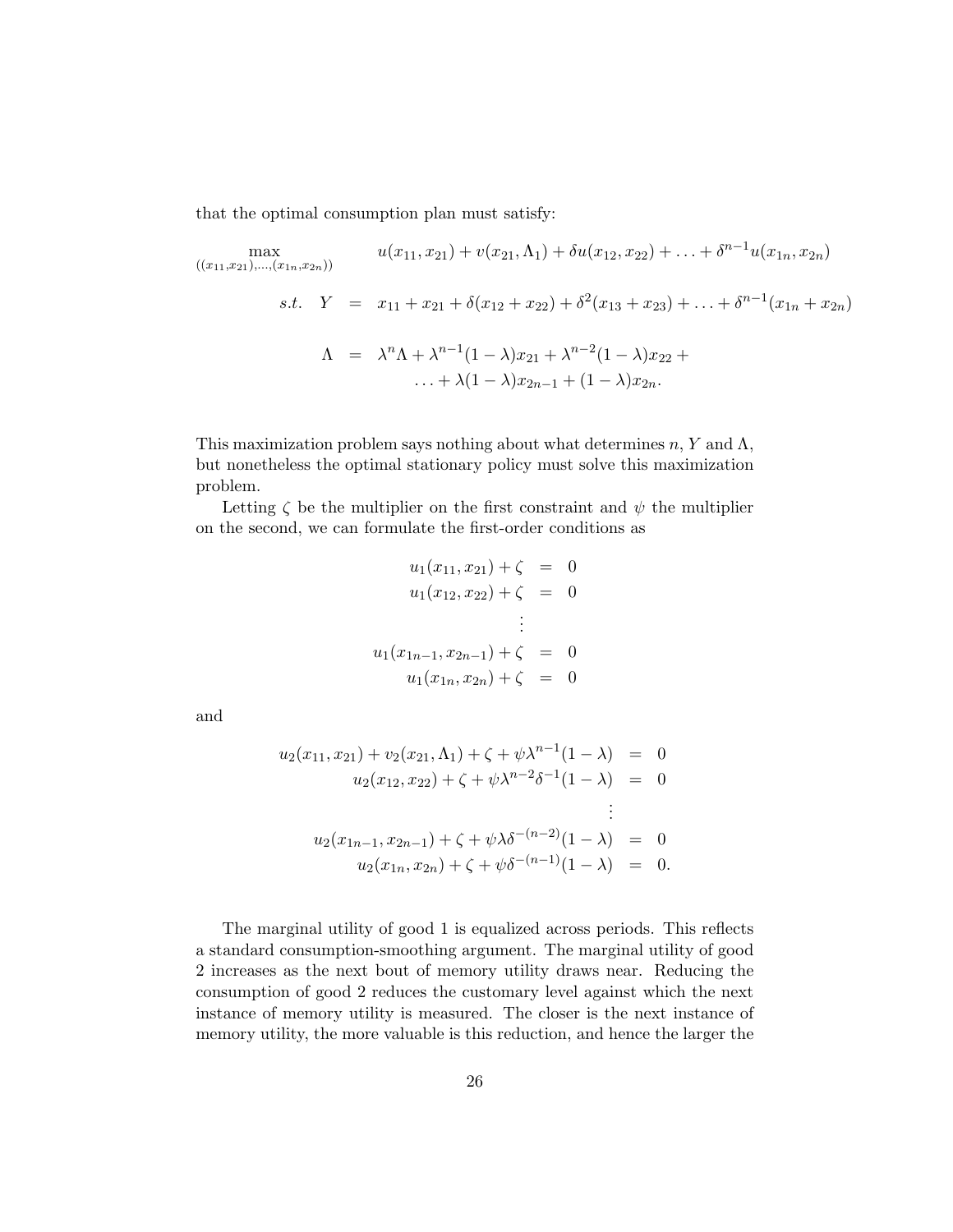that the optimal consumption plan must satisfy:

$$\max_{((x_{11},x_{21}),\ldots,(x_{1n},x_{2n}))} \quad u(x_{11},x_{21}) + v(x_{21},\Lambda_1) + \delta u(x_{12},x_{22}) + \ldots + \delta^{n-1} u(x_{1n},x_{2n})$$

$$\begin{aligned}
s.t. \quad Y &= x_{11} + x_{21} + \delta(x_{12} + x_{22}) + \delta^2(x_{13} + x_{23}) + \ldots + \delta^{n-1}(x_{1n} + x_{2n}) \\
\Lambda &= \lambda^n \Lambda + \lambda^{n-1}(1-\lambda)x_{21} + \lambda^{n-2}(1-\lambda)x_{22} + \\
&\quad \ldots + \lambda(1-\lambda)x_{2n-1} + (1-\lambda)x_{2n}.
\end{aligned}$$

This maximization problem says nothing about what determines $n$, $Y$ and $\Lambda$, but nonetheless the optimal stationary policy must solve this maximization problem.

Letting $\zeta$ be the multiplier on the first constraint and $\psi$ the multiplier on the second, we can formulate the first-order conditions as

$$\begin{aligned}
u_1(x_{11},x_{21}) + \zeta &= 0 \\
u_1(x_{12},x_{22}) + \zeta &= 0 \\
&\vdots \\
u_1(x_{1n-1},x_{2n-1}) + \zeta &= 0 \\
u_1(x_{1n},x_{2n}) + \zeta &= 0
\end{aligned}$$

and

$$\begin{aligned}
u_2(x_{11},x_{21}) + v_2(x_{21},\Lambda_1) + \zeta + \psi\lambda^{n-1}(1-\lambda) &= 0 \\
u_2(x_{12},x_{22}) + \zeta + \psi\lambda^{n-2}\delta^{-1}(1-\lambda) &= 0 \\
&\vdots \\
u_2(x_{1n-1},x_{2n-1}) + \zeta + \psi\lambda\delta^{-(n-2)}(1-\lambda) &= 0 \\
u_2(x_{1n},x_{2n}) + \zeta + \psi\delta^{-(n-1)}(1-\lambda) &= 0.
\end{aligned}$$

The marginal utility of good 1 is equalized across periods. This reflects a standard consumption-smoothing argument. The marginal utility of good 2 increases as the next bout of memory utility draws near. Reducing the consumption of good 2 reduces the customary level against which the next instance of memory utility is measured. The closer is the next instance of memory utility, the more valuable is this reduction, and hence the larger the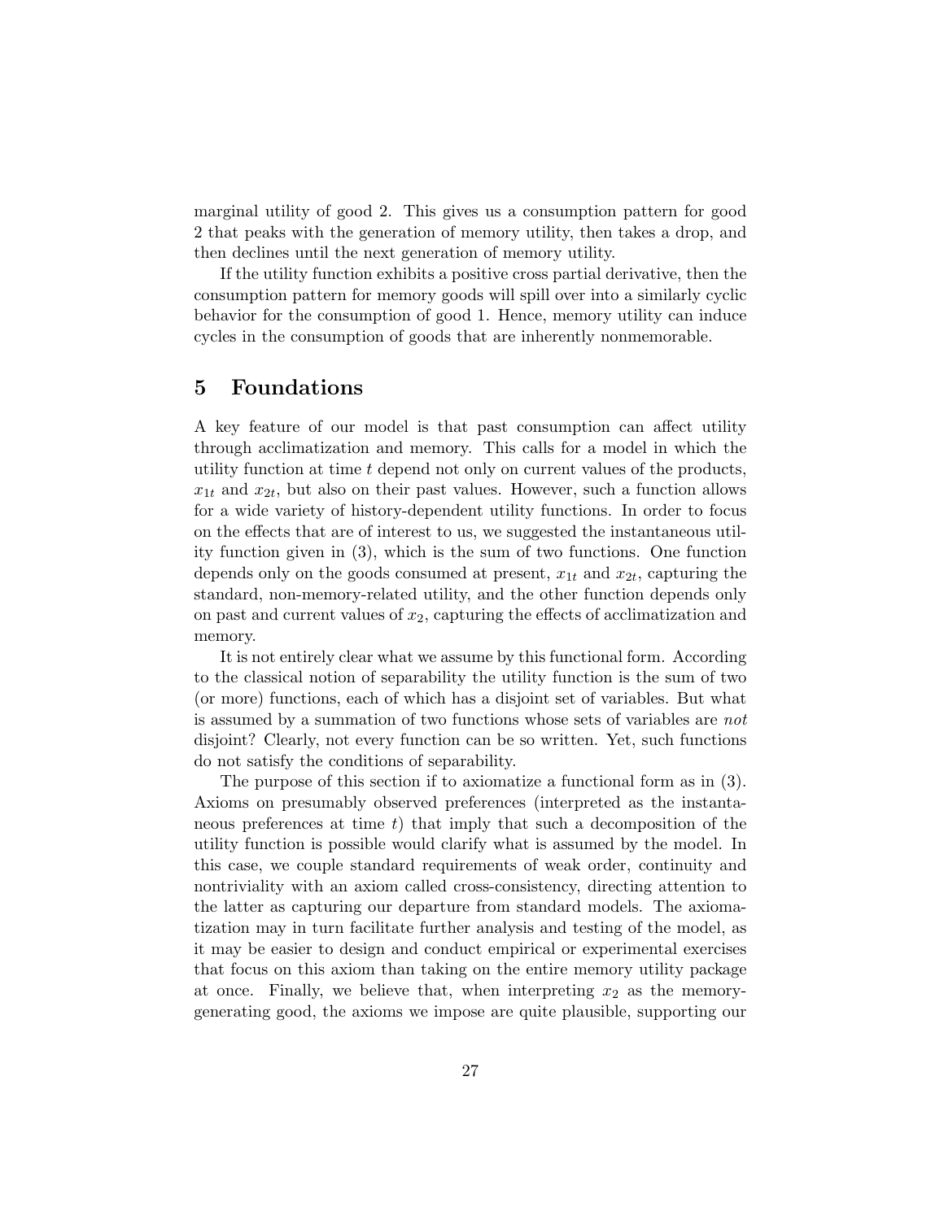marginal utility of good 2. This gives us a consumption pattern for good 2 that peaks with the generation of memory utility, then takes a drop, and then declines until the next generation of memory utility.

If the utility function exhibits a positive cross partial derivative, then the consumption pattern for memory goods will spill over into a similarly cyclic behavior for the consumption of good 1. Hence, memory utility can induce cycles in the consumption of goods that are inherently nonmemorable.

# 5 Foundations

A key feature of our model is that past consumption can affect utility through acclimatization and memory. This calls for a model in which the utility function at time $t$ depend not only on current values of the products, $x_{1t}$ and $x_{2t}$, but also on their past values. However, such a function allows for a wide variety of history-dependent utility functions. In order to focus on the effects that are of interest to us, we suggested the instantaneous utility function given in (3), which is the sum of two functions. One function depends only on the goods consumed at present, $x_{1t}$ and $x_{2t}$, capturing the standard, non-memory-related utility, and the other function depends only on past and current values of $x_2$, capturing the effects of acclimatization and memory.

It is not entirely clear what we assume by this functional form. According to the classical notion of separability the utility function is the sum of two (or more) functions, each of which has a disjoint set of variables. But what is assumed by a summation of two functions whose sets of variables are *not* disjoint? Clearly, not every function can be so written. Yet, such functions do not satisfy the conditions of separability.

The purpose of this section if to axiomatize a functional form as in (3). Axioms on presumably observed preferences (interpreted as the instantaneous preferences at time $t$) that imply that such a decomposition of the utility function is possible would clarify what is assumed by the model. In this case, we couple standard requirements of weak order, continuity and nontriviality with an axiom called cross-consistency, directing attention to the latter as capturing our departure from standard models. The axiomatization may in turn facilitate further analysis and testing of the model, as it may be easier to design and conduct empirical or experimental exercises that focus on this axiom than taking on the entire memory utility package at once. Finally, we believe that, when interpreting $x_2$ as the memory-generating good, the axioms we impose are quite plausible, supporting our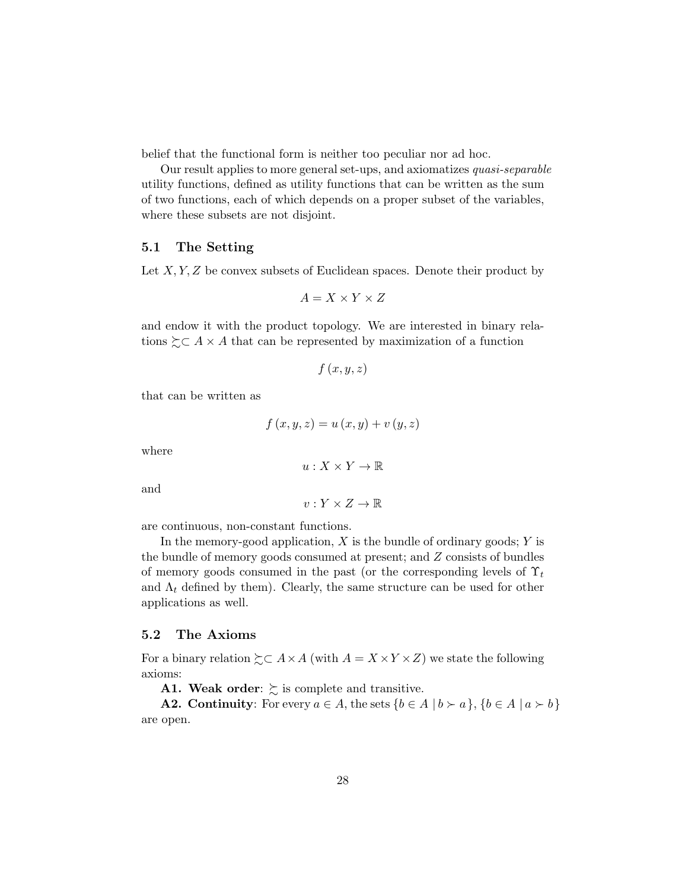belief that the functional form is neither too peculiar nor ad hoc.

Our result applies to more general set-ups, and axiomatizes *quasi-separable* utility functions, defined as utility functions that can be written as the sum of two functions, each of which depends on a proper subset of the variables, where these subsets are not disjoint.

### 5.1 The Setting

Let $X, Y, Z$ be convex subsets of Euclidean spaces. Denote their product by

$$A = X \times Y \times Z$$

and endow it with the product topology. We are interested in binary relations $\succsim \subset A \times A$ that can be represented by maximization of a function

$$f(x, y, z)$$

that can be written as

$$f(x, y, z) = u(x, y) + v(y, z)$$

where

$$u : X \times Y \to \mathbb{R}$$

and

$$v : Y \times Z \to \mathbb{R}$$

are continuous, non-constant functions.

In the memory-good application, $X$ is the bundle of ordinary goods; $Y$ is the bundle of memory goods consumed at present; and $Z$ consists of bundles of memory goods consumed in the past (or the corresponding levels of $\Upsilon_t$ and $\Lambda_t$ defined by them). Clearly, the same structure can be used for other applications as well.

### 5.2 The Axioms

For a binary relation $\succsim \subset A \times A$ (with $A = X \times Y \times Z$) we state the following axioms:

**A1. Weak order**: $\succsim$ is complete and transitive.

**A2. Continuity**: For every $a \in A$, the sets $\{b \in A \mid b \succ a\}$, $\{b \in A \mid a \succ b\}$ are open.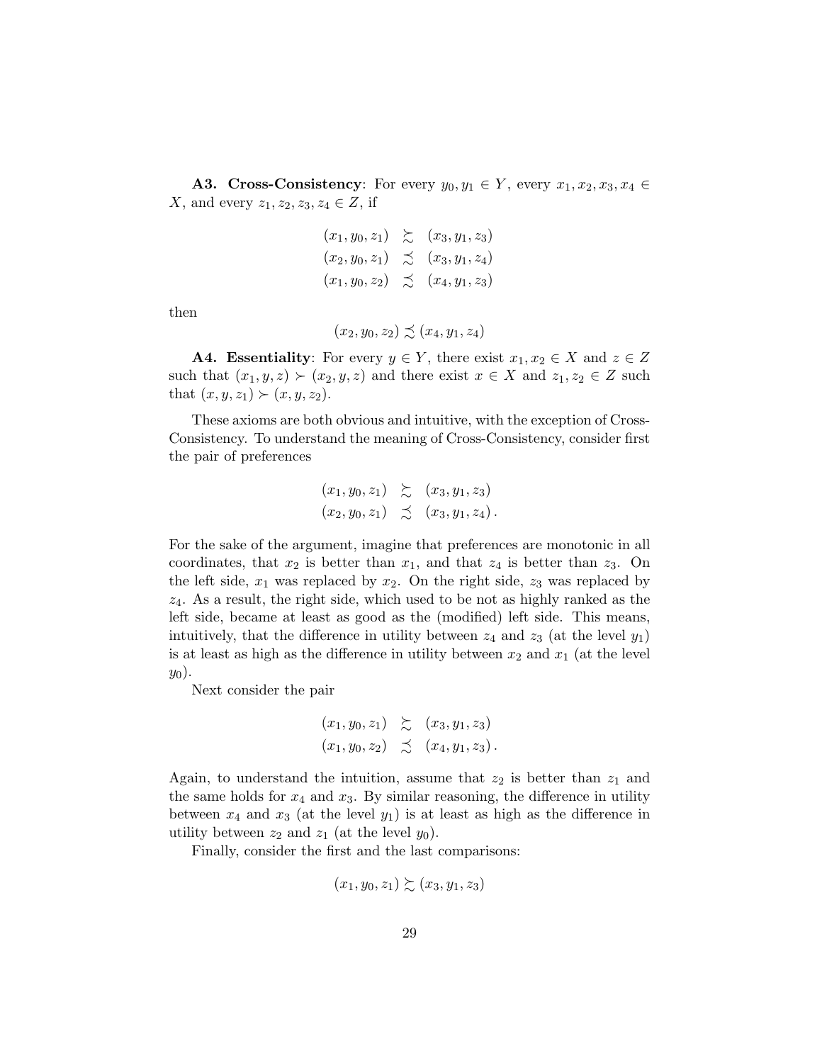**A3. Cross-Consistency**: For every $y_0, y_1 \in Y$, every $x_1, x_2, x_3, x_4 \in X$, and every $z_1, z_2, z_3, z_4 \in Z$, if

$$\begin{array}{rcl} (x_1, y_0, z_1) & \succsim & (x_3, y_1, z_3) \\ (x_2, y_0, z_1) & \precsim & (x_3, y_1, z_4) \\ (x_1, y_0, z_2) & \precsim & (x_4, y_1, z_3) \end{array}$$

then

$$(x_2, y_0, z_2) \precsim (x_4, y_1, z_4)$$

**A4. Essentiality**: For every $y \in Y$, there exist $x_1, x_2 \in X$ and $z \in Z$ such that $(x_1, y, z) \succ (x_2, y, z)$ and there exist $x \in X$ and $z_1, z_2 \in Z$ such that $(x, y, z_1) \succ (x, y, z_2)$.

These axioms are both obvious and intuitive, with the exception of Cross-Consistency. To understand the meaning of Cross-Consistency, consider first the pair of preferences

$$\begin{array}{rcl} (x_1, y_0, z_1) & \succsim & (x_3, y_1, z_3) \\ (x_2, y_0, z_1) & \precsim & (x_3, y_1, z_4) \, . \end{array}$$

For the sake of the argument, imagine that preferences are monotonic in all coordinates, that $x_2$ is better than $x_1$, and that $z_4$ is better than $z_3$. On the left side, $x_1$ was replaced by $x_2$. On the right side, $z_3$ was replaced by $z_4$. As a result, the right side, which used to be not as highly ranked as the left side, became at least as good as the (modified) left side. This means, intuitively, that the difference in utility between $z_4$ and $z_3$ (at the level $y_1$) is at least as high as the difference in utility between $x_2$ and $x_1$ (at the level $y_0$).

Next consider the pair

$$\begin{array}{rcl} (x_1, y_0, z_1) & \succsim & (x_3, y_1, z_3) \\ (x_1, y_0, z_2) & \precsim & (x_4, y_1, z_3) \, . \end{array}$$

Again, to understand the intuition, assume that $z_2$ is better than $z_1$ and the same holds for $x_4$ and $x_3$. By similar reasoning, the difference in utility between $x_4$ and $x_3$ (at the level $y_1$) is at least as high as the difference in utility between $z_2$ and $z_1$ (at the level $y_0$).

Finally, consider the first and the last comparisons:

$$(x_1, y_0, z_1) \succsim (x_3, y_1, z_3)$$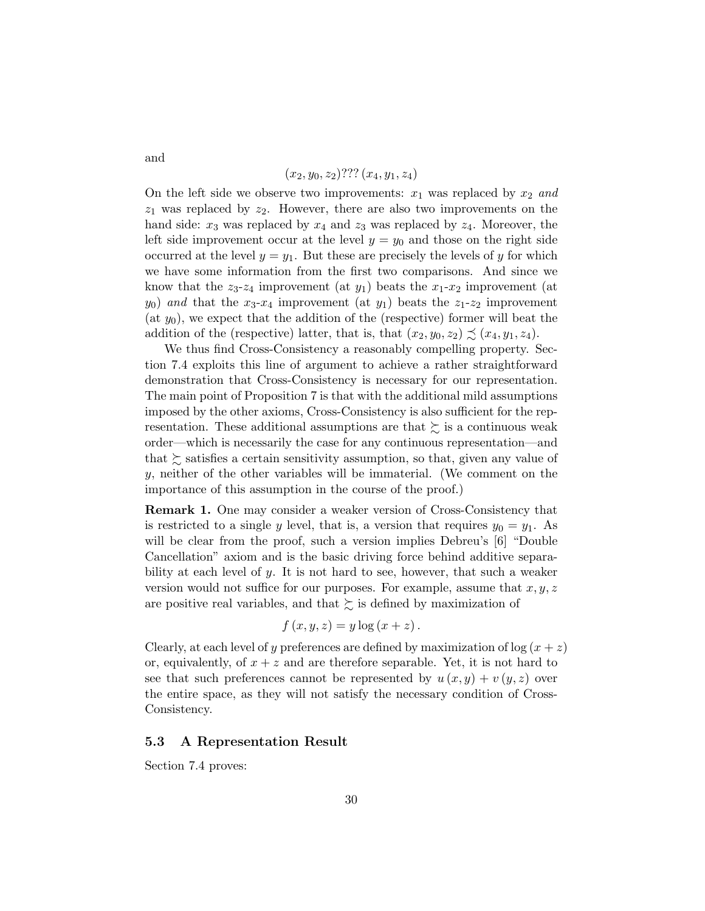and

$$(x_2, y_0, z_2) ??? (x_4, y_1, z_4)$$

On the left side we observe two improvements: $x_1$ was replaced by $x_2$ *and* $z_1$ was replaced by $z_2$. However, there are also two improvements on the hand side: $x_3$ was replaced by $x_4$ and $z_3$ was replaced by $z_4$. Moreover, the left side improvement occur at the level $y = y_0$ and those on the right side occurred at the level $y = y_1$. But these are precisely the levels of $y$ for which we have some information from the first two comparisons. And since we know that the $z_3$-$z_4$ improvement (at $y_1$) beats the $x_1$-$x_2$ improvement (at $y_0$) *and* that the $x_3$-$x_4$ improvement (at $y_1$) beats the $z_1$-$z_2$ improvement (at $y_0$), we expect that the addition of the (respective) former will beat the addition of the (respective) latter, that is, that $(x_2, y_0, z_2) \precsim (x_4, y_1, z_4)$.

We thus find Cross-Consistency a reasonably compelling property. Section 7.4 exploits this line of argument to achieve a rather straightforward demonstration that Cross-Consistency is necessary for our representation. The main point of Proposition 7 is that with the additional mild assumptions imposed by the other axioms, Cross-Consistency is also sufficient for the representation. These additional assumptions are that $\succsim$ is a continuous weak order—which is necessarily the case for any continuous representation—and that $\succsim$ satisfies a certain sensitivity assumption, so that, given any value of $y$, neither of the other variables will be immaterial. (We comment on the importance of this assumption in the course of the proof.)

**Remark 1.** One may consider a weaker version of Cross-Consistency that is restricted to a single $y$ level, that is, a version that requires $y_0 = y_1$. As will be clear from the proof, such a version implies Debreu's [6] "Double Cancellation" axiom and is the basic driving force behind additive separability at each level of $y$. It is not hard to see, however, that such a weaker version would not suffice for our purposes. For example, assume that $x, y, z$ are positive real variables, and that $\succsim$ is defined by maximization of

$$f(x, y, z) = y \log(x + z).$$

Clearly, at each level of $y$ preferences are defined by maximization of $\log(x + z)$ or, equivalently, of $x + z$ and are therefore separable. Yet, it is not hard to see that such preferences cannot be represented by $u(x, y) + v(y, z)$ over the entire space, as they will not satisfy the necessary condition of Cross-Consistency.

### 5.3 A Representation Result

Section 7.4 proves: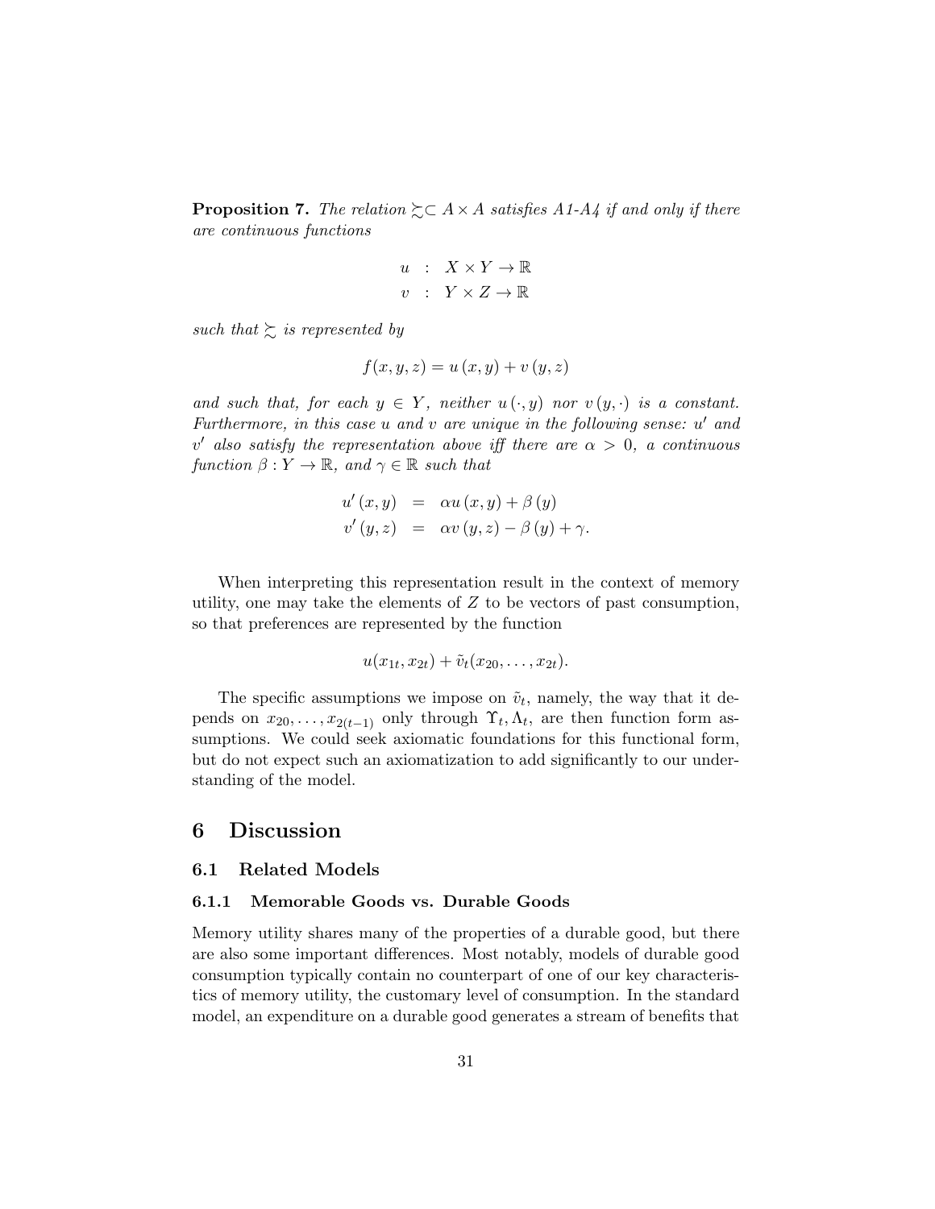**Proposition 7.** *The relation $\succsim \subset A \times A$ satisfies A1-A4 if and only if there are continuous functions*

$$
\begin{aligned}
u &: X \times Y \to \mathbb{R} \\
v &: Y \times Z \to \mathbb{R}
\end{aligned}
$$

*such that $\succsim$ is represented by*

$$
f(x, y, z) = u(x, y) + v(y, z)
$$

*and such that, for each $y \in Y$, neither $u(\cdot, y)$ nor $v(y, \cdot)$ is a constant. Furthermore, in this case $u$ and $v$ are unique in the following sense: $u'$ and $v'$ also satisfy the representation above iff there are $\alpha > 0$, a continuous function $\beta : Y \to \mathbb{R}$, and $\gamma \in \mathbb{R}$ such that*

$$
\begin{aligned}
u'(x, y) &= \alpha u(x, y) + \beta(y) \\
v'(y, z) &= \alpha v(y, z) - \beta(y) + \gamma.
\end{aligned}
$$

When interpreting this representation result in the context of memory utility, one may take the elements of $Z$ to be vectors of past consumption, so that preferences are represented by the function

$$
u(x_{1t}, x_{2t}) + \tilde{v}_t(x_{20}, \ldots, x_{2t}).
$$

The specific assumptions we impose on $\tilde{v}_t$, namely, the way that it depends on $x_{20}, \ldots, x_{2(t-1)}$ only through $\Upsilon_t, \Lambda_t$, are then function form assumptions. We could seek axiomatic foundations for this functional form, but do not expect such an axiomatization to add significantly to our understanding of the model.

# 6 Discussion

## 6.1 Related Models

### 6.1.1 Memorable Goods vs. Durable Goods

Memory utility shares many of the properties of a durable good, but there are also some important differences. Most notably, models of durable good consumption typically contain no counterpart of one of our key characteristics of memory utility, the customary level of consumption. In the standard model, an expenditure on a durable good generates a stream of benefits that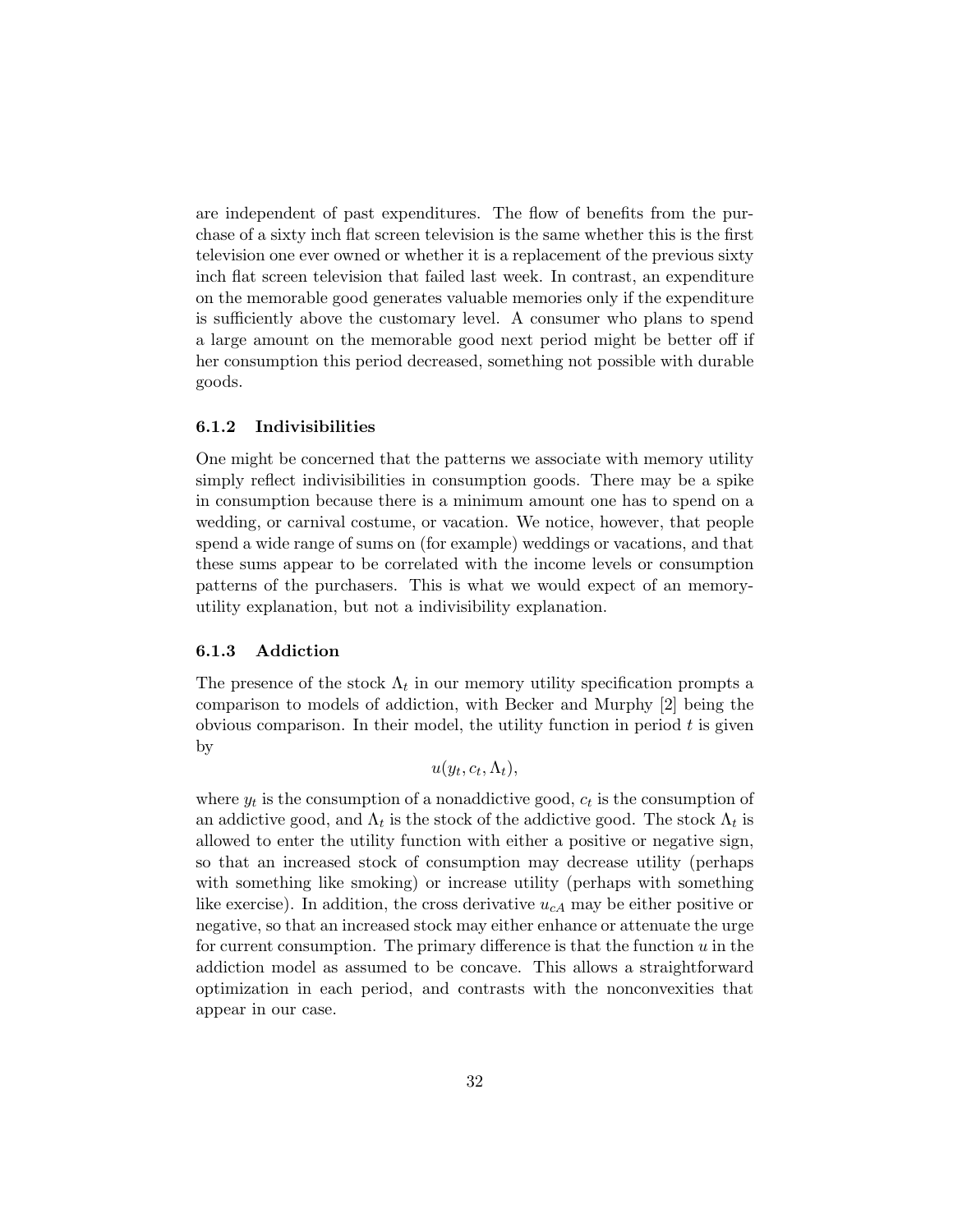are independent of past expenditures. The flow of benefits from the purchase of a sixty inch flat screen television is the same whether this is the first television one ever owned or whether it is a replacement of the previous sixty inch flat screen television that failed last week. In contrast, an expenditure on the memorable good generates valuable memories only if the expenditure is sufficiently above the customary level. A consumer who plans to spend a large amount on the memorable good next period might be better off if her consumption this period decreased, something not possible with durable goods.

### 6.1.2 Indivisibilities

One might be concerned that the patterns we associate with memory utility simply reflect indivisibilities in consumption goods. There may be a spike in consumption because there is a minimum amount one has to spend on a wedding, or carnival costume, or vacation. We notice, however, that people spend a wide range of sums on (for example) weddings or vacations, and that these sums appear to be correlated with the income levels or consumption patterns of the purchasers. This is what we would expect of an memory-utility explanation, but not a indivisibility explanation.

### 6.1.3 Addiction

The presence of the stock $\Lambda_t$ in our memory utility specification prompts a comparison to models of addiction, with Becker and Murphy [2] being the obvious comparison. In their model, the utility function in period $t$ is given by

$$u(y_t, c_t, \Lambda_t),$$

where $y_t$ is the consumption of a nonaddictive good, $c_t$ is the consumption of an addictive good, and $\Lambda_t$ is the stock of the addictive good. The stock $\Lambda_t$ is allowed to enter the utility function with either a positive or negative sign, so that an increased stock of consumption may decrease utility (perhaps with something like smoking) or increase utility (perhaps with something like exercise). In addition, the cross derivative $u_{cA}$ may be either positive or negative, so that an increased stock may either enhance or attenuate the urge for current consumption. The primary difference is that the function $u$ in the addiction model as assumed to be concave. This allows a straightforward optimization in each period, and contrasts with the nonconvexities that appear in our case.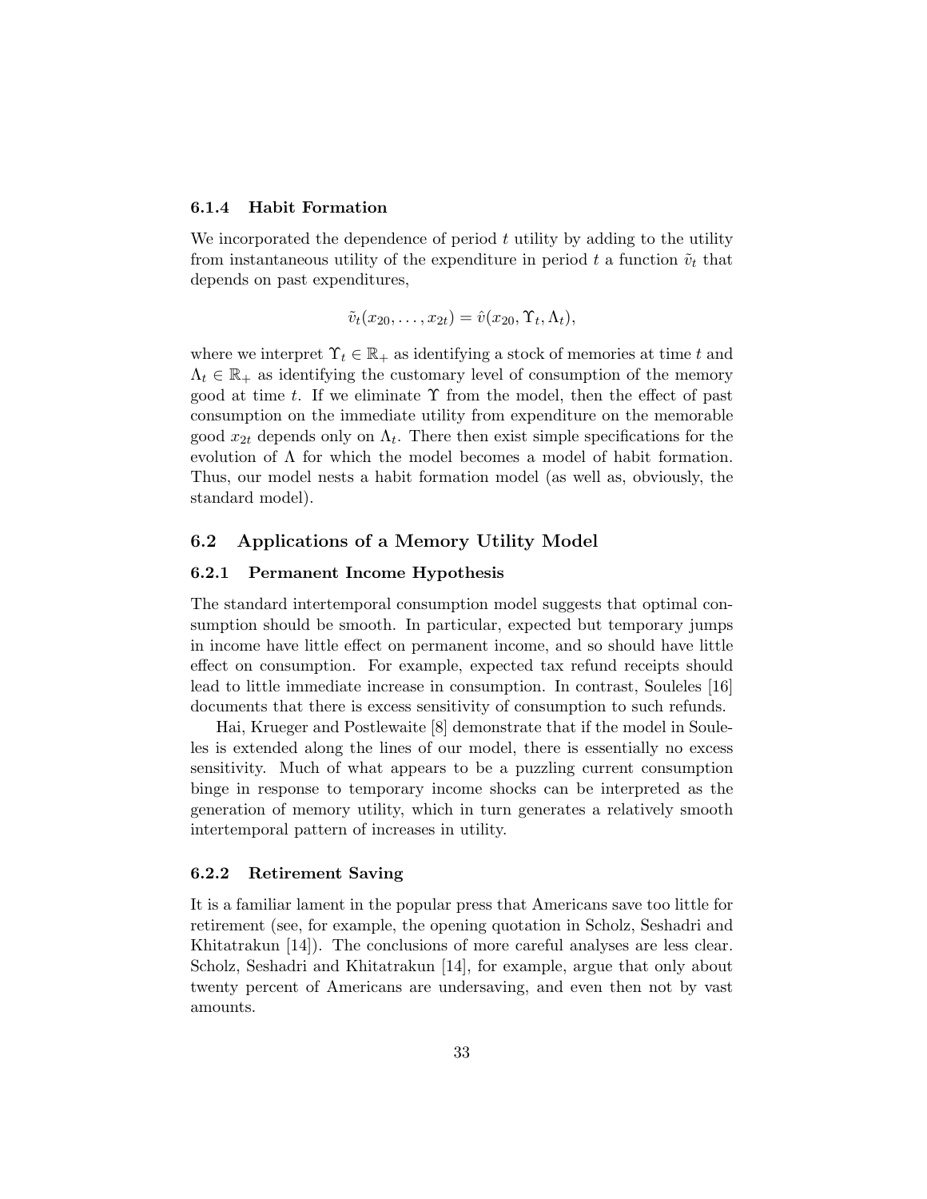#### 6.1.4 Habit Formation

We incorporated the dependence of period $t$ utility by adding to the utility from instantaneous utility of the expenditure in period $t$ a function $\tilde{v}_t$ that depends on past expenditures,

$$\tilde{v}_t(x_{20}, \ldots, x_{2t}) = \hat{v}(x_{20}, \Upsilon_t, \Lambda_t),$$

where we interpret $\Upsilon_t \in \mathbb{R}_+$ as identifying a stock of memories at time $t$ and $\Lambda_t \in \mathbb{R}_+$ as identifying the customary level of consumption of the memory good at time $t$. If we eliminate $\Upsilon$ from the model, then the effect of past consumption on the immediate utility from expenditure on the memorable good $x_{2t}$ depends only on $\Lambda_t$. There then exist simple specifications for the evolution of $\Lambda$ for which the model becomes a model of habit formation. Thus, our model nests a habit formation model (as well as, obviously, the standard model).

### 6.2 Applications of a Memory Utility Model

#### 6.2.1 Permanent Income Hypothesis

The standard intertemporal consumption model suggests that optimal consumption should be smooth. In particular, expected but temporary jumps in income have little effect on permanent income, and so should have little effect on consumption. For example, expected tax refund receipts should lead to little immediate increase in consumption. In contrast, Souleles [16] documents that there is excess sensitivity of consumption to such refunds.

Hai, Krueger and Postlewaite [8] demonstrate that if the model in Souleles is extended along the lines of our model, there is essentially no excess sensitivity. Much of what appears to be a puzzling current consumption binge in response to temporary income shocks can be interpreted as the generation of memory utility, which in turn generates a relatively smooth intertemporal pattern of increases in utility.

#### 6.2.2 Retirement Saving

It is a familiar lament in the popular press that Americans save too little for retirement (see, for example, the opening quotation in Scholz, Seshadri and Khitatrakun [14]). The conclusions of more careful analyses are less clear. Scholz, Seshadri and Khitatrakun [14], for example, argue that only about twenty percent of Americans are undersaving, and even then not by vast amounts.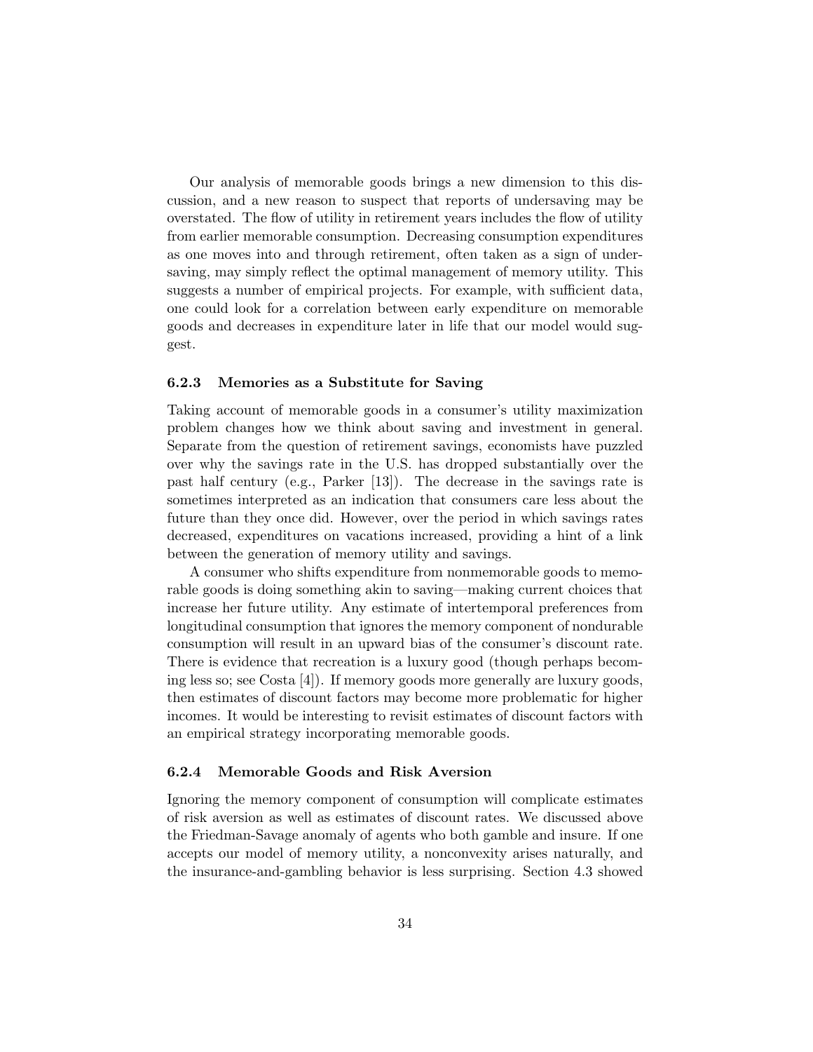Our analysis of memorable goods brings a new dimension to this discussion, and a new reason to suspect that reports of undersaving may be overstated. The flow of utility in retirement years includes the flow of utility from earlier memorable consumption. Decreasing consumption expenditures as one moves into and through retirement, often taken as a sign of undersaving, may simply reflect the optimal management of memory utility. This suggests a number of empirical projects. For example, with sufficient data, one could look for a correlation between early expenditure on memorable goods and decreases in expenditure later in life that our model would suggest.

### 6.2.3 Memories as a Substitute for Saving

Taking account of memorable goods in a consumer's utility maximization problem changes how we think about saving and investment in general. Separate from the question of retirement savings, economists have puzzled over why the savings rate in the U.S. has dropped substantially over the past half century (e.g., Parker [13]). The decrease in the savings rate is sometimes interpreted as an indication that consumers care less about the future than they once did. However, over the period in which savings rates decreased, expenditures on vacations increased, providing a hint of a link between the generation of memory utility and savings.

A consumer who shifts expenditure from nonmemorable goods to memorable goods is doing something akin to saving—making current choices that increase her future utility. Any estimate of intertemporal preferences from longitudinal consumption that ignores the memory component of nondurable consumption will result in an upward bias of the consumer's discount rate. There is evidence that recreation is a luxury good (though perhaps becoming less so; see Costa [4]). If memory goods more generally are luxury goods, then estimates of discount factors may become more problematic for higher incomes. It would be interesting to revisit estimates of discount factors with an empirical strategy incorporating memorable goods.

### 6.2.4 Memorable Goods and Risk Aversion

Ignoring the memory component of consumption will complicate estimates of risk aversion as well as estimates of discount rates. We discussed above the Friedman-Savage anomaly of agents who both gamble and insure. If one accepts our model of memory utility, a nonconvexity arises naturally, and the insurance-and-gambling behavior is less surprising. Section 4.3 showed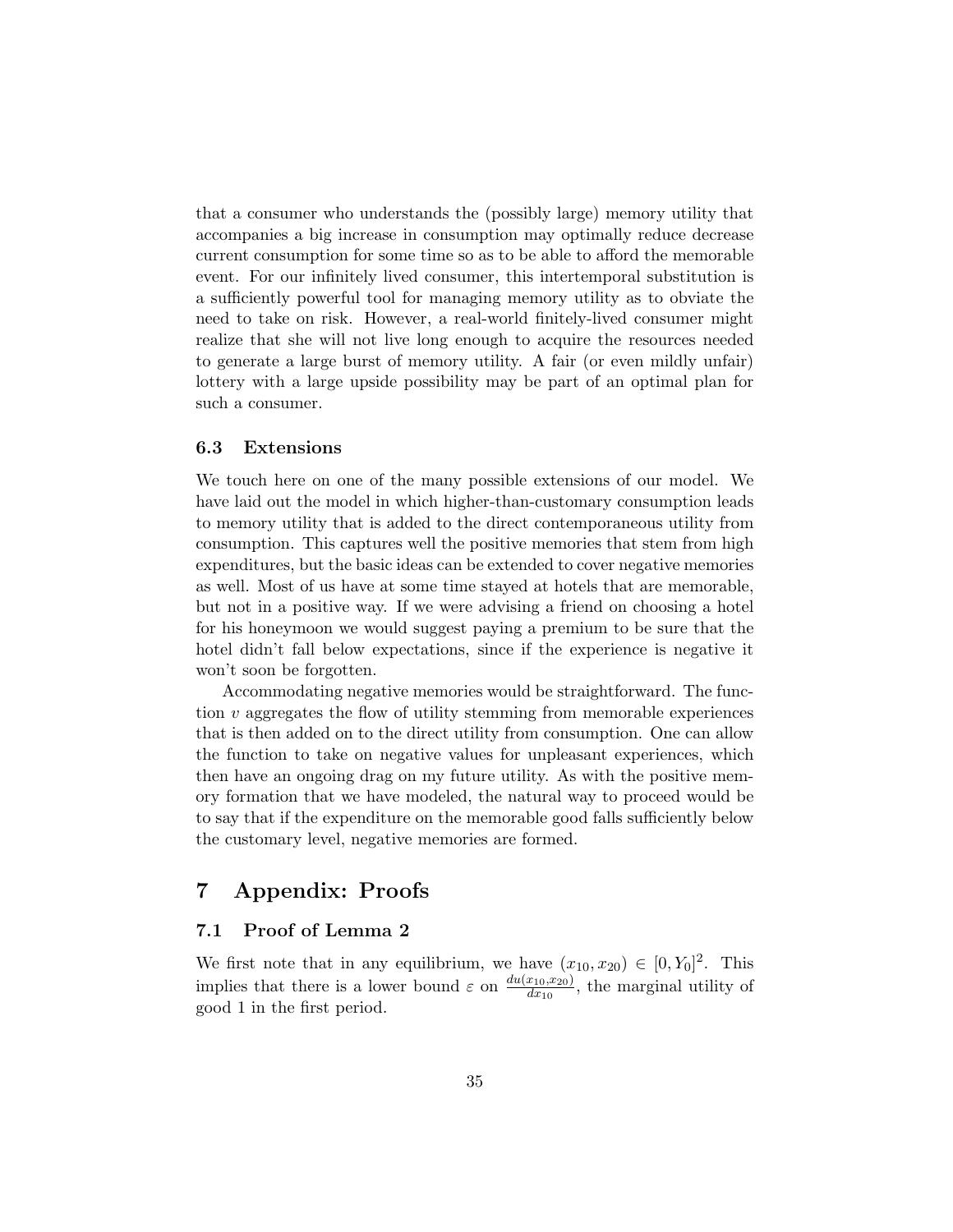that a consumer who understands the (possibly large) memory utility that accompanies a big increase in consumption may optimally reduce decrease current consumption for some time so as to be able to afford the memorable event. For our infinitely lived consumer, this intertemporal substitution is a sufficiently powerful tool for managing memory utility as to obviate the need to take on risk. However, a real-world finitely-lived consumer might realize that she will not live long enough to acquire the resources needed to generate a large burst of memory utility. A fair (or even mildly unfair) lottery with a large upside possibility may be part of an optimal plan for such a consumer.

### 6.3 Extensions

We touch here on one of the many possible extensions of our model. We have laid out the model in which higher-than-customary consumption leads to memory utility that is added to the direct contemporaneous utility from consumption. This captures well the positive memories that stem from high expenditures, but the basic ideas can be extended to cover negative memories as well. Most of us have at some time stayed at hotels that are memorable, but not in a positive way. If we were advising a friend on choosing a hotel for his honeymoon we would suggest paying a premium to be sure that the hotel didn't fall below expectations, since if the experience is negative it won't soon be forgotten.

Accommodating negative memories would be straightforward. The function $v$ aggregates the flow of utility stemming from memorable experiences that is then added on to the direct utility from consumption. One can allow the function to take on negative values for unpleasant experiences, which then have an ongoing drag on my future utility. As with the positive memory formation that we have modeled, the natural way to proceed would be to say that if the expenditure on the memorable good falls sufficiently below the customary level, negative memories are formed.

## 7 Appendix: Proofs

### 7.1 Proof of Lemma 2

We first note that in any equilibrium, we have $(x_{10}, x_{20}) \in [0, Y_0]^2$. This implies that there is a lower bound $\varepsilon$ on $\frac{du(x_{10},x_{20})}{dx_{10}}$, the marginal utility of good 1 in the first period.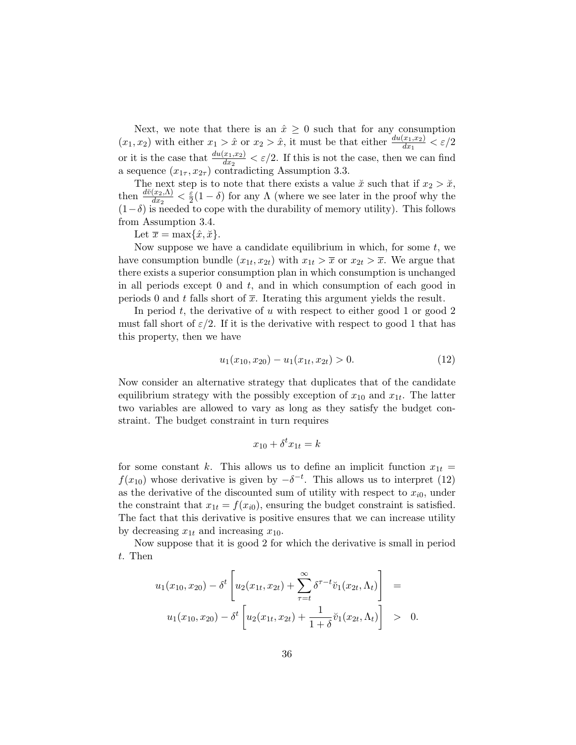Next, we note that there is an $\hat{x} \geq 0$ such that for any consumption $(x_1, x_2)$ with either $x_1 > \hat{x}$ or $x_2 > \hat{x}$, it must be that either $\frac{du(x_1,x_2)}{dx_1} < \varepsilon/2$ or it is the case that $\frac{du(x_1,x_2)}{dx_2} < \varepsilon/2$. If this is not the case, then we can find a sequence $(x_{1\tau}, x_{2\tau})$ contradicting Assumption 3.3.

The next step is to note that there exists a value $\breve{x}$ such that if $x_2 > \breve{x}$, then $\frac{d\breve{v}(x_2,\Lambda)}{dx_2} < \frac{\varepsilon}{2}(1-\delta)$ for any $\Lambda$ (where we see later in the proof why the $(1-\delta)$ is needed to cope with the durability of memory utility). This follows from Assumption 3.4.

Let $\overline{x} = \max\{\hat{x}, \breve{x}\}$.

Now suppose we have a candidate equilibrium in which, for some $t$, we have consumption bundle $(x_{1t}, x_{2t})$ with $x_{1t} > \overline{x}$ or $x_{2t} > \overline{x}$. We argue that there exists a superior consumption plan in which consumption is unchanged in all periods except 0 and $t$, and in which consumption of each good in periods 0 and $t$ falls short of $\overline{x}$. Iterating this argument yields the result.

In period $t$, the derivative of $u$ with respect to either good 1 or good 2 must fall short of $\varepsilon/2$. If it is the derivative with respect to good 1 that has this property, then we have

$$u_1(x_{10}, x_{20}) - u_1(x_{1t}, x_{2t}) > 0. \tag{12}$$

Now consider an alternative strategy that duplicates that of the candidate equilibrium strategy with the possibly exception of $x_{10}$ and $x_{1t}$. The latter two variables are allowed to vary as long as they satisfy the budget constraint. The budget constraint in turn requires

$$x_{10} + \delta^t x_{1t} = k$$

for some constant $k$. This allows us to define an implicit function $x_{1t} = f(x_{10})$ whose derivative is given by $-\delta^{-t}$. This allows us to interpret (12) as the derivative of the discounted sum of utility with respect to $x_{i0}$, under the constraint that $x_{1t} = f(x_{i0})$, ensuring the budget constraint is satisfied. The fact that this derivative is positive ensures that we can increase utility by decreasing $x_{1t}$ and increasing $x_{10}$.

Now suppose that it is good 2 for which the derivative is small in period $t$. Then

$$\begin{aligned} u_1(x_{10}, x_{20}) - \delta^t \left[ u_2(x_{1t}, x_{2t}) + \sum_{\tau=t}^{\infty} \delta^{\tau - t} \breve{v}_1(x_{2t}, \Lambda_t) \right] &= \\ u_1(x_{10}, x_{20}) - \delta^t \left[ u_2(x_{1t}, x_{2t}) + \frac{1}{1+\delta} \breve{v}_1(x_{2t}, \Lambda_t) \right] &> 0. \end{aligned}$$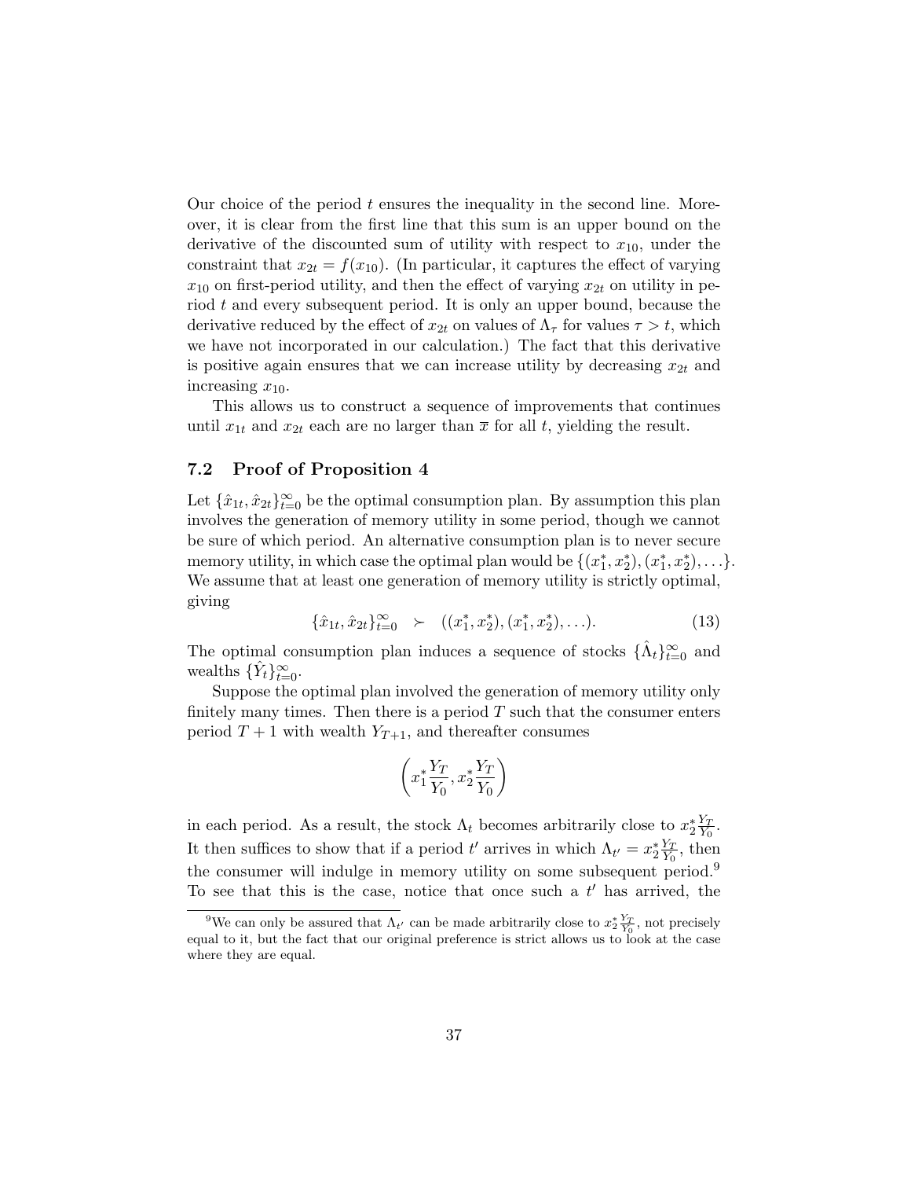Our choice of the period $t$ ensures the inequality in the second line. Moreover, it is clear from the first line that this sum is an upper bound on the derivative of the discounted sum of utility with respect to $x_{10}$, under the constraint that $x_{2t} = f(x_{10})$. (In particular, it captures the effect of varying $x_{10}$ on first-period utility, and then the effect of varying $x_{2t}$ on utility in period $t$ and every subsequent period. It is only an upper bound, because the derivative reduced by the effect of $x_{2t}$ on values of $\Lambda_\tau$ for values $\tau > t$, which we have not incorporated in our calculation.) The fact that this derivative is positive again ensures that we can increase utility by decreasing $x_{2t}$ and increasing $x_{10}$.

This allows us to construct a sequence of improvements that continues until $x_{1t}$ and $x_{2t}$ each are no larger than $\overline{x}$ for all $t$, yielding the result.

## 7.2 Proof of Proposition 4

Let $\{\hat{x}_{1t}, \hat{x}_{2t}\}_{t=0}^{\infty}$ be the optimal consumption plan. By assumption this plan involves the generation of memory utility in some period, though we cannot be sure of which period. An alternative consumption plan is to never secure memory utility, in which case the optimal plan would be $\{(x_1^*, x_2^*), (x_1^*, x_2^*), \ldots\}$. We assume that at least one generation of memory utility is strictly optimal, giving

$$\{\hat{x}_{1t}, \hat{x}_{2t}\}_{t=0}^{\infty} \succ ((x_1^*, x_2^*), (x_1^*, x_2^*), \ldots). \tag{13}$$

The optimal consumption plan induces a sequence of stocks $\{\hat{\Lambda}_t\}_{t=0}^{\infty}$ and wealths $\{\hat{Y}_t\}_{t=0}^{\infty}$.

Suppose the optimal plan involved the generation of memory utility only finitely many times. Then there is a period $T$ such that the consumer enters period $T+1$ with wealth $Y_{T+1}$, and thereafter consumes

$$\left( x_1^* \frac{Y_T}{Y_0}, x_2^* \frac{Y_T}{Y_0} \right)$$

in each period. As a result, the stock $\Lambda_t$ becomes arbitrarily close to $x_2^* \frac{Y_T}{Y_0}$. It then suffices to show that if a period $t'$ arrives in which $\Lambda_{t'} = x_2^* \frac{Y_T}{Y_0}$, then the consumer will indulge in memory utility on some subsequent period.[9] To see that this is the case, notice that once such a $t'$ has arrived, the

[9] We can only be assured that $\Lambda_{t'}$ can be made arbitrarily close to $x_2^* \frac{Y_T}{Y_0}$, not precisely equal to it, but the fact that our original preference is strict allows us to look at the case where they are equal.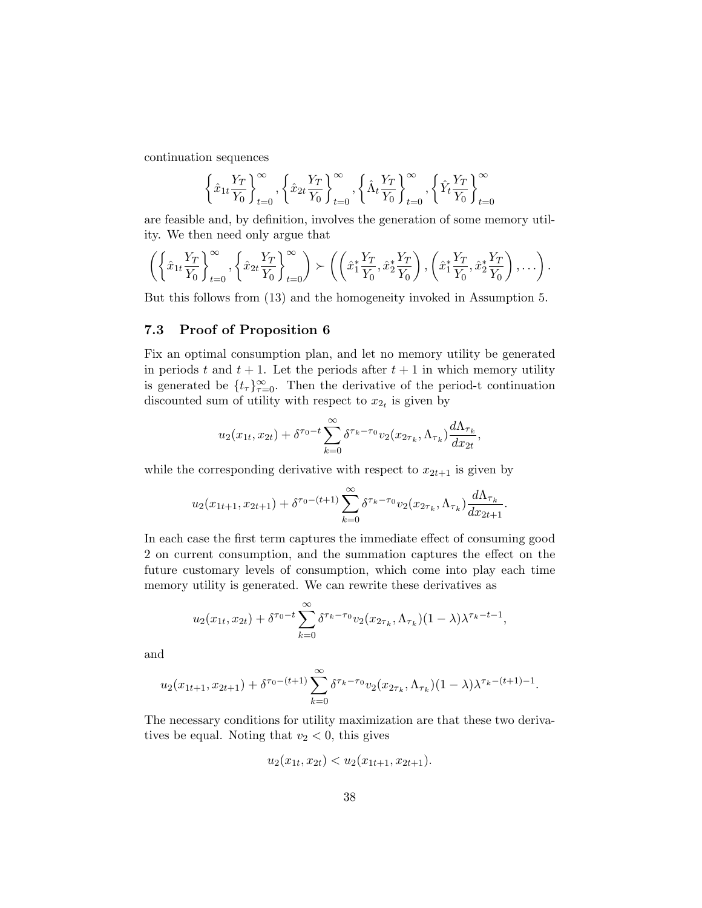continuation sequences

$$\left\{\hat{x}_{1t}\frac{Y_T}{Y_0}\right\}_{t=0}^{\infty}, \left\{\hat{x}_{2t}\frac{Y_T}{Y_0}\right\}_{t=0}^{\infty}, \left\{\hat{\Lambda}_t\frac{Y_T}{Y_0}\right\}_{t=0}^{\infty}, \left\{\hat{Y}_t\frac{Y_T}{Y_0}\right\}_{t=0}^{\infty}$$

are feasible and, by definition, involves the generation of some memory utility. We then need only argue that

$$\left(\left\{\hat{x}_{1t}\frac{Y_T}{Y_0}\right\}_{t=0}^{\infty}, \left\{\hat{x}_{2t}\frac{Y_T}{Y_0}\right\}_{t=0}^{\infty}\right) \succ \left(\left(\hat{x}_1^*\frac{Y_T}{Y_0}, \hat{x}_2^*\frac{Y_T}{Y_0}\right), \left(\hat{x}_1^*\frac{Y_T}{Y_0}, \hat{x}_2^*\frac{Y_T}{Y_0}\right), \ldots\right).$$

But this follows from (13) and the homogeneity invoked in Assumption 5.

### 7.3 Proof of Proposition 6

Fix an optimal consumption plan, and let no memory utility be generated in periods $t$ and $t+1$. Let the periods after $t+1$ in which memory utility is generated be $\{t_\tau\}_{\tau=0}^{\infty}$. Then the derivative of the period-t continuation discounted sum of utility with respect to $x_{2_t}$ is given by

$$u_2(x_{1t}, x_{2t}) + \delta^{\tau_0 - t}\sum_{k=0}^{\infty}\delta^{\tau_k-\tau_0}v_2(x_{2\tau_k}, \Lambda_{\tau_k})\frac{d\Lambda_{\tau_k}}{dx_{2t}},$$

while the corresponding derivative with respect to $x_{2t+1}$ is given by

$$u_2(x_{1t+1}, x_{2t+1}) + \delta^{\tau_0-(t+1)}\sum_{k=0}^{\infty}\delta^{\tau_k-\tau_0}v_2(x_{2\tau_k}, \Lambda_{\tau_k})\frac{d\Lambda_{\tau_k}}{dx_{2t+1}}.$$

In each case the first term captures the immediate effect of consuming good 2 on current consumption, and the summation captures the effect on the future customary levels of consumption, which come into play each time memory utility is generated. We can rewrite these derivatives as

$$u_2(x_{1t}, x_{2t}) + \delta^{\tau_0 - t}\sum_{k=0}^{\infty}\delta^{\tau_k-\tau_0}v_2(x_{2\tau_k}, \Lambda_{\tau_k})(1-\lambda)\lambda^{\tau_k-t-1},$$

and

$$u_2(x_{1t+1}, x_{2t+1}) + \delta^{\tau_0-(t+1)}\sum_{k=0}^{\infty}\delta^{\tau_k-\tau_0}v_2(x_{2\tau_k}, \Lambda_{\tau_k})(1-\lambda)\lambda^{\tau_k-(t+1)-1}.$$

The necessary conditions for utility maximization are that these two derivatives be equal. Noting that $v_2 < 0$, this gives

$$u_2(x_{1t}, x_{2t}) < u_2(x_{1t+1}, x_{2t+1}).$$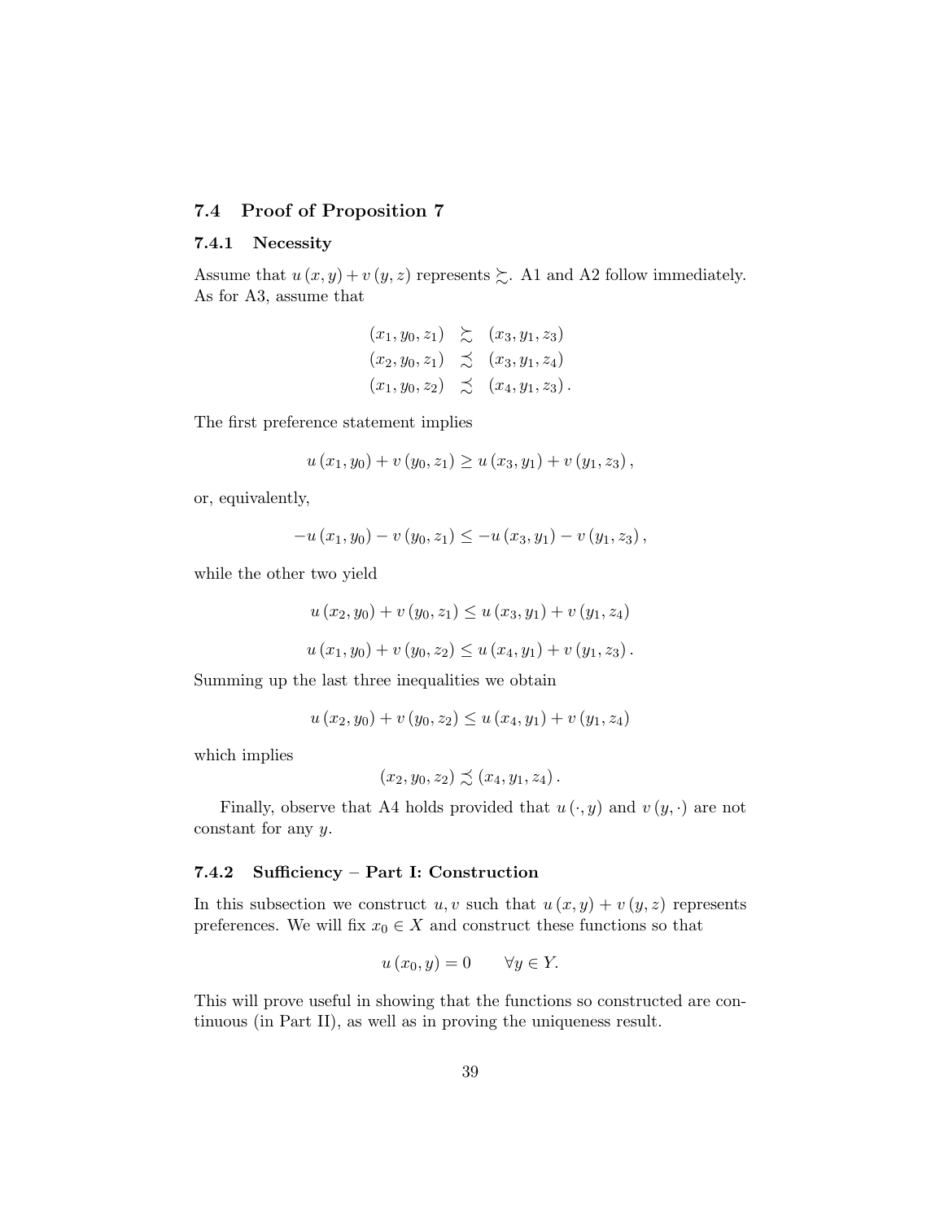## 7.4 Proof of Proposition 7

### 7.4.1 Necessity

Assume that $u(x,y)+v(y,z)$ represents $\succsim$. A1 and A2 follow immediately. As for A3, assume that

$$\begin{aligned} (x_1, y_0, z_1) &\succsim (x_3, y_1, z_3) \\ (x_2, y_0, z_1) &\precsim (x_3, y_1, z_4) \\ (x_1, y_0, z_2) &\precsim (x_4, y_1, z_3) . \end{aligned}$$

The first preference statement implies

$$u(x_1, y_0) + v(y_0, z_1) \geq u(x_3, y_1) + v(y_1, z_3),$$

or, equivalently,

$$-u(x_1, y_0) - v(y_0, z_1) \leq -u(x_3, y_1) - v(y_1, z_3),$$

while the other two yield

$$u(x_2, y_0) + v(y_0, z_1) \leq u(x_3, y_1) + v(y_1, z_4)$$

$$u(x_1, y_0) + v(y_0, z_2) \leq u(x_4, y_1) + v(y_1, z_3).$$

Summing up the last three inequalities we obtain

$$u(x_2, y_0) + v(y_0, z_2) \leq u(x_4, y_1) + v(y_1, z_4)$$

which implies

$$(x_2, y_0, z_2) \precsim (x_4, y_1, z_4).$$

Finally, observe that A4 holds provided that $u(\cdot, y)$ and $v(y, \cdot)$ are not constant for any $y$.

### 7.4.2 Sufficiency – Part I: Construction

In this subsection we construct $u, v$ such that $u(x,y) + v(y,z)$ represents preferences. We will fix $x_0 \in X$ and construct these functions so that

$$u(x_0, y) = 0 \qquad \forall y \in Y.$$

This will prove useful in showing that the functions so constructed are continuous (in Part II), as well as in proving the uniqueness result.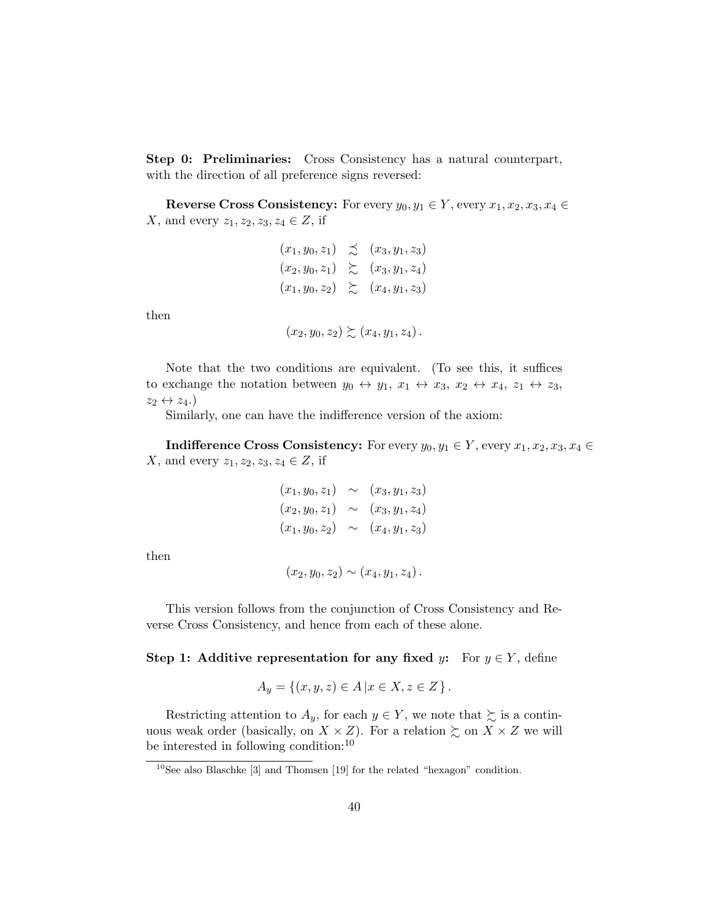**Step 0: Preliminaries:** Cross Consistency has a natural counterpart, with the direction of all preference signs reversed:

**Reverse Cross Consistency:** For every $y_0, y_1 \in Y$, every $x_1, x_2, x_3, x_4 \in X$, and every $z_1, z_2, z_3, z_4 \in Z$, if

$$\begin{array}{ccc} (x_1, y_0, z_1) & \precsim & (x_3, y_1, z_3) \\ (x_2, y_0, z_1) & \succsim & (x_3, y_1, z_4) \\ (x_1, y_0, z_2) & \succsim & (x_4, y_1, z_3) \end{array}$$

then

$$(x_2, y_0, z_2) \succsim (x_4, y_1, z_4).$$

Note that the two conditions are equivalent. (To see this, it suffices to exchange the notation between $y_0 \leftrightarrow y_1$, $x_1 \leftrightarrow x_3$, $x_2 \leftrightarrow x_4$, $z_1 \leftrightarrow z_3$, $z_2 \leftrightarrow z_4$.)

Similarly, one can have the indifference version of the axiom:

**Indifference Cross Consistency:** For every $y_0, y_1 \in Y$, every $x_1, x_2, x_3, x_4 \in X$, and every $z_1, z_2, z_3, z_4 \in Z$, if

$$\begin{array}{ccc} (x_1, y_0, z_1) & \sim & (x_3, y_1, z_3) \\ (x_2, y_0, z_1) & \sim & (x_3, y_1, z_4) \\ (x_1, y_0, z_2) & \sim & (x_4, y_1, z_3) \end{array}$$

then

$$(x_2, y_0, z_2) \sim (x_4, y_1, z_4).$$

This version follows from the conjunction of Cross Consistency and Reverse Cross Consistency, and hence from each of these alone.

**Step 1: Additive representation for any fixed $y$:** For $y \in Y$, define

$$A_y = \{(x, y, z) \in A \,|\, x \in X, z \in Z\}.$$

Restricting attention to $A_y$, for each $y \in Y$, we note that $\succsim$ is a continuous weak order (basically, on $X \times Z$). For a relation $\succsim$ on $X \times Z$ we will be interested in following condition:[10]

[10] See also Blaschke [3] and Thomsen [19] for the related "hexagon" condition.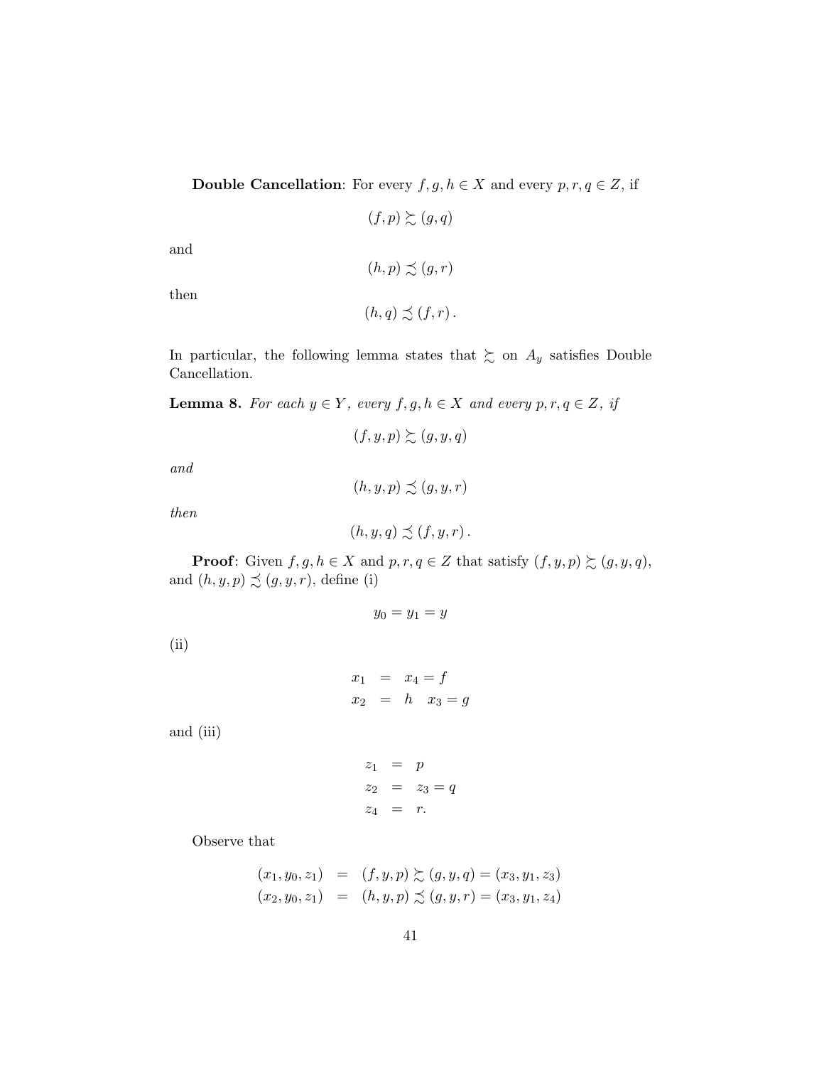**Double Cancellation**: For every $f, g, h \in X$ and every $p, r, q \in Z$, if

$$(f, p) \succsim (g, q)$$

and

$$(h, p) \precsim (g, r)$$

then

$$(h, q) \precsim (f, r) .$$

In particular, the following lemma states that $\succsim$ on $A_y$ satisfies Double Cancellation.

**Lemma 8.** *For each $y \in Y$, every $f, g, h \in X$ and every $p, r, q \in Z$, if*

$$(f, y, p) \succsim (g, y, q)$$

*and*

$$(h, y, p) \precsim (g, y, r)$$

*then*

$$(h, y, q) \precsim (f, y, r) .$$

**Proof**: Given $f, g, h \in X$ and $p, r, q \in Z$ that satisfy $(f, y, p) \succsim (g, y, q)$, and $(h, y, p) \precsim (g, y, r)$, define (i)

$$y_0 = y_1 = y$$

(ii)

$$\begin{aligned} x_1 &= x_4 = f \\ x_2 &= h \quad x_3 = g \end{aligned}$$

and (iii)

$$\begin{aligned} z_1 &= p \\ z_2 &= z_3 = q \\ z_4 &= r. \end{aligned}$$

Observe that

$$\begin{aligned} (x_1, y_0, z_1) &= (f, y, p) \succsim (g, y, q) = (x_3, y_1, z_3) \\ (x_2, y_0, z_1) &= (h, y, p) \precsim (g, y, r) = (x_3, y_1, z_4) \end{aligned}$$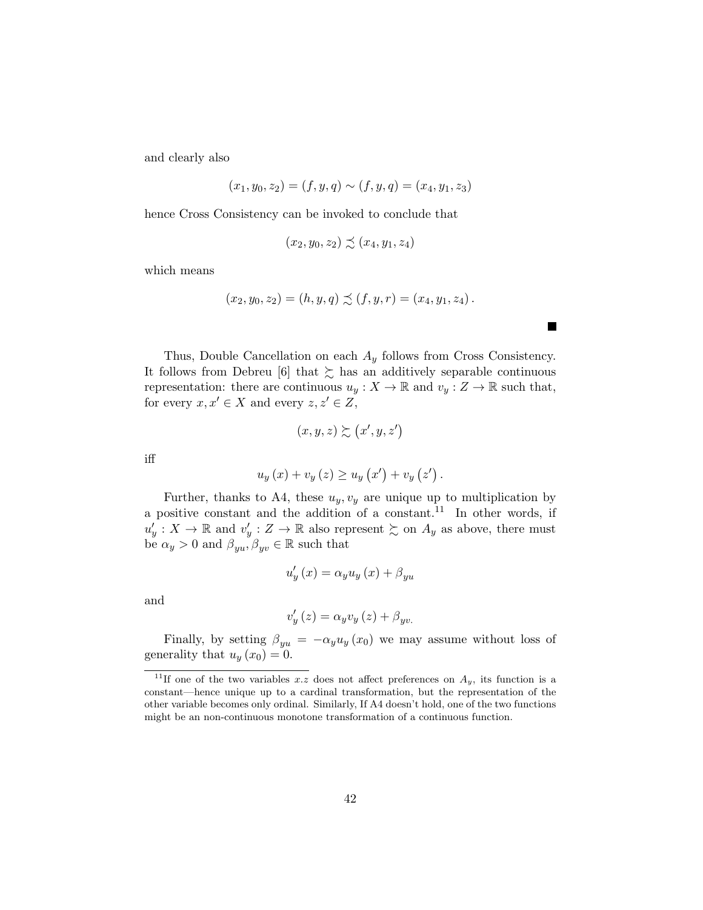and clearly also

$$(x_1, y_0, z_2) = (f, y, q) \sim (f, y, q) = (x_4, y_1, z_3)$$

hence Cross Consistency can be invoked to conclude that

$$(x_2, y_0, z_2) \precsim (x_4, y_1, z_4)$$

which means

$$(x_2, y_0, z_2) = (h, y, q) \precsim (f, y, r) = (x_4, y_1, z_4).$$

■

Thus, Double Cancellation on each $A_y$ follows from Cross Consistency. It follows from Debreu [6] that $\succsim$ has an additively separable continuous representation: there are continuous $u_y : X \to \mathbb{R}$ and $v_y : Z \to \mathbb{R}$ such that, for every $x, x' \in X$ and every $z, z' \in Z$,

$$(x, y, z) \succsim (x', y, z')$$

iff

$$u_y(x) + v_y(z) \geq u_y(x') + v_y(z').$$

Further, thanks to A4, these $u_y, v_y$ are unique up to multiplication by a positive constant and the addition of a constant.[11] In other words, if $u'_y : X \to \mathbb{R}$ and $v'_y : Z \to \mathbb{R}$ also represent $\succsim$ on $A_y$ as above, there must be $\alpha_y > 0$ and $\beta_{yu}, \beta_{yv} \in \mathbb{R}$ such that

$$u'_y(x) = \alpha_y u_y(x) + \beta_{yu}$$

and

$$v'_y(z) = \alpha_y v_y(z) + \beta_{yv.}$$

Finally, by setting $\beta_{yu} = -\alpha_y u_y(x_0)$ we may assume without loss of generality that $u_y(x_0) = 0$.

[11] If one of the two variables $x.z$ does not affect preferences on $A_y$, its function is a constant—hence unique up to a cardinal transformation, but the representation of the other variable becomes only ordinal. Similarly, If A4 doesn't hold, one of the two functions might be an non-continuous monotone transformation of a continuous function.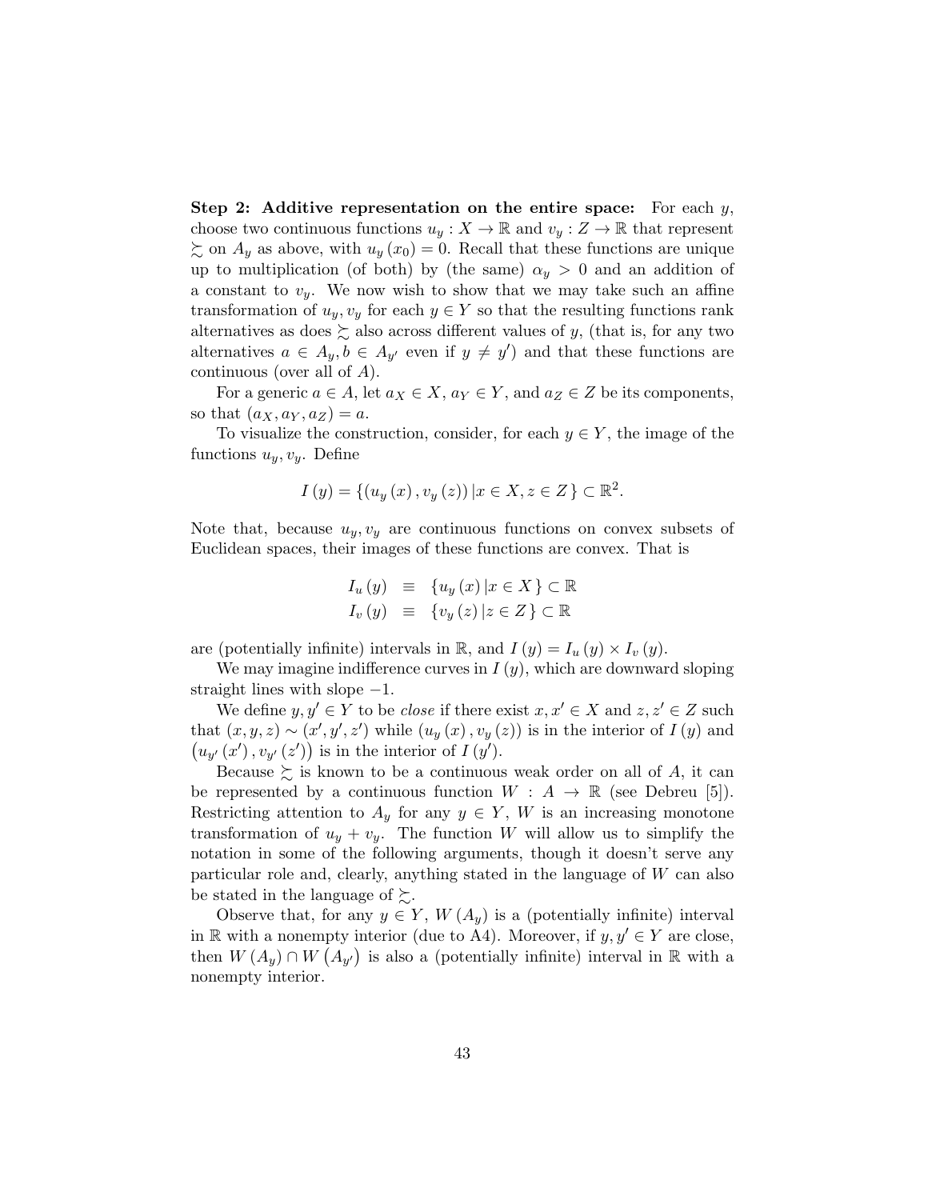**Step 2: Additive representation on the entire space:** For each $y$, choose two continuous functions $u_y : X \to \mathbb{R}$ and $v_y : Z \to \mathbb{R}$ that represent $\succsim$ on $A_y$ as above, with $u_y(x_0) = 0$. Recall that these functions are unique up to multiplication (of both) by (the same) $\alpha_y > 0$ and an addition of a constant to $v_y$. We now wish to show that we may take such an affine transformation of $u_y, v_y$ for each $y \in Y$ so that the resulting functions rank alternatives as does $\succsim$ also across different values of $y$, (that is, for any two alternatives $a \in A_y, b \in A_{y'}$ even if $y \neq y'$) and that these functions are continuous (over all of $A$).

For a generic $a \in A$, let $a_X \in X$, $a_Y \in Y$, and $a_Z \in Z$ be its components, so that $(a_X, a_Y, a_Z) = a$.

To visualize the construction, consider, for each $y \in Y$, the image of the functions $u_y, v_y$. Define

$$I(y) = \{(u_y(x), v_y(z)) \, | x \in X, z \in Z\} \subset \mathbb{R}^2.$$

Note that, because $u_y, v_y$ are continuous functions on convex subsets of Euclidean spaces, their images of these functions are convex. That is

$$\begin{aligned} I_u(y) &\equiv \{u_y(x) \, | x \in X\} \subset \mathbb{R} \\ I_v(y) &\equiv \{v_y(z) \, | z \in Z\} \subset \mathbb{R} \end{aligned}$$

are (potentially infinite) intervals in $\mathbb{R}$, and $I(y) = I_u(y) \times I_v(y)$.

We may imagine indifference curves in $I(y)$, which are downward sloping straight lines with slope $-1$.

We define $y, y' \in Y$ to be *close* if there exist $x, x' \in X$ and $z, z' \in Z$ such that $(x, y, z) \sim (x', y', z')$ while $(u_y(x), v_y(z))$ is in the interior of $I(y)$ and $(u_{y'}(x'), v_{y'}(z'))$ is in the interior of $I(y')$.

Because $\succsim$ is known to be a continuous weak order on all of $A$, it can be represented by a continuous function $W : A \to \mathbb{R}$ (see Debreu [5]). Restricting attention to $A_y$ for any $y \in Y$, $W$ is an increasing monotone transformation of $u_y + v_y$. The function $W$ will allow us to simplify the notation in some of the following arguments, though it doesn't serve any particular role and, clearly, anything stated in the language of $W$ can also be stated in the language of $\succsim$.

Observe that, for any $y \in Y$, $W(A_y)$ is a (potentially infinite) interval in $\mathbb{R}$ with a nonempty interior (due to A4). Moreover, if $y, y' \in Y$ are close, then $W(A_y) \cap W(A_{y'})$ is also a (potentially infinite) interval in $\mathbb{R}$ with a nonempty interior.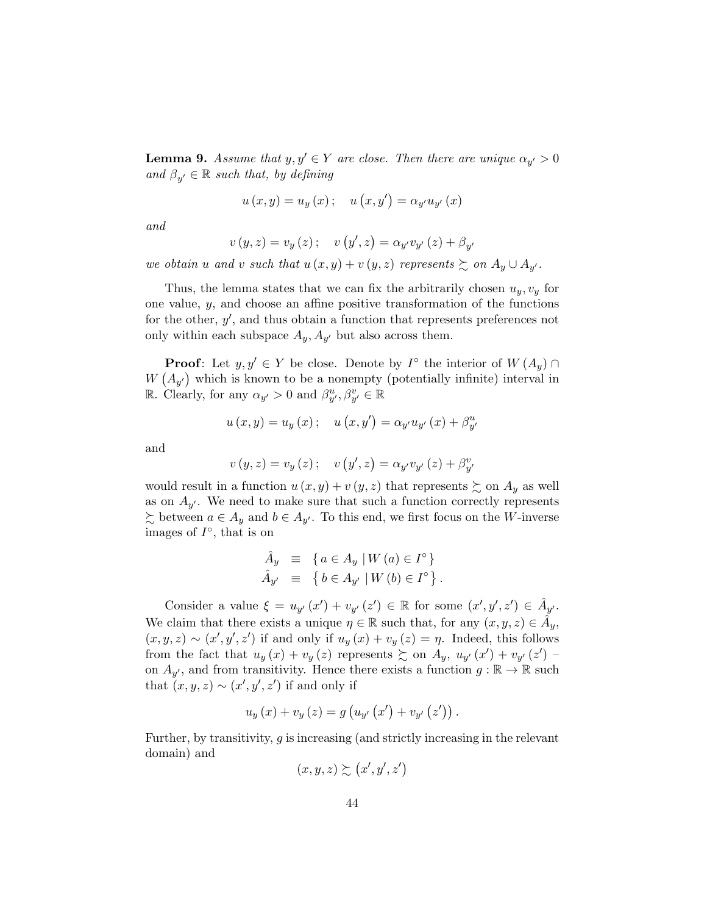**Lemma 9.** *Assume that $y, y' \in Y$ are close. Then there are unique $\alpha_{y'} > 0$ and $\beta_{y'} \in \mathbb{R}$ such that, by defining*

$$u(x,y) = u_y(x); \quad u(x,y') = \alpha_{y'} u_{y'}(x)$$

*and*

$$v(y,z) = v_y(z); \quad v(y',z) = \alpha_{y'} v_{y'}(z) + \beta_{y'}$$

*we obtain $u$ and $v$ such that $u(x,y) + v(y,z)$ represents $\succsim$ on $A_y \cup A_{y'}$.*

Thus, the lemma states that we can fix the arbitrarily chosen $u_y, v_y$ for one value, $y$, and choose an affine positive transformation of the functions for the other, $y'$, and thus obtain a function that represents preferences not only within each subspace $A_y, A_{y'}$ but also across them.

**Proof**: Let $y, y' \in Y$ be close. Denote by $I^\circ$ the interior of $W(A_y) \cap W(A_{y'})$ which is known to be a nonempty (potentially infinite) interval in $\mathbb{R}$. Clearly, for any $\alpha_{y'} > 0$ and $\beta^u_{y'}, \beta^v_{y'} \in \mathbb{R}$

$$u(x,y) = u_y(x); \quad u(x,y') = \alpha_{y'} u_{y'}(x) + \beta^u_{y'}$$

and

$$v(y,z) = v_y(z); \quad v(y',z) = \alpha_{y'} v_{y'}(z) + \beta^v_{y'}$$

would result in a function $u(x,y) + v(y,z)$ that represents $\succsim$ on $A_y$ as well as on $A_{y'}$. We need to make sure that such a function correctly represents $\succsim$ between $a \in A_y$ and $b \in A_{y'}$. To this end, we first focus on the $W$-inverse images of $I^\circ$, that is on

$$\begin{aligned} \hat{A}_y &\equiv \{ a \in A_y \mid W(a) \in I^\circ \} \\ \hat{A}_{y'} &\equiv \{ b \in A_{y'} \mid W(b) \in I^\circ \}. \end{aligned}$$

Consider a value $\xi = u_{y'}(x') + v_{y'}(z') \in \mathbb{R}$ for some $(x', y', z') \in \hat{A}_{y'}$. We claim that there exists a unique $\eta \in \mathbb{R}$ such that, for any $(x,y,z) \in \hat{A}_y$, $(x,y,z) \sim (x',y',z')$ if and only if $u_y(x) + v_y(z) = \eta$. Indeed, this follows from the fact that $u_y(x) + v_y(z)$ represents $\succsim$ on $A_y$, $u_{y'}(x') + v_{y'}(z')$ – on $A_{y'}$, and from transitivity. Hence there exists a function $g : \mathbb{R} \to \mathbb{R}$ such that $(x,y,z) \sim (x',y',z')$ if and only if

$$u_y(x) + v_y(z) = g\left(u_{y'}(x') + v_{y'}(z')\right).$$

Further, by transitivity, $g$ is increasing (and strictly increasing in the relevant domain) and

$$(x,y,z) \succsim (x',y',z')$$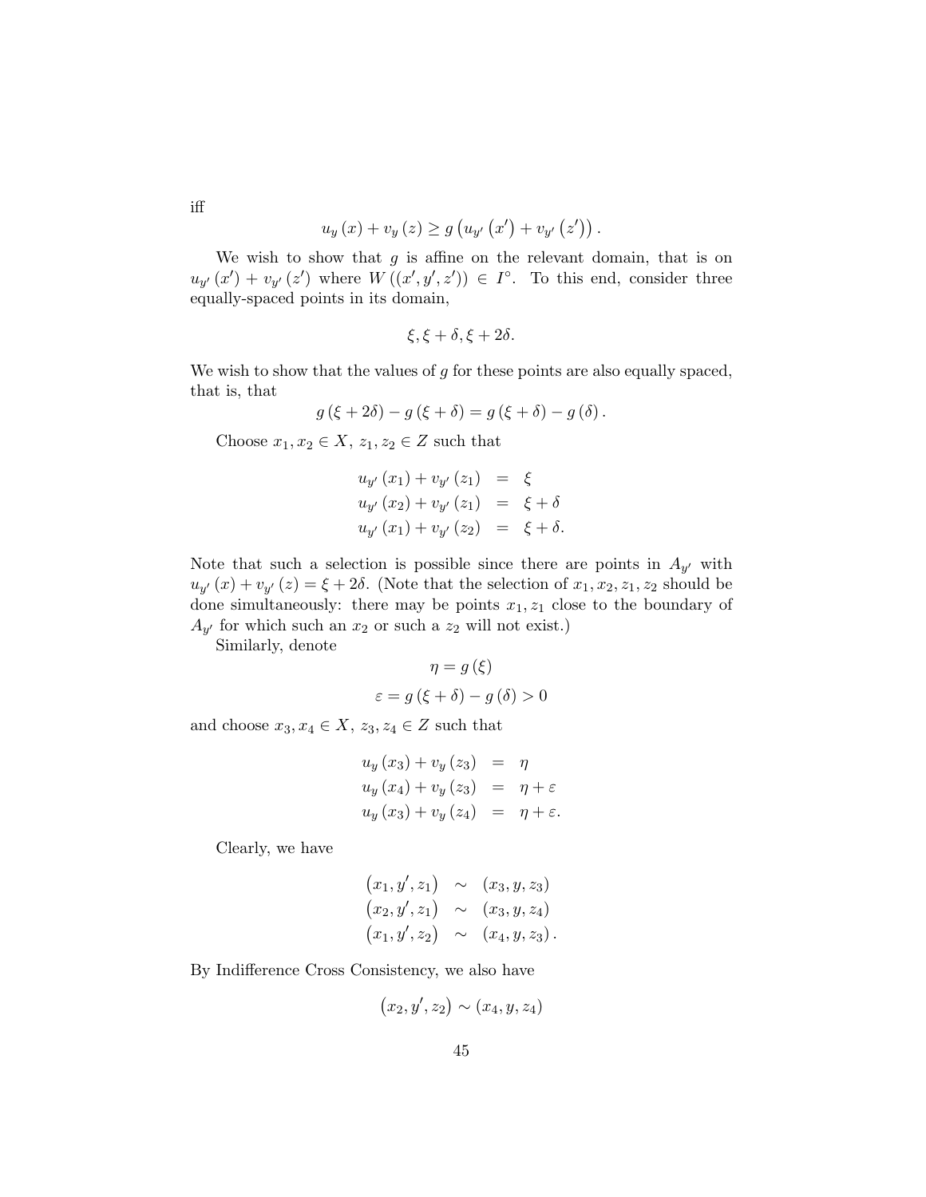iff

$$u_y(x) + v_y(z) \geq g\left(u_{y'}\left(x'\right) + v_{y'}\left(z'\right)\right).$$

We wish to show that $g$ is affine on the relevant domain, that is on $u_{y'}(x') + v_{y'}(z')$ where $W((x', y', z')) \in I^{\circ}$. To this end, consider three equally-spaced points in its domain,

$$\xi, \xi + \delta, \xi + 2\delta.$$

We wish to show that the values of $g$ for these points are also equally spaced, that is, that

$$g(\xi + 2\delta) - g(\xi + \delta) = g(\xi + \delta) - g(\delta).$$

Choose $x_1, x_2 \in X$, $z_1, z_2 \in Z$ such that

$$\begin{aligned}
u_{y'}(x_1) + v_{y'}(z_1) &= \xi \\
u_{y'}(x_2) + v_{y'}(z_1) &= \xi + \delta \\
u_{y'}(x_1) + v_{y'}(z_2) &= \xi + \delta.
\end{aligned}$$

Note that such a selection is possible since there are points in $A_{y'}$ with $u_{y'}(x) + v_{y'}(z) = \xi + 2\delta$. (Note that the selection of $x_1, x_2, z_1, z_2$ should be done simultaneously: there may be points $x_1, z_1$ close to the boundary of $A_{y'}$ for which such an $x_2$ or such a $z_2$ will not exist.)

Similarly, denote

$$\eta = g(\xi)$$

$$\varepsilon = g(\xi + \delta) - g(\delta) > 0$$

and choose $x_3, x_4 \in X$, $z_3, z_4 \in Z$ such that

$$\begin{aligned}
u_y(x_3) + v_y(z_3) &= \eta \\
u_y(x_4) + v_y(z_3) &= \eta + \varepsilon \\
u_y(x_3) + v_y(z_4) &= \eta + \varepsilon.
\end{aligned}$$

Clearly, we have

$$\begin{aligned}
(x_1, y', z_1) &\sim (x_3, y, z_3) \\
(x_2, y', z_1) &\sim (x_3, y, z_4) \\
(x_1, y', z_2) &\sim (x_4, y, z_3).
\end{aligned}$$

By Indifference Cross Consistency, we also have

$$(x_2, y', z_2) \sim (x_4, y, z_4)$$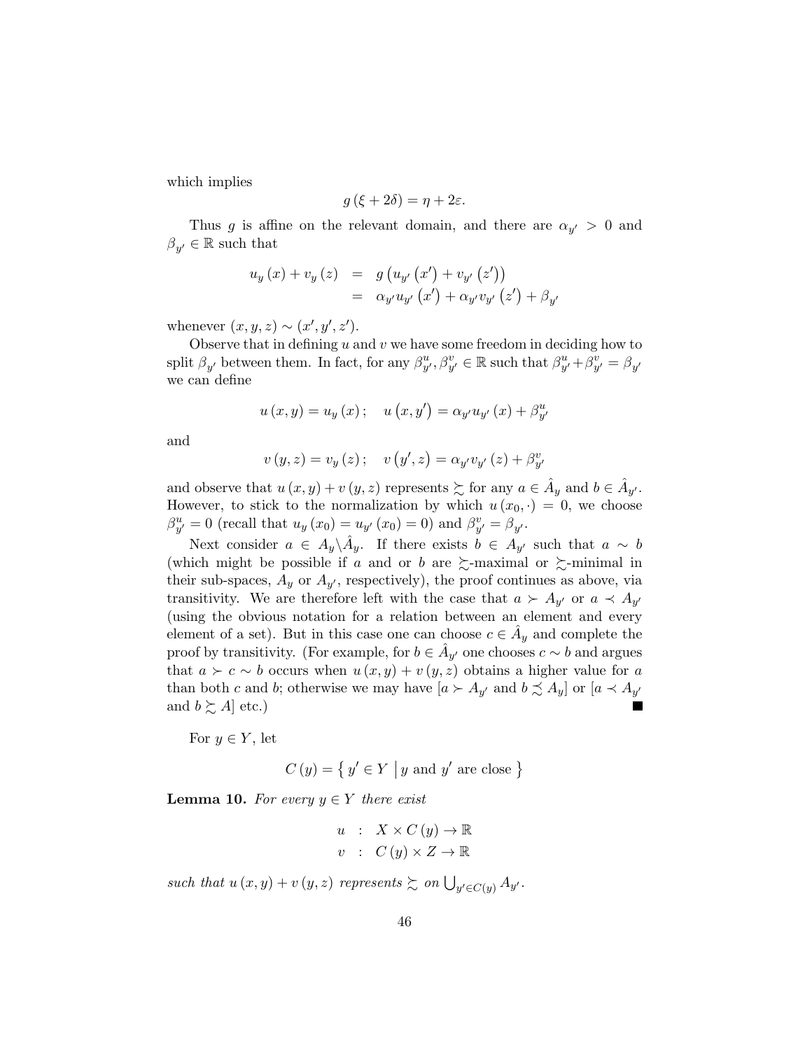which implies

$$g\left(\xi + 2\delta\right) = \eta + 2\varepsilon.$$

Thus $g$ is affine on the relevant domain, and there are $\alpha_{y'} > 0$ and $\beta_{y'} \in \mathbb{R}$ such that

$$\begin{aligned} u_y\left(x\right) + v_y\left(z\right) &= g\left(u_{y'}\left(x'\right) + v_{y'}\left(z'\right)\right) \\ &= \alpha_{y'} u_{y'}\left(x'\right) + \alpha_{y'} v_{y'}\left(z'\right) + \beta_{y'} \end{aligned}$$

whenever $(x, y, z) \sim (x', y', z')$.

Observe that in defining $u$ and $v$ we have some freedom in deciding how to split $\beta_{y'}$ between them. In fact, for any $\beta^u_{y'}, \beta^v_{y'} \in \mathbb{R}$ such that $\beta^u_{y'} + \beta^v_{y'} = \beta_{y'}$ we can define

$$u\left(x, y\right) = u_y\left(x\right); \quad u\left(x, y'\right) = \alpha_{y'} u_{y'}\left(x\right) + \beta^u_{y'}$$

and

$$v\left(y, z\right) = v_y\left(z\right); \quad v\left(y', z\right) = \alpha_{y'} v_{y'}\left(z\right) + \beta^v_{y'}$$

and observe that $u\left(x, y\right) + v\left(y, z\right)$ represents $\succsim$ for any $a \in \hat{A}_y$ and $b \in \hat{A}_{y'}$. However, to stick to the normalization by which $u\left(x_0, \cdot\right) = 0$, we choose $\beta^u_{y'} = 0$ (recall that $u_y\left(x_0\right) = u_{y'}\left(x_0\right) = 0$) and $\beta^v_{y'} = \beta_{y'}$.

Next consider $a \in A_y \backslash \hat{A}_y$. If there exists $b \in A_{y'}$ such that $a \sim b$ (which might be possible if $a$ and or $b$ are $\succsim$-maximal or $\succsim$-minimal in their sub-spaces, $A_y$ or $A_{y'}$, respectively), the proof continues as above, via transitivity. We are therefore left with the case that $a \succ A_{y'}$ or $a \prec A_{y'}$ (using the obvious notation for a relation between an element and every element of a set). But in this case one can choose $c \in \hat{A}_y$ and complete the proof by transitivity. (For example, for $b \in \hat{A}_{y'}$ one chooses $c \sim b$ and argues that $a \succ c \sim b$ occurs when $u\left(x, y\right) + v\left(y, z\right)$ obtains a higher value for $a$ than both $c$ and $b$; otherwise we may have $[a \succ A_{y'}$ and $b \precsim A_y]$ or $[a \prec A_{y'}$ and $b \succsim A]$ etc.) ■

For $y \in Y$, let

$$C\left(y\right) = \left\{\, y' \in Y \;\middle|\; y \text{ and } y' \text{ are close} \,\right\}$$

**Lemma 10.** *For every $y \in Y$ there exist*

$$\begin{aligned} u &: X \times C\left(y\right) \to \mathbb{R} \\ v &: C\left(y\right) \times Z \to \mathbb{R} \end{aligned}$$

*such that $u\left(x, y\right) + v\left(y, z\right)$ represents $\succsim$ on $\bigcup_{y' \in C(y)} A_{y'}$.*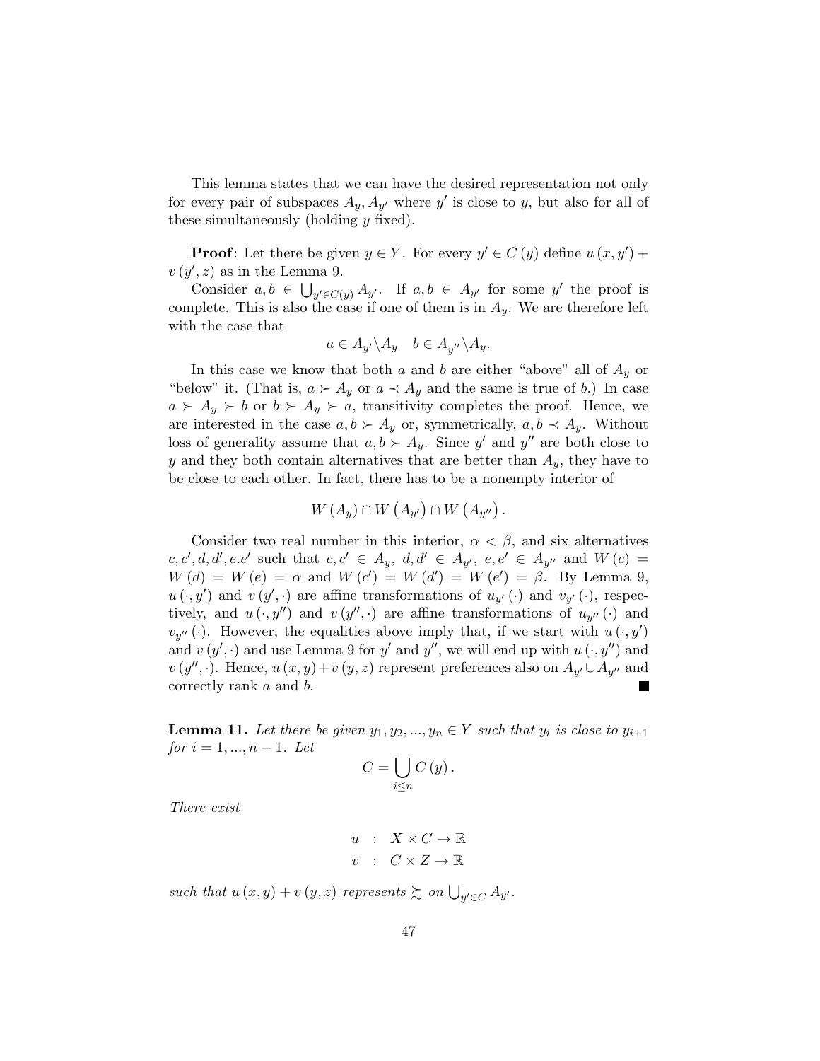This lemma states that we can have the desired representation not only for every pair of subspaces $A_y, A_{y'}$ where $y'$ is close to $y$, but also for all of these simultaneously (holding $y$ fixed).

**Proof**: Let there be given $y \in Y$. For every $y' \in C(y)$ define $u(x, y') + v(y', z)$ as in the Lemma 9.

Consider $a, b \in \bigcup_{y' \in C(y)} A_{y'}$. If $a, b \in A_{y'}$ for some $y'$ the proof is complete. This is also the case if one of them is in $A_y$. We are therefore left with the case that

$$a \in A_{y'} \backslash A_y \quad b \in A_{y''} \backslash A_y.$$

In this case we know that both $a$ and $b$ are either "above" all of $A_y$ or "below" it. (That is, $a \succ A_y$ or $a \prec A_y$ and the same is true of $b$.) In case $a \succ A_y \succ b$ or $b \succ A_y \succ a$, transitivity completes the proof. Hence, we are interested in the case $a, b \succ A_y$ or, symmetrically, $a, b \prec A_y$. Without loss of generality assume that $a, b \succ A_y$. Since $y'$ and $y''$ are both close to $y$ and they both contain alternatives that are better than $A_y$, they have to be close to each other. In fact, there has to be a nonempty interior of

$$W(A_y) \cap W(A_{y'}) \cap W(A_{y''}).$$

Consider two real number in this interior, $\alpha < \beta$, and six alternatives $c, c', d, d', e.e'$ such that $c, c' \in A_y$, $d, d' \in A_{y'}$, $e, e' \in A_{y''}$ and $W(c) = W(d) = W(e) = \alpha$ and $W(c') = W(d') = W(e') = \beta$. By Lemma 9, $u(\cdot, y')$ and $v(y', \cdot)$ are affine transformations of $u_{y'}(\cdot)$ and $v_{y'}(\cdot)$, respectively, and $u(\cdot, y'')$ and $v(y'', \cdot)$ are affine transformations of $u_{y''}(\cdot)$ and $v_{y''}(\cdot)$. However, the equalities above imply that, if we start with $u(\cdot, y')$ and $v(y', \cdot)$ and use Lemma 9 for $y'$ and $y''$, we will end up with $u(\cdot, y'')$ and $v(y'', \cdot)$. Hence, $u(x, y) + v(y, z)$ represent preferences also on $A_{y'} \cup A_{y''}$ and correctly rank $a$ and $b$. ■

**Lemma 11.** *Let there be given $y_1, y_2, ..., y_n \in Y$ such that $y_i$ is close to $y_{i+1}$ for $i = 1, ..., n-1$. Let*

$$C = \bigcup_{i \le n} C(y).$$

*There exist*

$$\begin{aligned} u &: X \times C \to \mathbb{R} \\ v &: C \times Z \to \mathbb{R} \end{aligned}$$

*such that $u(x, y) + v(y, z)$ represents $\succsim$ on $\bigcup_{y' \in C} A_{y'}$.*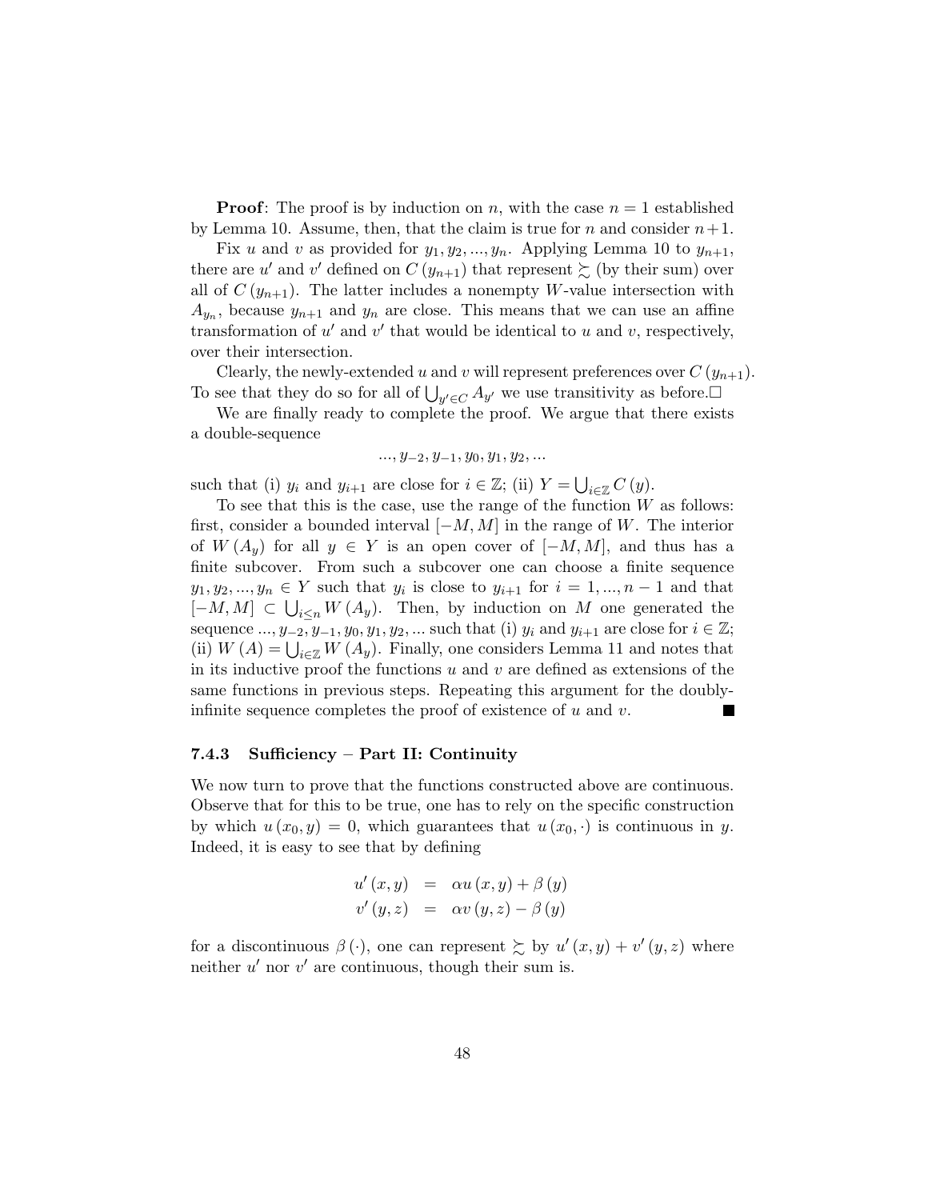**Proof**: The proof is by induction on $n$, with the case $n = 1$ established by Lemma 10. Assume, then, that the claim is true for $n$ and consider $n+1$.

Fix $u$ and $v$ as provided for $y_1, y_2, ..., y_n$. Applying Lemma 10 to $y_{n+1}$, there are $u'$ and $v'$ defined on $C(y_{n+1})$ that represent $\succsim$ (by their sum) over all of $C(y_{n+1})$. The latter includes a nonempty $W$-value intersection with $A_{y_n}$, because $y_{n+1}$ and $y_n$ are close. This means that we can use an affine transformation of $u'$ and $v'$ that would be identical to $u$ and $v$, respectively, over their intersection.

Clearly, the newly-extended $u$ and $v$ will represent preferences over $C(y_{n+1})$. To see that they do so for all of $\bigcup_{y' \in C} A_{y'}$ we use transitivity as before.$\square$

We are finally ready to complete the proof. We argue that there exists a double-sequence

$$..., y_{-2}, y_{-1}, y_0, y_1, y_2, ...$$

such that (i) $y_i$ and $y_{i+1}$ are close for $i \in \mathbb{Z}$; (ii) $Y = \bigcup_{i \in \mathbb{Z}} C(y)$.

To see that this is the case, use the range of the function $W$ as follows: first, consider a bounded interval $[-M, M]$ in the range of $W$. The interior of $W(A_y)$ for all $y \in Y$ is an open cover of $[-M, M]$, and thus has a finite subcover. From such a subcover one can choose a finite sequence $y_1, y_2, ..., y_n \in Y$ such that $y_i$ is close to $y_{i+1}$ for $i = 1, ..., n-1$ and that $[-M, M] \subset \bigcup_{i \leq n} W(A_y)$. Then, by induction on $M$ one generated the sequence $..., y_{-2}, y_{-1}, y_0, y_1, y_2, ...$ such that (i) $y_i$ and $y_{i+1}$ are close for $i \in \mathbb{Z}$; (ii) $W(A) = \bigcup_{i \in \mathbb{Z}} W(A_y)$. Finally, one considers Lemma 11 and notes that in its inductive proof the functions $u$ and $v$ are defined as extensions of the same functions in previous steps. Repeating this argument for the doubly-infinite sequence completes the proof of existence of $u$ and $v$. ■

### 7.4.3 Sufficiency – Part II: Continuity

We now turn to prove that the functions constructed above are continuous. Observe that for this to be true, one has to rely on the specific construction by which $u(x_0, y) = 0$, which guarantees that $u(x_0, \cdot)$ is continuous in $y$. Indeed, it is easy to see that by defining

$$\begin{aligned}
u'(x, y) &= \alpha u(x, y) + \beta(y) \\
v'(y, z) &= \alpha v(y, z) - \beta(y)
\end{aligned}$$

for a discontinuous $\beta(\cdot)$, one can represent $\succsim$ by $u'(x, y) + v'(y, z)$ where neither $u'$ nor $v'$ are continuous, though their sum is.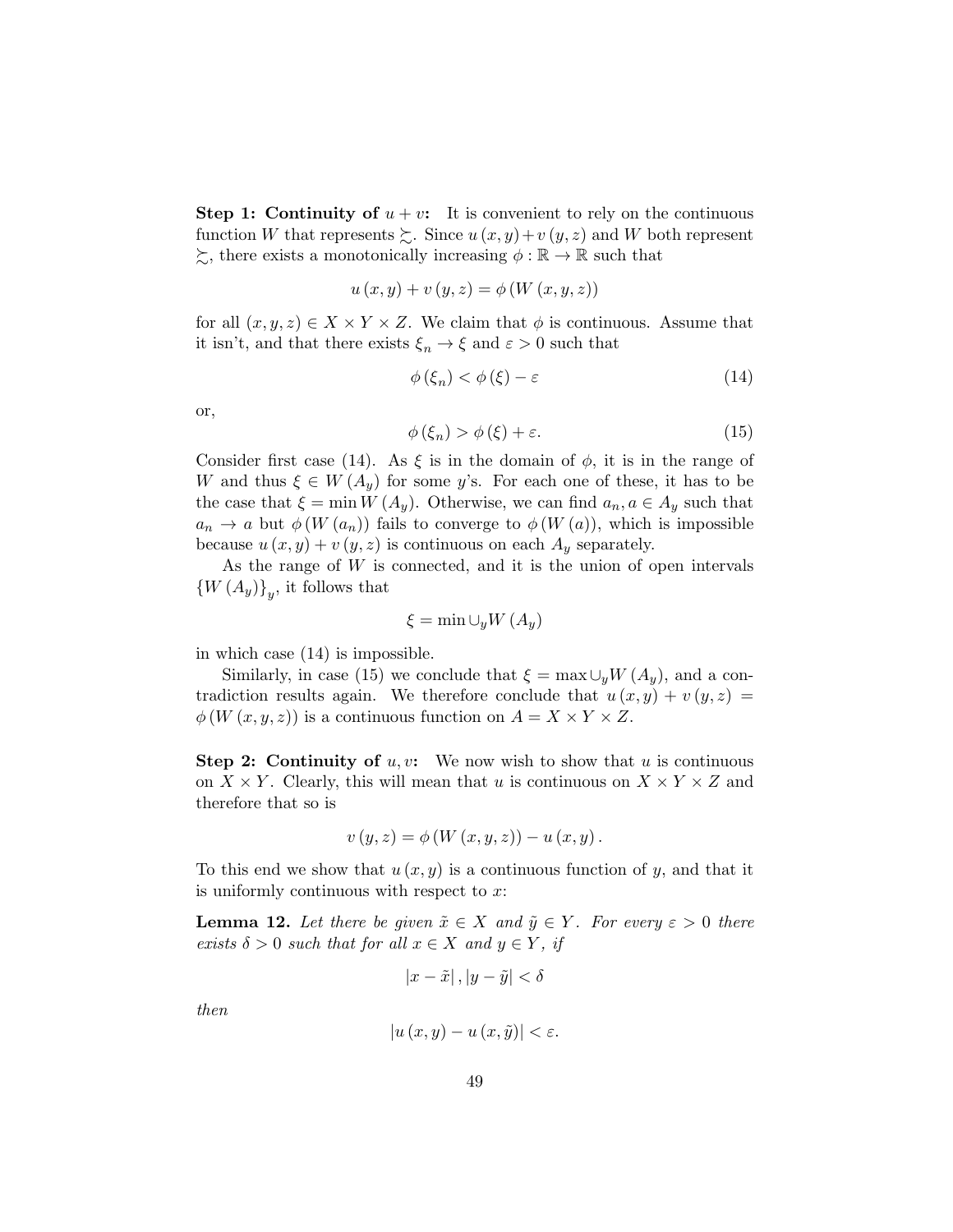**Step 1: Continuity of $u+v$:** It is convenient to rely on the continuous function $W$ that represents $\succsim$. Since $u(x,y)+v(y,z)$ and $W$ both represent $\succsim$, there exists a monotonically increasing $\phi : \mathbb{R} \to \mathbb{R}$ such that

$$u(x,y) + v(y,z) = \phi(W(x,y,z))$$

for all $(x,y,z) \in X \times Y \times Z$. We claim that $\phi$ is continuous. Assume that it isn't, and that there exists $\xi_n \to \xi$ and $\varepsilon > 0$ such that

$$\phi(\xi_n) < \phi(\xi) - \varepsilon \tag{14}$$

or,

$$\phi(\xi_n) > \phi(\xi) + \varepsilon. \tag{15}$$

Consider first case (14). As $\xi$ is in the domain of $\phi$, it is in the range of $W$ and thus $\xi \in W(A_y)$ for some $y$'s. For each one of these, it has to be the case that $\xi = \min W(A_y)$. Otherwise, we can find $a_n, a \in A_y$ such that $a_n \to a$ but $\phi(W(a_n))$ fails to converge to $\phi(W(a))$, which is impossible because $u(x,y)+v(y,z)$ is continuous on each $A_y$ separately.

As the range of $W$ is connected, and it is the union of open intervals $\{W(A_y)\}_y$, it follows that

$$\xi = \min \cup_y W(A_y)$$

in which case (14) is impossible.

Similarly, in case (15) we conclude that $\xi = \max \cup_y W(A_y)$, and a contradiction results again. We therefore conclude that $u(x,y) + v(y,z) = \phi(W(x,y,z))$ is a continuous function on $A = X \times Y \times Z$.

**Step 2: Continuity of $u, v$:** We now wish to show that $u$ is continuous on $X \times Y$. Clearly, this will mean that $u$ is continuous on $X \times Y \times Z$ and therefore that so is

$$v(y,z) = \phi(W(x,y,z)) - u(x,y).$$

To this end we show that $u(x,y)$ is a continuous function of $y$, and that it is uniformly continuous with respect to $x$:

**Lemma 12.** *Let there be given $\tilde{x} \in X$ and $\tilde{y} \in Y$. For every $\varepsilon > 0$ there exists $\delta > 0$ such that for all $x \in X$ and $y \in Y$, if*

$$|x - \tilde{x}|, |y - \tilde{y}| < \delta$$

*then*

$$|u(x,y) - u(x,\tilde{y})| < \varepsilon.$$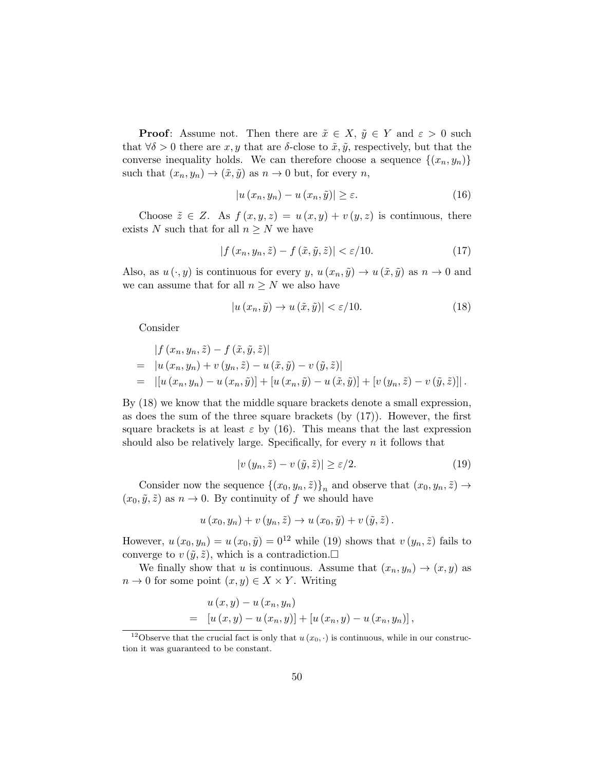**Proof**: Assume not. Then there are $\tilde{x} \in X$, $\tilde{y} \in Y$ and $\varepsilon > 0$ such that $\forall \delta > 0$ there are $x, y$ that are $\delta$-close to $\tilde{x}, \tilde{y}$, respectively, but that the converse inequality holds. We can therefore choose a sequence $\{(x_n, y_n)\}$ such that $(x_n, y_n) \to (\tilde{x}, \tilde{y})$ as $n \to 0$ but, for every $n$,

$$|u(x_n, y_n) - u(x_n, \tilde{y})| \geq \varepsilon. \tag{16}$$

Choose $\tilde{z} \in Z$. As $f(x, y, z) = u(x, y) + v(y, z)$ is continuous, there exists $N$ such that for all $n \geq N$ we have

$$|f(x_n, y_n, \tilde{z}) - f(\tilde{x}, \tilde{y}, \tilde{z})| < \varepsilon/10. \tag{17}$$

Also, as $u(\cdot, y)$ is continuous for every $y$, $u(x_n, \tilde{y}) \to u(\tilde{x}, \tilde{y})$ as $n \to 0$ and we can assume that for all $n \geq N$ we also have

$$|u(x_n, \tilde{y}) \to u(\tilde{x}, \tilde{y})| < \varepsilon/10. \tag{18}$$

Consider

$$\begin{aligned}
& |f(x_n, y_n, \tilde{z}) - f(\tilde{x}, \tilde{y}, \tilde{z})| \\
= \; & |u(x_n, y_n) + v(y_n, \tilde{z}) - u(\tilde{x}, \tilde{y}) - v(\tilde{y}, \tilde{z})| \\
= \; & |[u(x_n, y_n) - u(x_n, \tilde{y})] + [u(x_n, \tilde{y}) - u(\tilde{x}, \tilde{y})] + [v(y_n, \tilde{z}) - v(\tilde{y}, \tilde{z})]|.
\end{aligned}$$

By (18) we know that the middle square brackets denote a small expression, as does the sum of the three square brackets (by (17)). However, the first square brackets is at least $\varepsilon$ by (16). This means that the last expression should also be relatively large. Specifically, for every $n$ it follows that

$$|v(y_n, \tilde{z}) - v(\tilde{y}, \tilde{z})| \geq \varepsilon/2. \tag{19}$$

Consider now the sequence $\{(x_0, y_n, \tilde{z})\}_n$ and observe that $(x_0, y_n, \tilde{z}) \to (x_0, \tilde{y}, \tilde{z})$ as $n \to 0$. By continuity of $f$ we should have

$$u(x_0, y_n) + v(y_n, \tilde{z}) \to u(x_0, \tilde{y}) + v(\tilde{y}, \tilde{z}).$$

However, $u(x_0, y_n) = u(x_0, \tilde{y}) = 0$[12] while (19) shows that $v(y_n, \tilde{z})$ fails to converge to $v(\tilde{y}, \tilde{z})$, which is a contradiction.□

We finally show that $u$ is continuous. Assume that $(x_n, y_n) \to (x, y)$ as $n \to 0$ for some point $(x, y) \in X \times Y$. Writing

$$\begin{aligned}
& u(x, y) - u(x_n, y_n) \\
= \; & [u(x, y) - u(x_n, y)] + [u(x_n, y) - u(x_n, y_n)],
\end{aligned}$$

[12] Observe that the crucial fact is only that $u(x_0, \cdot)$ is continuous, while in our construction it was guaranteed to be constant.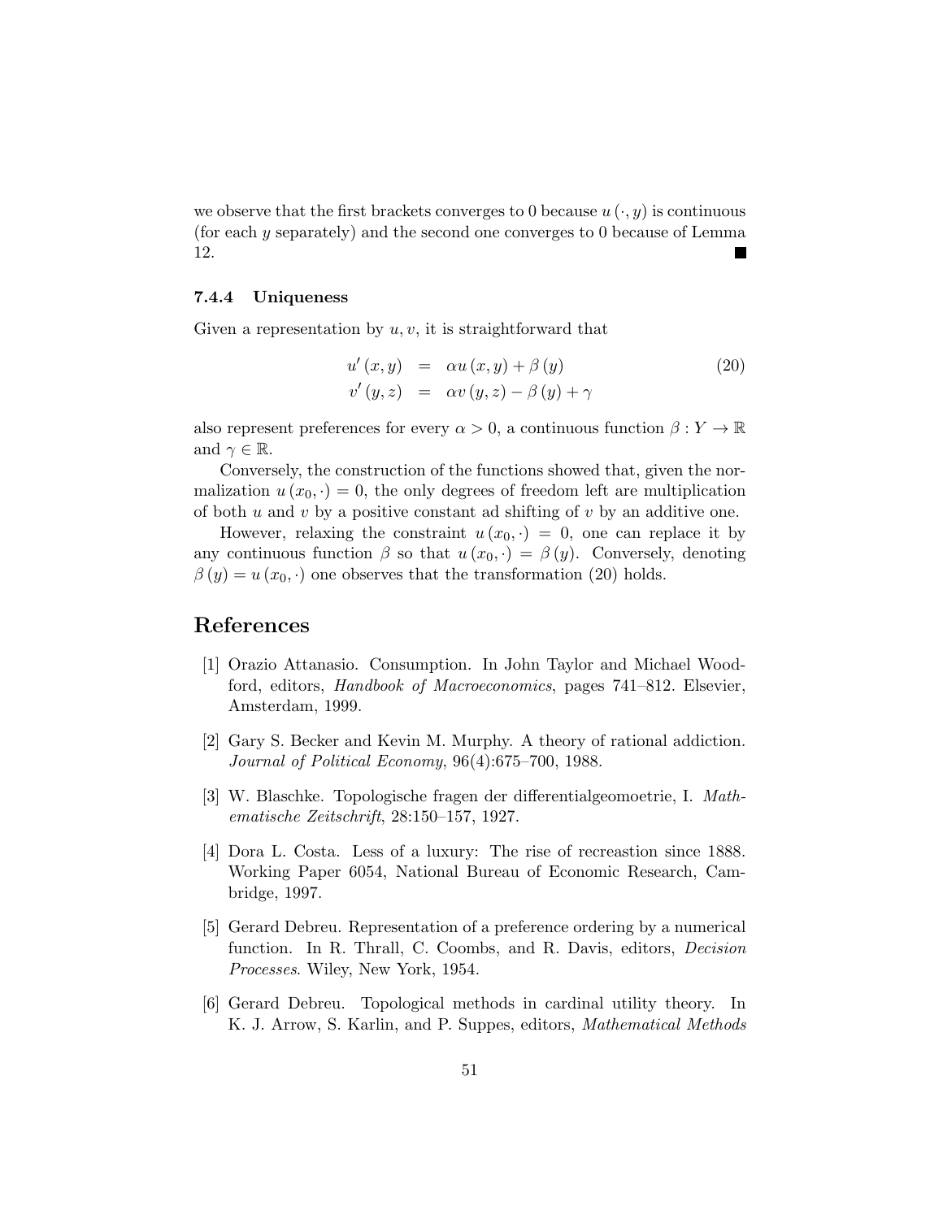we observe that the first brackets converges to 0 because $u(\cdot, y)$ is continuous (for each $y$ separately) and the second one converges to 0 because of Lemma 12. ■

#### 7.4.4 Uniqueness

Given a representation by $u, v$, it is straightforward that

$$
\begin{aligned}
u'(x,y) &= \alpha u(x,y) + \beta(y) \\
v'(y,z) &= \alpha v(y,z) - \beta(y) + \gamma
\end{aligned}
\tag{20}
$$

also represent preferences for every $\alpha > 0$, a continuous function $\beta : Y \to \mathbb{R}$ and $\gamma \in \mathbb{R}$.

Conversely, the construction of the functions showed that, given the normalization $u(x_0, \cdot) = 0$, the only degrees of freedom left are multiplication of both $u$ and $v$ by a positive constant ad shifting of $v$ by an additive one.

However, relaxing the constraint $u(x_0, \cdot) = 0$, one can replace it by any continuous function $\beta$ so that $u(x_0, \cdot) = \beta(y)$. Conversely, denoting $\beta(y) = u(x_0, \cdot)$ one observes that the transformation (20) holds.

## References

[1] Orazio Attanasio. Consumption. In John Taylor and Michael Woodford, editors, *Handbook of Macroeconomics*, pages 741–812. Elsevier, Amsterdam, 1999.

[2] Gary S. Becker and Kevin M. Murphy. A theory of rational addiction. *Journal of Political Economy*, 96(4):675–700, 1988.

[3] W. Blaschke. Topologische fragen der differentialgeomoetrie, I. *Mathematische Zeitschrift*, 28:150–157, 1927.

[4] Dora L. Costa. Less of a luxury: The rise of recreastion since 1888. Working Paper 6054, National Bureau of Economic Research, Cambridge, 1997.

[5] Gerard Debreu. Representation of a preference ordering by a numerical function. In R. Thrall, C. Coombs, and R. Davis, editors, *Decision Processes*. Wiley, New York, 1954.

[6] Gerard Debreu. Topological methods in cardinal utility theory. In K. J. Arrow, S. Karlin, and P. Suppes, editors, *Mathematical Methods*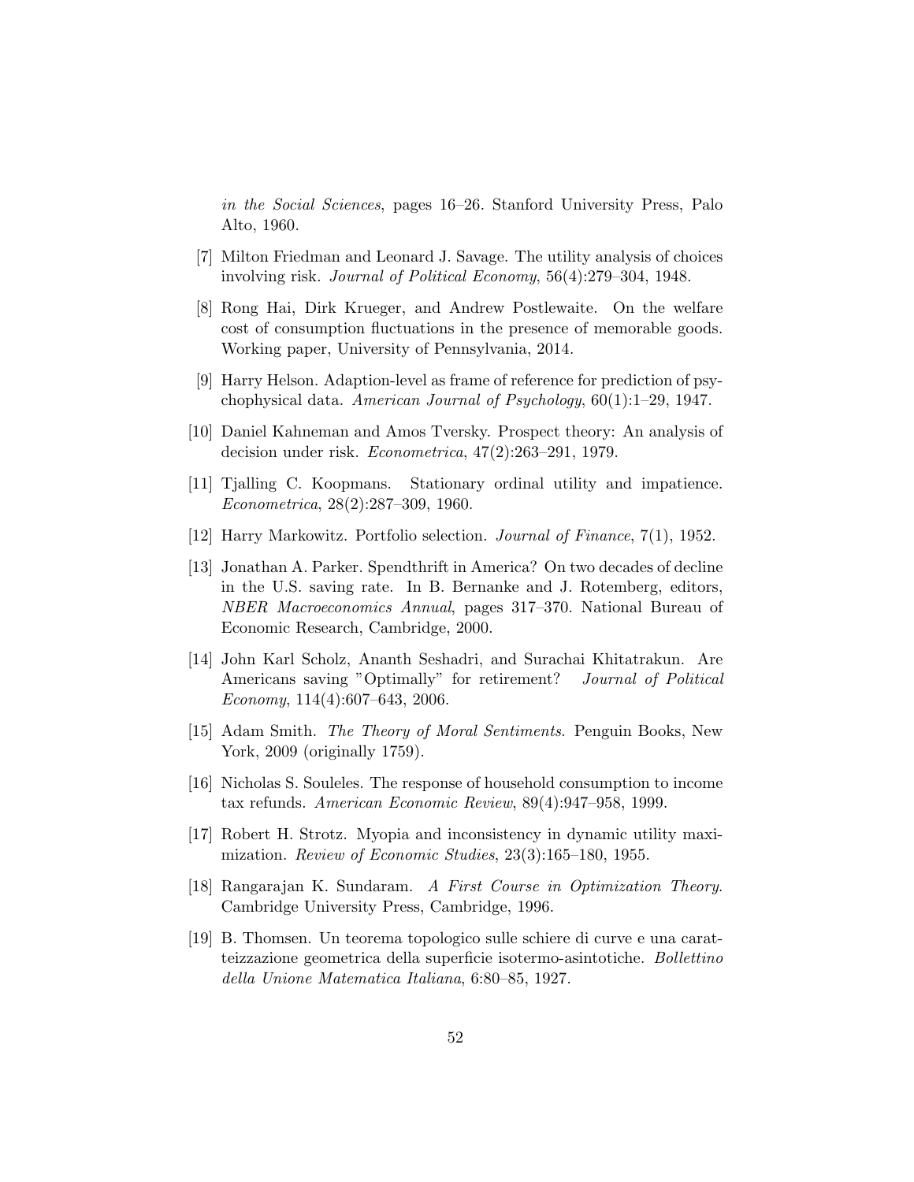*in the Social Sciences*, pages 16–26. Stanford University Press, Palo Alto, 1960.

[7] Milton Friedman and Leonard J. Savage. The utility analysis of choices involving risk. *Journal of Political Economy*, 56(4):279–304, 1948.

[8] Rong Hai, Dirk Krueger, and Andrew Postlewaite. On the welfare cost of consumption fluctuations in the presence of memorable goods. Working paper, University of Pennsylvania, 2014.

[9] Harry Helson. Adaption-level as frame of reference for prediction of psychophysical data. *American Journal of Psychology*, 60(1):1–29, 1947.

[10] Daniel Kahneman and Amos Tversky. Prospect theory: An analysis of decision under risk. *Econometrica*, 47(2):263–291, 1979.

[11] Tjalling C. Koopmans. Stationary ordinal utility and impatience. *Econometrica*, 28(2):287–309, 1960.

[12] Harry Markowitz. Portfolio selection. *Journal of Finance*, 7(1), 1952.

[13] Jonathan A. Parker. Spendthrift in America? On two decades of decline in the U.S. saving rate. In B. Bernanke and J. Rotemberg, editors, *NBER Macroeconomics Annual*, pages 317–370. National Bureau of Economic Research, Cambridge, 2000.

[14] John Karl Scholz, Ananth Seshadri, and Surachai Khitatrakun. Are Americans saving "Optimally" for retirement? *Journal of Political Economy*, 114(4):607–643, 2006.

[15] Adam Smith. *The Theory of Moral Sentiments*. Penguin Books, New York, 2009 (originally 1759).

[16] Nicholas S. Souleles. The response of household consumption to income tax refunds. *American Economic Review*, 89(4):947–958, 1999.

[17] Robert H. Strotz. Myopia and inconsistency in dynamic utility maximization. *Review of Economic Studies*, 23(3):165–180, 1955.

[18] Rangarajan K. Sundaram. *A First Course in Optimization Theory*. Cambridge University Press, Cambridge, 1996.

[19] B. Thomsen. Un teorema topologico sulle schiere di curve e una carateizzazione geometrica della superficie isotermo-asintotiche. *Bollettino della Unione Matematica Italiana*, 6:80–85, 1927.